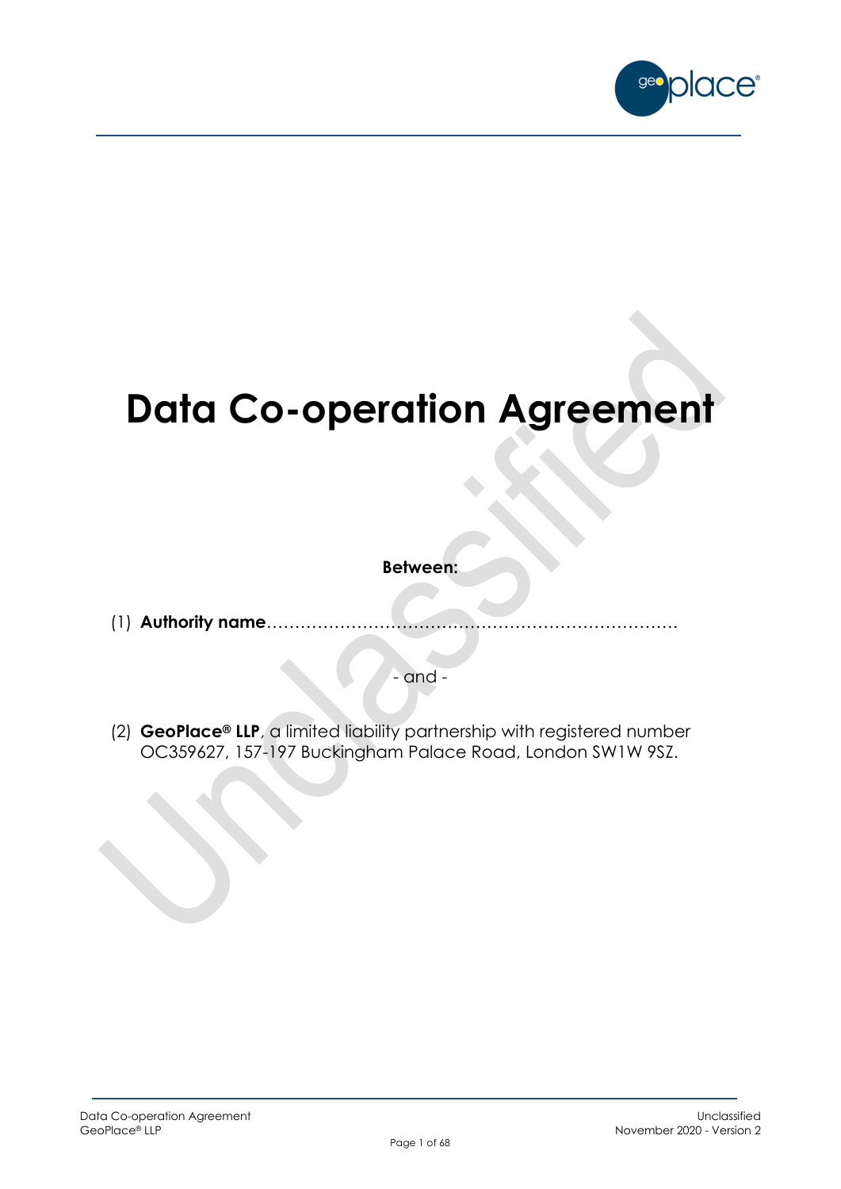# Data Co-operation Agreement

**Between:**

(1) **Authority name**……………………………………………………………….

- and -

(2) **GeoPlace® LLP**, a limited liability partnership with registered number OC359627, 157-197 Buckingham Palace Road, London SW1W 9SZ.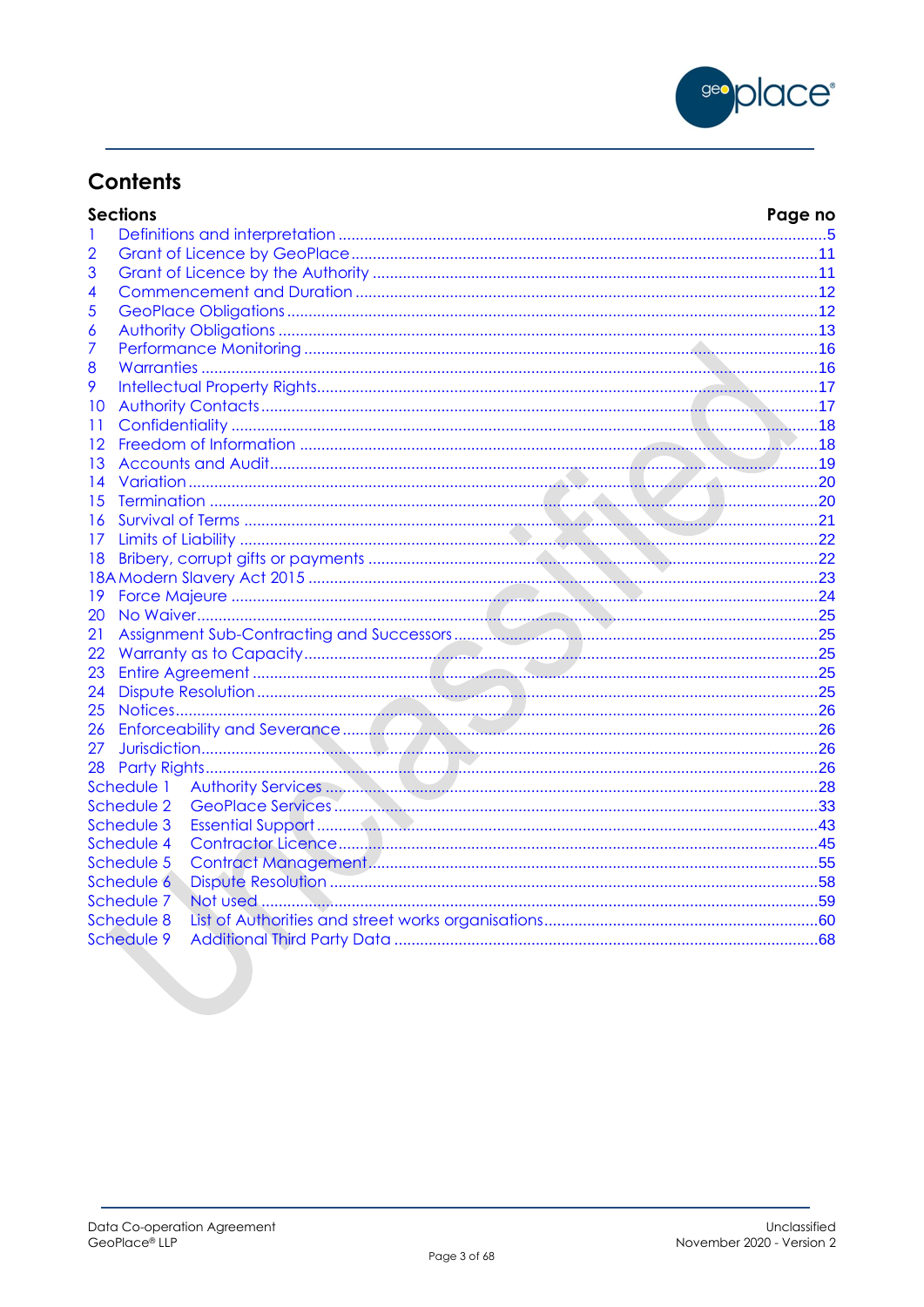# Contents

| Sections | | Page no |
|---|---|---|
| 1 | Definitions and interpretation | 5 |
| 2 | Grant of Licence by GeoPlace | 11 |
| 3 | Grant of Licence by the Authority | 11 |
| 4 | Commencement and Duration | 12 |
| 5 | GeoPlace Obligations | 12 |
| 6 | Authority Obligations | 13 |
| 7 | Performance Monitoring | 16 |
| 8 | Warranties | 16 |
| 9 | Intellectual Property Rights | 17 |
| 10 | Authority Contacts | 17 |
| 11 | Confidentiality | 18 |
| 12 | Freedom of Information | 18 |
| 13 | Accounts and Audit | 19 |
| 14 | Variation | 20 |
| 15 | Termination | 20 |
| 16 | Survival of Terms | 21 |
| 17 | Limits of Liability | 22 |
| 18 | Bribery, corrupt gifts or payments | 22 |
| 18A | Modern Slavery Act 2015 | 23 |
| 19 | Force Majeure | 24 |
| 20 | No Waiver | 25 |
| 21 | Assignment Sub-Contracting and Successors | 25 |
| 22 | Warranty as to Capacity | 25 |
| 23 | Entire Agreement | 25 |
| 24 | Dispute Resolution | 25 |
| 25 | Notices | 26 |
| 26 | Enforceability and Severance | 26 |
| 27 | Jurisdiction | 26 |
| 28 | Party Rights | 26 |
| Schedule 1 | Authority Services | 28 |
| Schedule 2 | GeoPlace Services | 33 |
| Schedule 3 | Essential Support | 43 |
| Schedule 4 | Contractor Licence | 45 |
| Schedule 5 | Contract Management | 55 |
| Schedule 6 | Dispute Resolution | 58 |
| Schedule 7 | Not used | 59 |
| Schedule 8 | List of Authorities and street works organisations | 60 |
| Schedule 9 | Additional Third Party Data | 68 |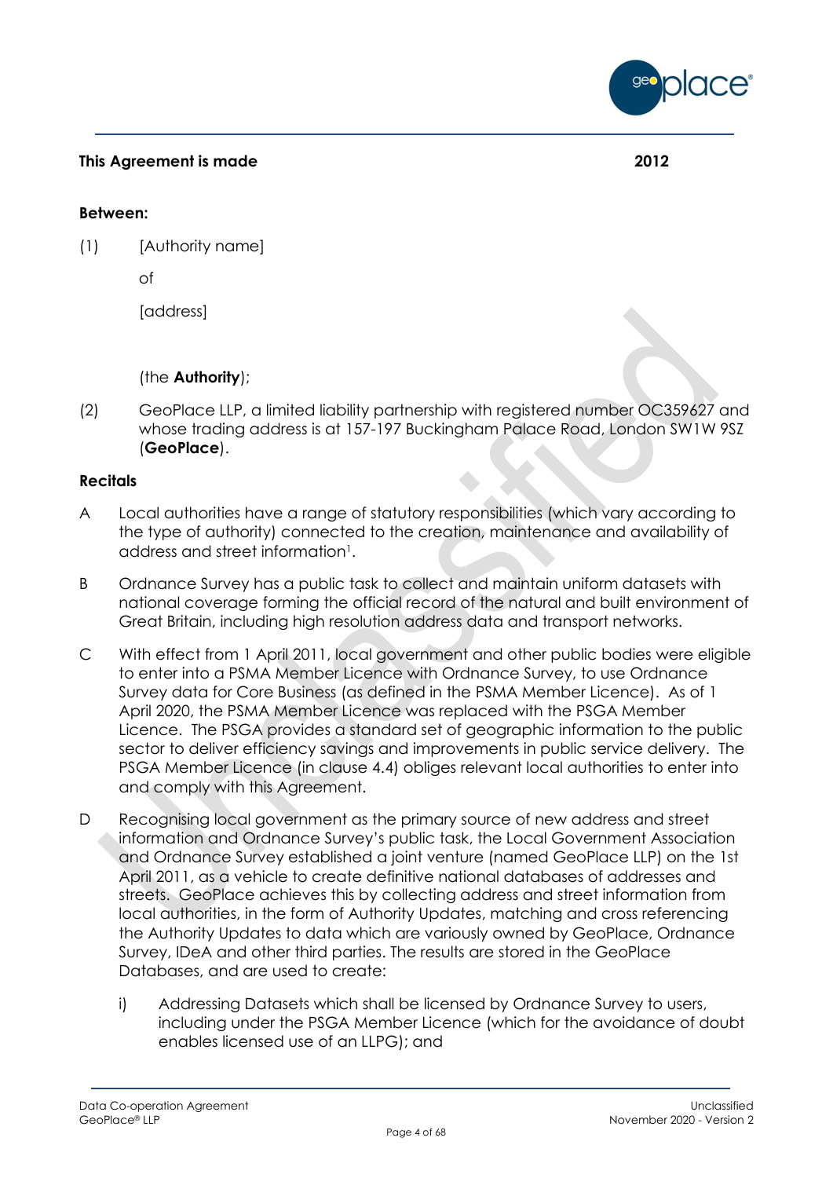**This Agreement is made** **2012**

**Between:**

(1) [Authority name]

of

[address]

(the **Authority**);

(2) GeoPlace LLP, a limited liability partnership with registered number OC359627 and whose trading address is at 157-197 Buckingham Palace Road, London SW1W 9SZ (**GeoPlace**).

**Recitals**

A Local authorities have a range of statutory responsibilities (which vary according to the type of authority) connected to the creation, maintenance and availability of address and street information[1].

B Ordnance Survey has a public task to collect and maintain uniform datasets with national coverage forming the official record of the natural and built environment of Great Britain, including high resolution address data and transport networks.

C With effect from 1 April 2011, local government and other public bodies were eligible to enter into a PSMA Member Licence with Ordnance Survey, to use Ordnance Survey data for Core Business (as defined in the PSMA Member Licence). As of 1 April 2020, the PSMA Member Licence was replaced with the PSGA Member Licence. The PSGA provides a standard set of geographic information to the public sector to deliver efficiency savings and improvements in public service delivery. The PSGA Member Licence (in clause 4.4) obliges relevant local authorities to enter into and comply with this Agreement.

D Recognising local government as the primary source of new address and street information and Ordnance Survey's public task, the Local Government Association and Ordnance Survey established a joint venture (named GeoPlace LLP) on the 1st April 2011, as a vehicle to create definitive national databases of addresses and streets. GeoPlace achieves this by collecting address and street information from local authorities, in the form of Authority Updates, matching and cross referencing the Authority Updates to data which are variously owned by GeoPlace, Ordnance Survey, IDeA and other third parties. The results are stored in the GeoPlace Databases, and are used to create:

i) Addressing Datasets which shall be licensed by Ordnance Survey to users, including under the PSGA Member Licence (which for the avoidance of doubt enables licensed use of an LLPG); and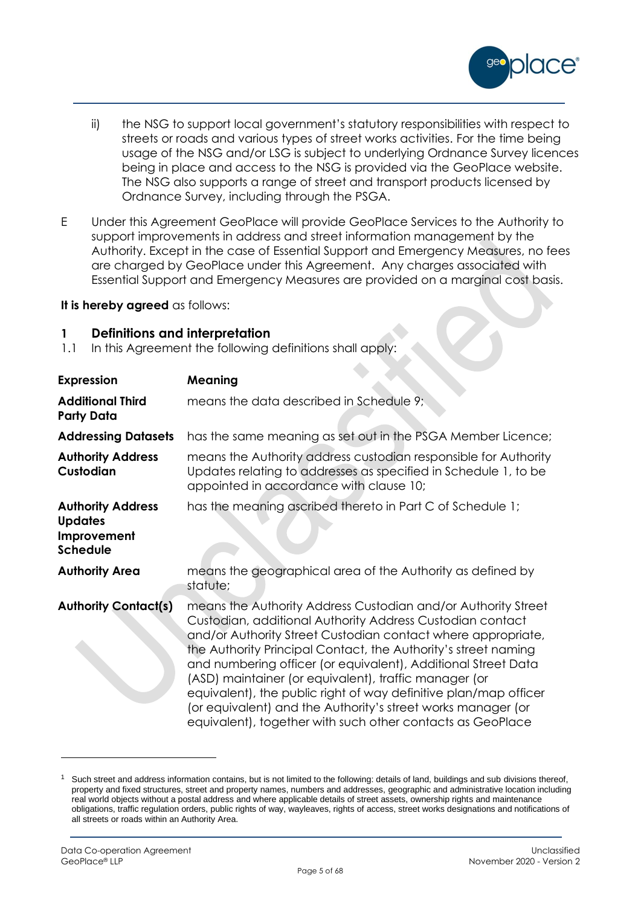ii) the NSG to support local government's statutory responsibilities with respect to streets or roads and various types of street works activities. For the time being usage of the NSG and/or LSG is subject to underlying Ordnance Survey licences being in place and access to the NSG is provided via the GeoPlace website. The NSG also supports a range of street and transport products licensed by Ordnance Survey, including through the PSGA.

E Under this Agreement GeoPlace will provide GeoPlace Services to the Authority to support improvements in address and street information management by the Authority. Except in the case of Essential Support and Emergency Measures, no fees are charged by GeoPlace under this Agreement. Any charges associated with Essential Support and Emergency Measures are provided on a marginal cost basis.

**It is hereby agreed** as follows:

## 1 Definitions and interpretation

1.1 In this Agreement the following definitions shall apply:

| Expression | Meaning |
| --- | --- |
| **Additional Third Party Data** | means the data described in Schedule 9; |
| **Addressing Datasets** | has the same meaning as set out in the PSGA Member Licence; |
| **Authority Address Custodian** | means the Authority address custodian responsible for Authority Updates relating to addresses as specified in Schedule 1, to be appointed in accordance with clause 10; |
| **Authority Address Updates Improvement Schedule** | has the meaning ascribed thereto in Part C of Schedule 1; |
| **Authority Area** | means the geographical area of the Authority as defined by statute; |
| **Authority Contact(s)** | means the Authority Address Custodian and/or Authority Street Custodian, additional Authority Address Custodian contact and/or Authority Street Custodian contact where appropriate, the Authority Principal Contact, the Authority's street naming and numbering officer (or equivalent), Additional Street Data (ASD) maintainer (or equivalent), traffic manager (or equivalent), the public right of way definitive plan/map officer (or equivalent) and the Authority's street works manager (or equivalent), together with such other contacts as GeoPlace |

[1] Such street and address information contains, but is not limited to the following: details of land, buildings and sub divisions thereof, property and fixed structures, street and property names, numbers and addresses, geographic and administrative location including real world objects without a postal address and where applicable details of street assets, ownership rights and maintenance obligations, traffic regulation orders, public rights of way, wayleaves, rights of access, street works designations and notifications of all streets or roads within an Authority Area.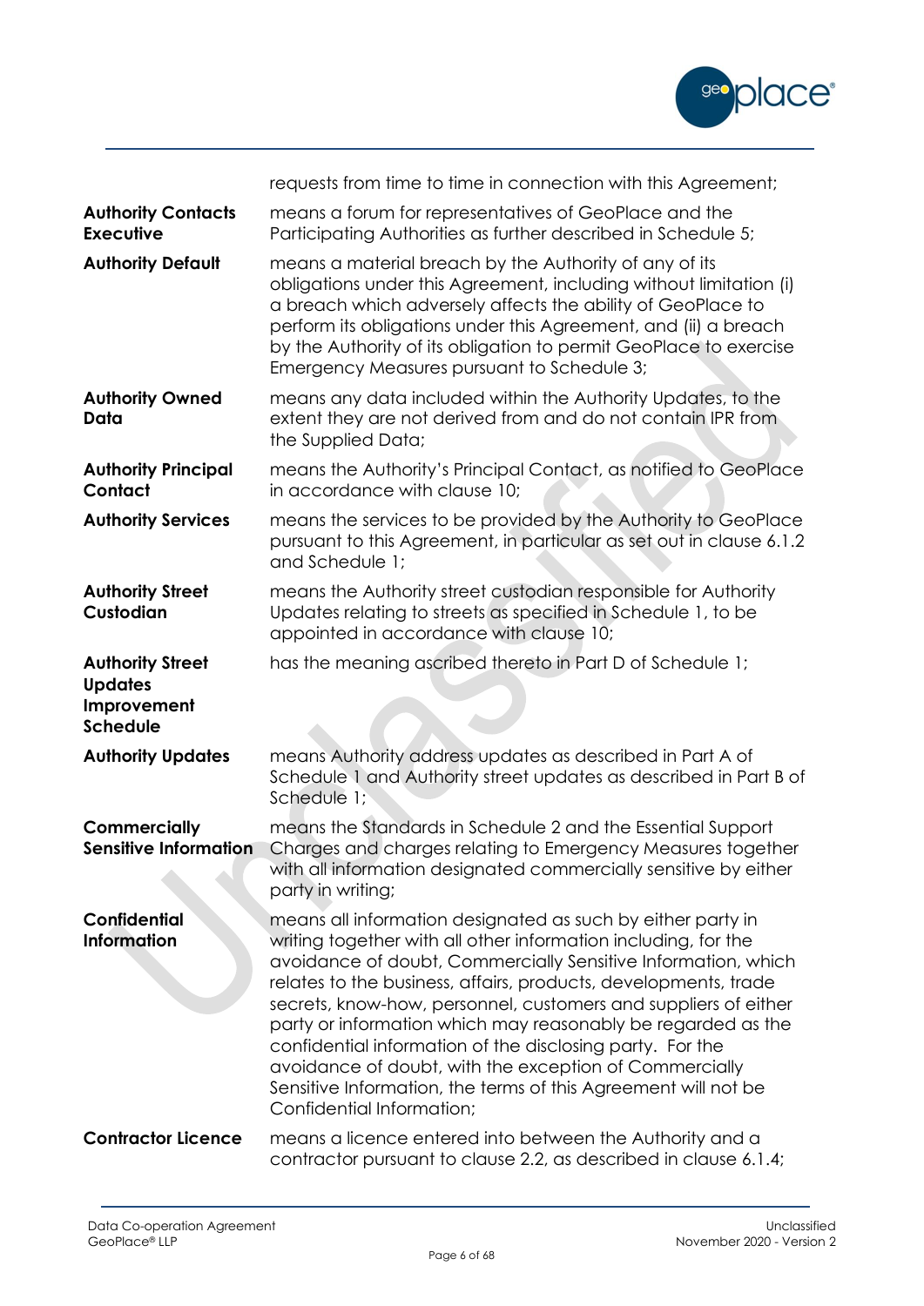requests from time to time in connection with this Agreement;

| | |
|---|---|
| **Authority Contacts Executive** | means a forum for representatives of GeoPlace and the Participating Authorities as further described in Schedule 5; |
| **Authority Default** | means a material breach by the Authority of any of its obligations under this Agreement, including without limitation (i) a breach which adversely affects the ability of GeoPlace to perform its obligations under this Agreement, and (ii) a breach by the Authority of its obligation to permit GeoPlace to exercise Emergency Measures pursuant to Schedule 3; |
| **Authority Owned Data** | means any data included within the Authority Updates, to the extent they are not derived from and do not contain IPR from the Supplied Data; |
| **Authority Principal Contact** | means the Authority's Principal Contact, as notified to GeoPlace in accordance with clause 10; |
| **Authority Services** | means the services to be provided by the Authority to GeoPlace pursuant to this Agreement, in particular as set out in clause 6.1.2 and Schedule 1; |
| **Authority Street Custodian** | means the Authority street custodian responsible for Authority Updates relating to streets as specified in Schedule 1, to be appointed in accordance with clause 10; |
| **Authority Street Updates Improvement Schedule** | has the meaning ascribed thereto in Part D of Schedule 1; |
| **Authority Updates** | means Authority address updates as described in Part A of Schedule 1 and Authority street updates as described in Part B of Schedule 1; |
| **Commercially Sensitive Information** | means the Standards in Schedule 2 and the Essential Support Charges and charges relating to Emergency Measures together with all information designated commercially sensitive by either party in writing; |
| **Confidential Information** | means all information designated as such by either party in writing together with all other information including, for the avoidance of doubt, Commercially Sensitive Information, which relates to the business, affairs, products, developments, trade secrets, know-how, personnel, customers and suppliers of either party or information which may reasonably be regarded as the confidential information of the disclosing party. For the avoidance of doubt, with the exception of Commercially Sensitive Information, the terms of this Agreement will not be Confidential Information; |
| **Contractor Licence** | means a licence entered into between the Authority and a contractor pursuant to clause 2.2, as described in clause 6.1.4; |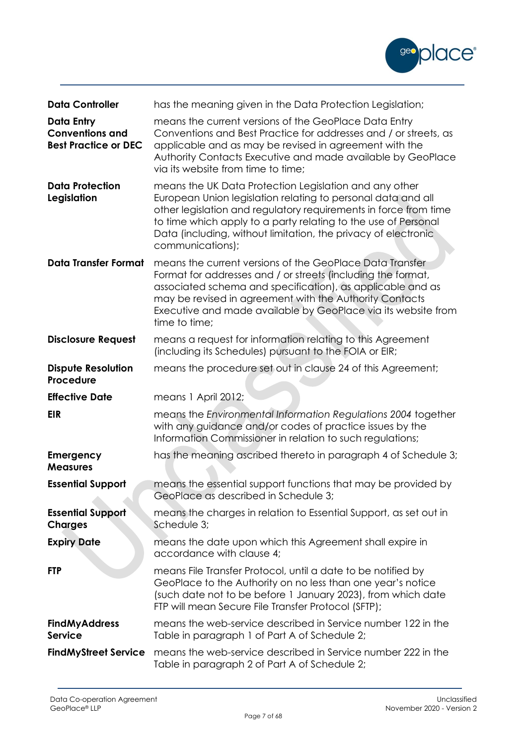| | |
|---|---|
| **Data Controller** | has the meaning given in the Data Protection Legislation; |
| **Data Entry Conventions and Best Practice or DEC** | means the current versions of the GeoPlace Data Entry Conventions and Best Practice for addresses and / or streets, as applicable and as may be revised in agreement with the Authority Contacts Executive and made available by GeoPlace via its website from time to time; |
| **Data Protection Legislation** | means the UK Data Protection Legislation and any other European Union legislation relating to personal data and all other legislation and regulatory requirements in force from time to time which apply to a party relating to the use of Personal Data (including, without limitation, the privacy of electronic communications); |
| **Data Transfer Format** | means the current versions of the GeoPlace Data Transfer Format for addresses and / or streets (including the format, associated schema and specification), as applicable and as may be revised in agreement with the Authority Contacts Executive and made available by GeoPlace via its website from time to time; |
| **Disclosure Request** | means a request for information relating to this Agreement (including its Schedules) pursuant to the FOIA or EIR; |
| **Dispute Resolution Procedure** | means the procedure set out in clause 24 of this Agreement; |
| **Effective Date** | means 1 April 2012; |
| **EIR** | means the *Environmental Information Regulations 2004* together with any guidance and/or codes of practice issues by the Information Commissioner in relation to such regulations; |
| **Emergency Measures** | has the meaning ascribed thereto in paragraph 4 of Schedule 3; |
| **Essential Support** | means the essential support functions that may be provided by GeoPlace as described in Schedule 3; |
| **Essential Support Charges** | means the charges in relation to Essential Support, as set out in Schedule 3; |
| **Expiry Date** | means the date upon which this Agreement shall expire in accordance with clause 4; |
| **FTP** | means File Transfer Protocol, until a date to be notified by GeoPlace to the Authority on no less than one year's notice (such date not to be before 1 January 2023), from which date FTP will mean Secure File Transfer Protocol (SFTP); |
| **FindMyAddress Service** | means the web-service described in Service number 122 in the Table in paragraph 1 of Part A of Schedule 2; |
| **FindMyStreet Service** | means the web-service described in Service number 222 in the Table in paragraph 2 of Part A of Schedule 2; |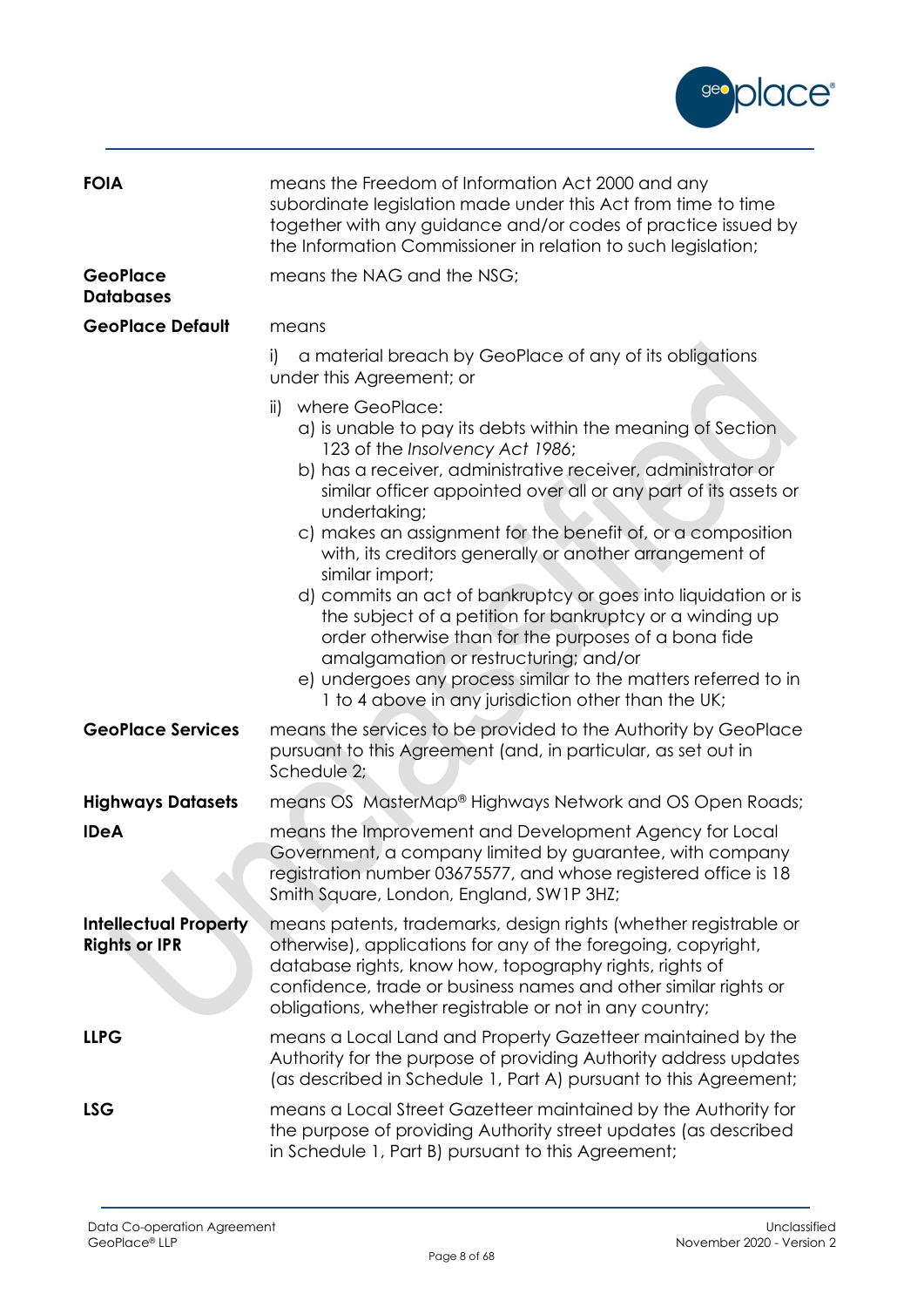| | |
|---|---|
| **FOIA** | means the Freedom of Information Act 2000 and any subordinate legislation made under this Act from time to time together with any guidance and/or codes of practice issued by the Information Commissioner in relation to such legislation; |
| **GeoPlace Databases** | means the NAG and the NSG; |
| **GeoPlace Default** | means<br>i) a material breach by GeoPlace of any of its obligations under this Agreement; or<br>ii) where GeoPlace:<br>a) is unable to pay its debts within the meaning of Section 123 of the *Insolvency Act 1986*;<br>b) has a receiver, administrative receiver, administrator or similar officer appointed over all or any part of its assets or undertaking;<br>c) makes an assignment for the benefit of, or a composition with, its creditors generally or another arrangement of similar import;<br>d) commits an act of bankruptcy or goes into liquidation or is the subject of a petition for bankruptcy or a winding up order otherwise than for the purposes of a bona fide amalgamation or restructuring; and/or<br>e) undergoes any process similar to the matters referred to in 1 to 4 above in any jurisdiction other than the UK; |
| **GeoPlace Services** | means the services to be provided to the Authority by GeoPlace pursuant to this Agreement (and, in particular, as set out in Schedule 2; |
| **Highways Datasets** | means OS MasterMap® Highways Network and OS Open Roads; |
| **IDeA** | means the Improvement and Development Agency for Local Government, a company limited by guarantee, with company registration number 03675577, and whose registered office is 18 Smith Square, London, England, SW1P 3HZ; |
| **Intellectual Property Rights or IPR** | means patents, trademarks, design rights (whether registrable or otherwise), applications for any of the foregoing, copyright, database rights, know how, topography rights, rights of confidence, trade or business names and other similar rights or obligations, whether registrable or not in any country; |
| **LLPG** | means a Local Land and Property Gazetteer maintained by the Authority for the purpose of providing Authority address updates (as described in Schedule 1, Part A) pursuant to this Agreement; |
| **LSG** | means a Local Street Gazetteer maintained by the Authority for the purpose of providing Authority street updates (as described in Schedule 1, Part B) pursuant to this Agreement; |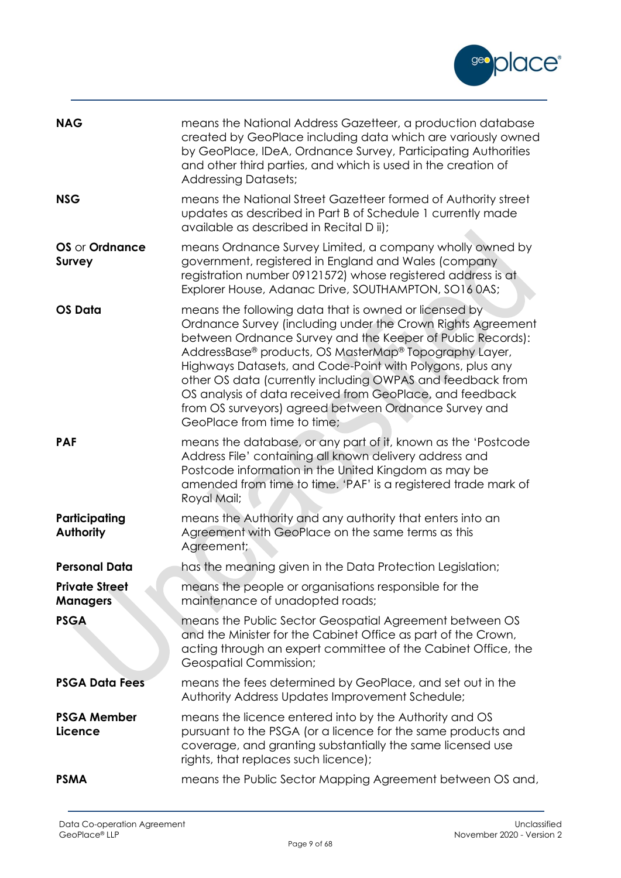| | |
|---|---|
| **NAG** | means the National Address Gazetteer, a production database created by GeoPlace including data which are variously owned by GeoPlace, IDeA, Ordnance Survey, Participating Authorities and other third parties, and which is used in the creation of Addressing Datasets; |
| **NSG** | means the National Street Gazetteer formed of Authority street updates as described in Part B of Schedule 1 currently made available as described in Recital D ii); |
| **OS** or **Ordnance Survey** | means Ordnance Survey Limited, a company wholly owned by government, registered in England and Wales (company registration number 09121572) whose registered address is at Explorer House, Adanac Drive, SOUTHAMPTON, SO16 0AS; |
| **OS Data** | means the following data that is owned or licensed by Ordnance Survey (including under the Crown Rights Agreement between Ordnance Survey and the Keeper of Public Records): AddressBase® products, OS MasterMap® Topography Layer, Highways Datasets, and Code-Point with Polygons, plus any other OS data (currently including OWPAS and feedback from OS analysis of data received from GeoPlace, and feedback from OS surveyors) agreed between Ordnance Survey and GeoPlace from time to time; |
| **PAF** | means the database, or any part of it, known as the 'Postcode Address File' containing all known delivery address and Postcode information in the United Kingdom as may be amended from time to time. 'PAF' is a registered trade mark of Royal Mail; |
| **Participating Authority** | means the Authority and any authority that enters into an Agreement with GeoPlace on the same terms as this Agreement; |
| **Personal Data** | has the meaning given in the Data Protection Legislation; |
| **Private Street Managers** | means the people or organisations responsible for the maintenance of unadopted roads; |
| **PSGA** | means the Public Sector Geospatial Agreement between OS and the Minister for the Cabinet Office as part of the Crown, acting through an expert committee of the Cabinet Office, the Geospatial Commission; |
| **PSGA Data Fees** | means the fees determined by GeoPlace, and set out in the Authority Address Updates Improvement Schedule; |
| **PSGA Member Licence** | means the licence entered into by the Authority and OS pursuant to the PSGA (or a licence for the same products and coverage, and granting substantially the same licensed use rights, that replaces such licence); |
| **PSMA** | means the Public Sector Mapping Agreement between OS and, |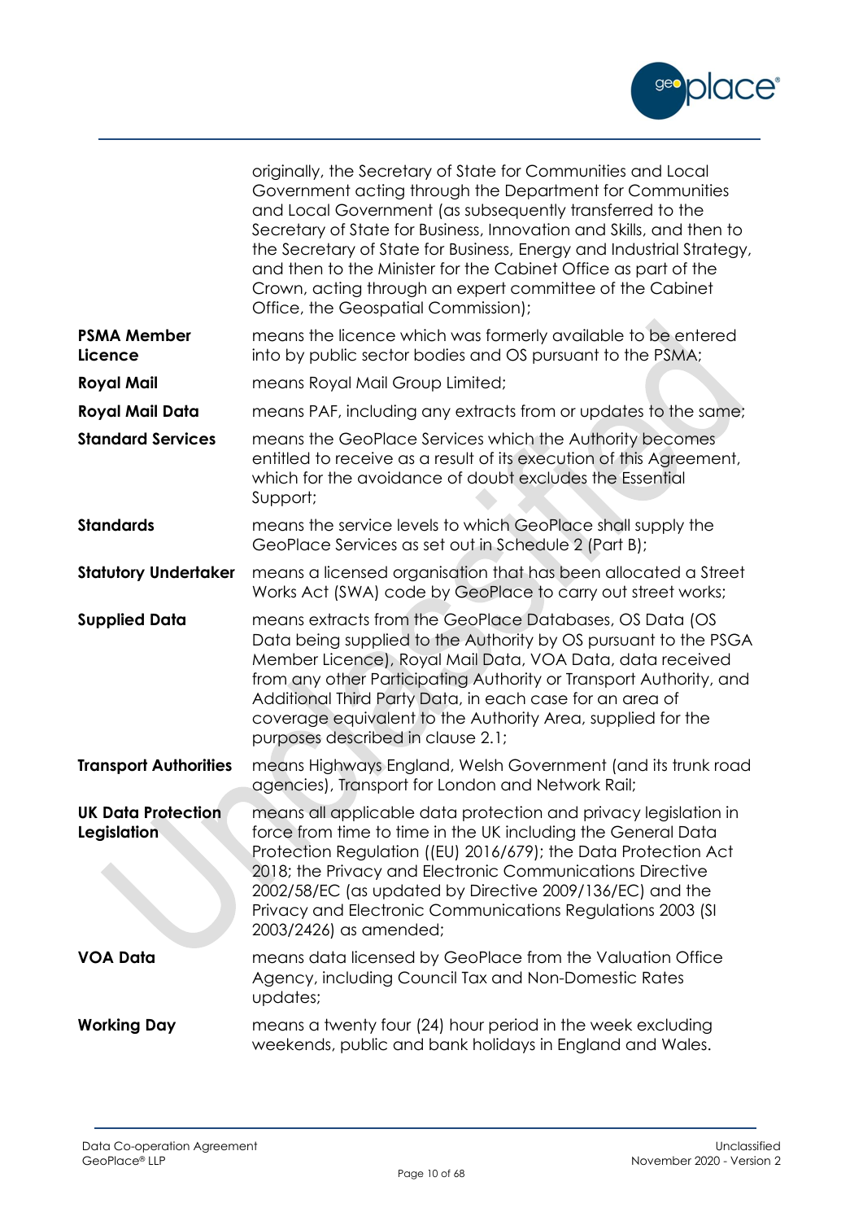| | |
|---|---|
| | originally, the Secretary of State for Communities and Local Government acting through the Department for Communities and Local Government (as subsequently transferred to the Secretary of State for Business, Innovation and Skills, and then to the Secretary of State for Business, Energy and Industrial Strategy, and then to the Minister for the Cabinet Office as part of the Crown, acting through an expert committee of the Cabinet Office, the Geospatial Commission); |
| **PSMA Member Licence** | means the licence which was formerly available to be entered into by public sector bodies and OS pursuant to the PSMA; |
| **Royal Mail** | means Royal Mail Group Limited; |
| **Royal Mail Data** | means PAF, including any extracts from or updates to the same; |
| **Standard Services** | means the GeoPlace Services which the Authority becomes entitled to receive as a result of its execution of this Agreement, which for the avoidance of doubt excludes the Essential Support; |
| **Standards** | means the service levels to which GeoPlace shall supply the GeoPlace Services as set out in Schedule 2 (Part B); |
| **Statutory Undertaker** | means a licensed organisation that has been allocated a Street Works Act (SWA) code by GeoPlace to carry out street works; |
| **Supplied Data** | means extracts from the GeoPlace Databases, OS Data (OS Data being supplied to the Authority by OS pursuant to the PSGA Member Licence), Royal Mail Data, VOA Data, data received from any other Participating Authority or Transport Authority, and Additional Third Party Data, in each case for an area of coverage equivalent to the Authority Area, supplied for the purposes described in clause 2.1; |
| **Transport Authorities** | means Highways England, Welsh Government (and its trunk road agencies), Transport for London and Network Rail; |
| **UK Data Protection Legislation** | means all applicable data protection and privacy legislation in force from time to time in the UK including the General Data Protection Regulation ((EU) 2016/679); the Data Protection Act 2018; the Privacy and Electronic Communications Directive 2002/58/EC (as updated by Directive 2009/136/EC) and the Privacy and Electronic Communications Regulations 2003 (SI 2003/2426) as amended; |
| **VOA Data** | means data licensed by GeoPlace from the Valuation Office Agency, including Council Tax and Non-Domestic Rates updates; |
| **Working Day** | means a twenty four (24) hour period in the week excluding weekends, public and bank holidays in England and Wales. |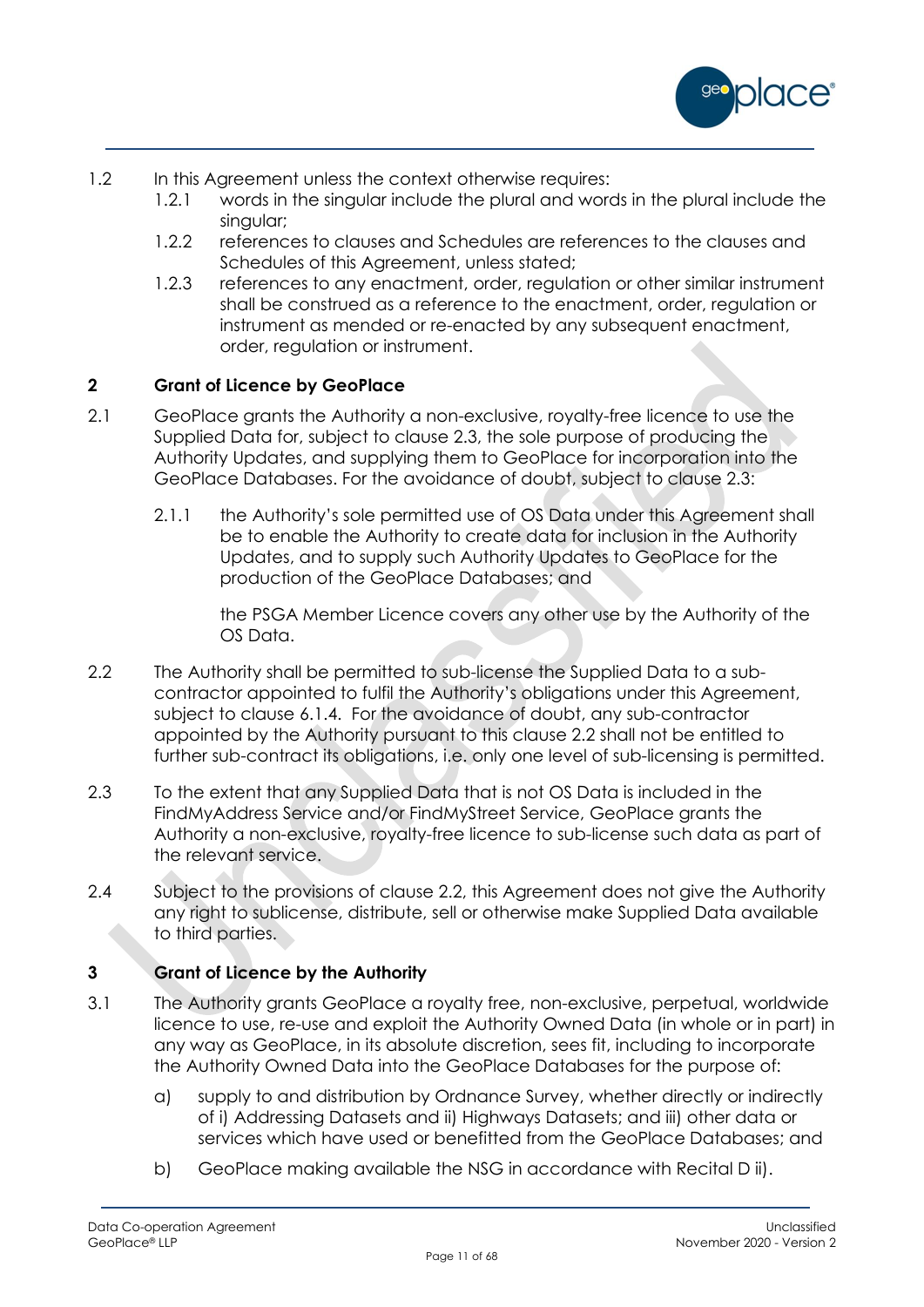1.2 In this Agreement unless the context otherwise requires:

1.2.1 words in the singular include the plural and words in the plural include the singular;

1.2.2 references to clauses and Schedules are references to the clauses and Schedules of this Agreement, unless stated;

1.2.3 references to any enactment, order, regulation or other similar instrument shall be construed as a reference to the enactment, order, regulation or instrument as mended or re-enacted by any subsequent enactment, order, regulation or instrument.

## 2 Grant of Licence by GeoPlace

2.1 GeoPlace grants the Authority a non-exclusive, royalty-free licence to use the Supplied Data for, subject to clause 2.3, the sole purpose of producing the Authority Updates, and supplying them to GeoPlace for incorporation into the GeoPlace Databases. For the avoidance of doubt, subject to clause 2.3:

2.1.1 the Authority's sole permitted use of OS Data under this Agreement shall be to enable the Authority to create data for inclusion in the Authority Updates, and to supply such Authority Updates to GeoPlace for the production of the GeoPlace Databases; and

the PSGA Member Licence covers any other use by the Authority of the OS Data.

2.2 The Authority shall be permitted to sub-license the Supplied Data to a sub-contractor appointed to fulfil the Authority's obligations under this Agreement, subject to clause 6.1.4. For the avoidance of doubt, any sub-contractor appointed by the Authority pursuant to this clause 2.2 shall not be entitled to further sub-contract its obligations, i.e. only one level of sub-licensing is permitted.

2.3 To the extent that any Supplied Data that is not OS Data is included in the FindMyAddress Service and/or FindMyStreet Service, GeoPlace grants the Authority a non-exclusive, royalty-free licence to sub-license such data as part of the relevant service.

2.4 Subject to the provisions of clause 2.2, this Agreement does not give the Authority any right to sublicense, distribute, sell or otherwise make Supplied Data available to third parties.

## 3 Grant of Licence by the Authority

3.1 The Authority grants GeoPlace a royalty free, non-exclusive, perpetual, worldwide licence to use, re-use and exploit the Authority Owned Data (in whole or in part) in any way as GeoPlace, in its absolute discretion, sees fit, including to incorporate the Authority Owned Data into the GeoPlace Databases for the purpose of:

a) supply to and distribution by Ordnance Survey, whether directly or indirectly of i) Addressing Datasets and ii) Highways Datasets; and iii) other data or services which have used or benefitted from the GeoPlace Databases; and

b) GeoPlace making available the NSG in accordance with Recital D ii).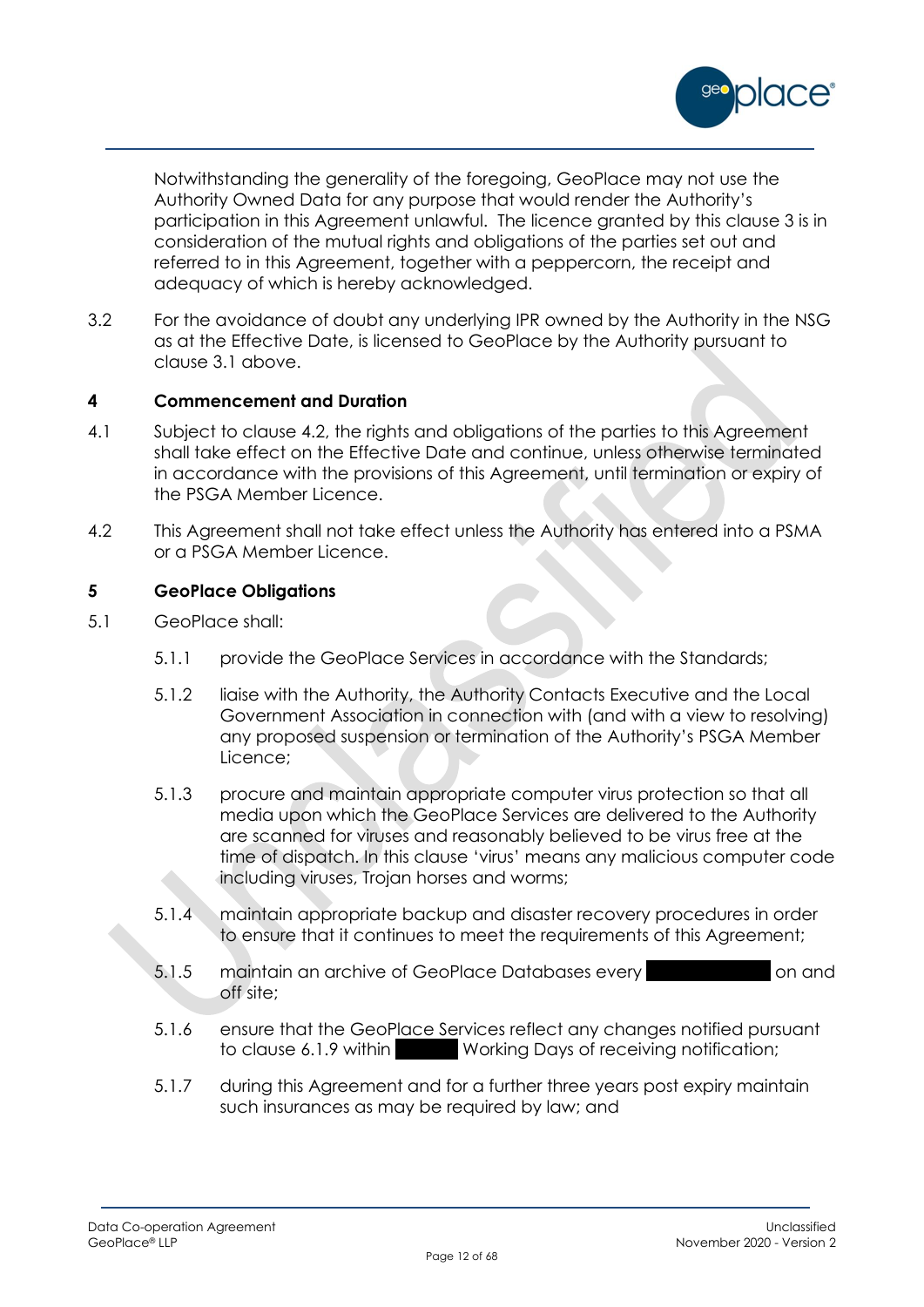Notwithstanding the generality of the foregoing, GeoPlace may not use the Authority Owned Data for any purpose that would render the Authority's participation in this Agreement unlawful. The licence granted by this clause 3 is in consideration of the mutual rights and obligations of the parties set out and referred to in this Agreement, together with a peppercorn, the receipt and adequacy of which is hereby acknowledged.

3.2 For the avoidance of doubt any underlying IPR owned by the Authority in the NSG as at the Effective Date, is licensed to GeoPlace by the Authority pursuant to clause 3.1 above.

## 4 Commencement and Duration

4.1 Subject to clause 4.2, the rights and obligations of the parties to this Agreement shall take effect on the Effective Date and continue, unless otherwise terminated in accordance with the provisions of this Agreement, until termination or expiry of the PSGA Member Licence.

4.2 This Agreement shall not take effect unless the Authority has entered into a PSMA or a PSGA Member Licence.

## 5 GeoPlace Obligations

5.1 GeoPlace shall:

5.1.1 provide the GeoPlace Services in accordance with the Standards;

5.1.2 liaise with the Authority, the Authority Contacts Executive and the Local Government Association in connection with (and with a view to resolving) any proposed suspension or termination of the Authority's PSGA Member Licence;

5.1.3 procure and maintain appropriate computer virus protection so that all media upon which the GeoPlace Services are delivered to the Authority are scanned for viruses and reasonably believed to be virus free at the time of dispatch. In this clause 'virus' means any malicious computer code including viruses, Trojan horses and worms;

5.1.4 maintain appropriate backup and disaster recovery procedures in order to ensure that it continues to meet the requirements of this Agreement;

5.1.5 maintain an archive of GeoPlace Databases every [redacted] on and off site;

5.1.6 ensure that the GeoPlace Services reflect any changes notified pursuant to clause 6.1.9 within [redacted] Working Days of receiving notification;

5.1.7 during this Agreement and for a further three years post expiry maintain such insurances as may be required by law; and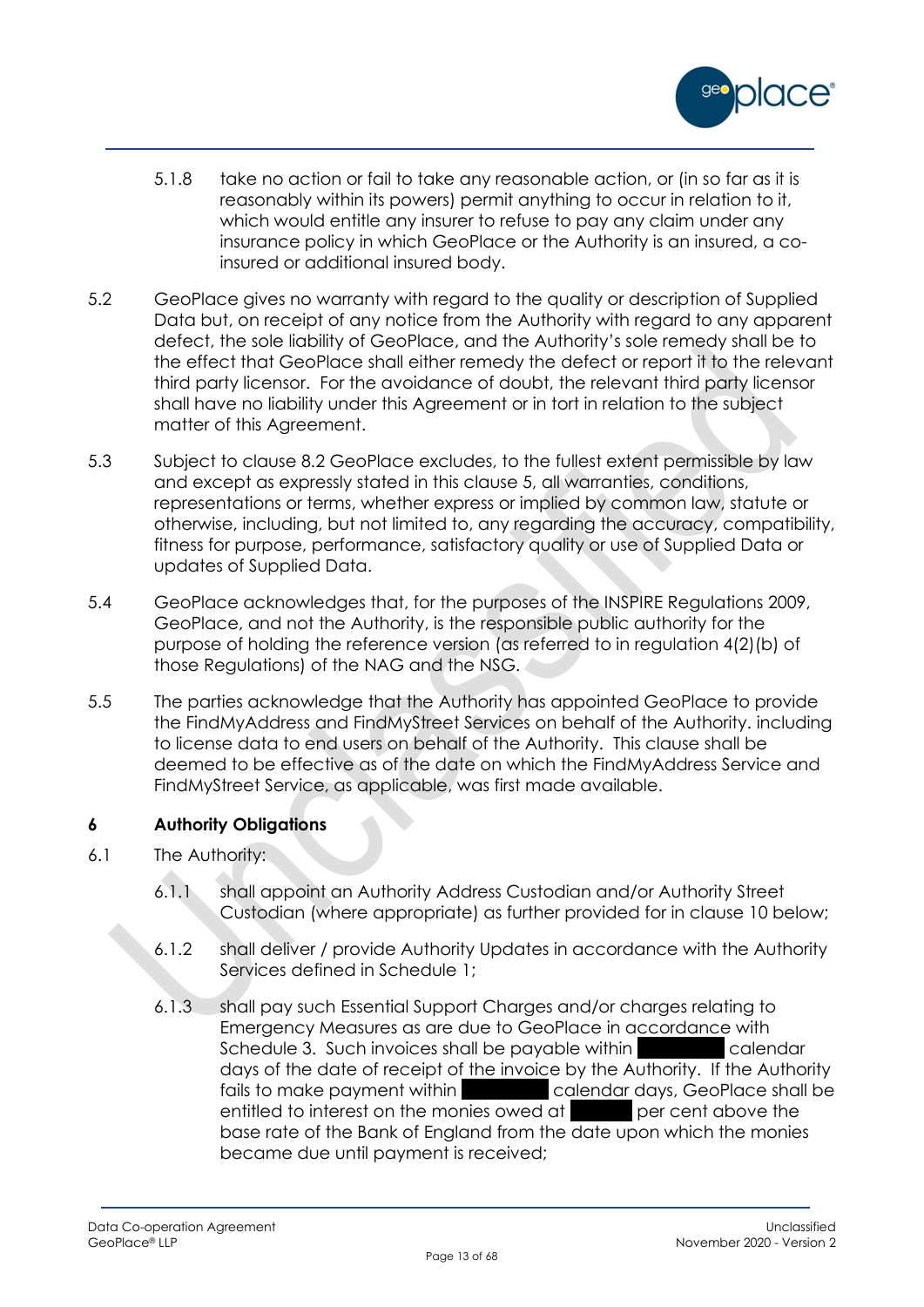5.1.8 take no action or fail to take any reasonable action, or (in so far as it is reasonably within its powers) permit anything to occur in relation to it, which would entitle any insurer to refuse to pay any claim under any insurance policy in which GeoPlace or the Authority is an insured, a co-insured or additional insured body.

5.2 GeoPlace gives no warranty with regard to the quality or description of Supplied Data but, on receipt of any notice from the Authority with regard to any apparent defect, the sole liability of GeoPlace, and the Authority's sole remedy shall be to the effect that GeoPlace shall either remedy the defect or report it to the relevant third party licensor. For the avoidance of doubt, the relevant third party licensor shall have no liability under this Agreement or in tort in relation to the subject matter of this Agreement.

5.3 Subject to clause 8.2 GeoPlace excludes, to the fullest extent permissible by law and except as expressly stated in this clause 5, all warranties, conditions, representations or terms, whether express or implied by common law, statute or otherwise, including, but not limited to, any regarding the accuracy, compatibility, fitness for purpose, performance, satisfactory quality or use of Supplied Data or updates of Supplied Data.

5.4 GeoPlace acknowledges that, for the purposes of the INSPIRE Regulations 2009, GeoPlace, and not the Authority, is the responsible public authority for the purpose of holding the reference version (as referred to in regulation 4(2)(b) of those Regulations) of the NAG and the NSG.

5.5 The parties acknowledge that the Authority has appointed GeoPlace to provide the FindMyAddress and FindMyStreet Services on behalf of the Authority. including to license data to end users on behalf of the Authority. This clause shall be deemed to be effective as of the date on which the FindMyAddress Service and FindMyStreet Service, as applicable, was first made available.

### 6 Authority Obligations

6.1 The Authority:

6.1.1 shall appoint an Authority Address Custodian and/or Authority Street Custodian (where appropriate) as further provided for in clause 10 below;

6.1.2 shall deliver / provide Authority Updates in accordance with the Authority Services defined in Schedule 1;

6.1.3 shall pay such Essential Support Charges and/or charges relating to Emergency Measures as are due to GeoPlace in accordance with Schedule 3. Such invoices shall be payable within [REDACTED] calendar days of the date of receipt of the invoice by the Authority. If the Authority fails to make payment within [REDACTED] calendar days, GeoPlace shall be entitled to interest on the monies owed at [REDACTED] per cent above the base rate of the Bank of England from the date upon which the monies became due until payment is received;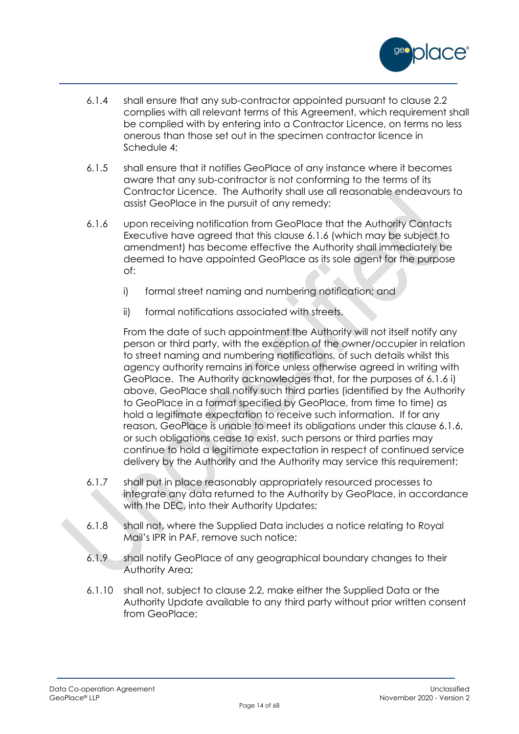6.1.4 shall ensure that any sub-contractor appointed pursuant to clause 2.2 complies with all relevant terms of this Agreement, which requirement shall be complied with by entering into a Contractor Licence, on terms no less onerous than those set out in the specimen contractor licence in Schedule 4;

6.1.5 shall ensure that it notifies GeoPlace of any instance where it becomes aware that any sub-contractor is not conforming to the terms of its Contractor Licence. The Authority shall use all reasonable endeavours to assist GeoPlace in the pursuit of any remedy;

6.1.6 upon receiving notification from GeoPlace that the Authority Contacts Executive have agreed that this clause 6.1.6 (which may be subject to amendment) has become effective the Authority shall immediately be deemed to have appointed GeoPlace as its sole agent for the purpose of:

i) formal street naming and numbering notification; and

ii) formal notifications associated with streets.

From the date of such appointment the Authority will not itself notify any person or third party, with the exception of the owner/occupier in relation to street naming and numbering notifications, of such details whilst this agency authority remains in force unless otherwise agreed in writing with GeoPlace. The Authority acknowledges that, for the purposes of 6.1.6 i) above, GeoPlace shall notify such third parties (identified by the Authority to GeoPlace in a format specified by GeoPlace, from time to time) as hold a legitimate expectation to receive such information. If for any reason, GeoPlace is unable to meet its obligations under this clause 6.1.6, or such obligations cease to exist, such persons or third parties may continue to hold a legitimate expectation in respect of continued service delivery by the Authority and the Authority may service this requirement;

6.1.7 shall put in place reasonably appropriately resourced processes to integrate any data returned to the Authority by GeoPlace, in accordance with the DEC, into their Authority Updates;

6.1.8 shall not, where the Supplied Data includes a notice relating to Royal Mail's IPR in PAF, remove such notice;

6.1.9 shall notify GeoPlace of any geographical boundary changes to their Authority Area;

6.1.10 shall not, subject to clause 2.2, make either the Supplied Data or the Authority Update available to any third party without prior written consent from GeoPlace;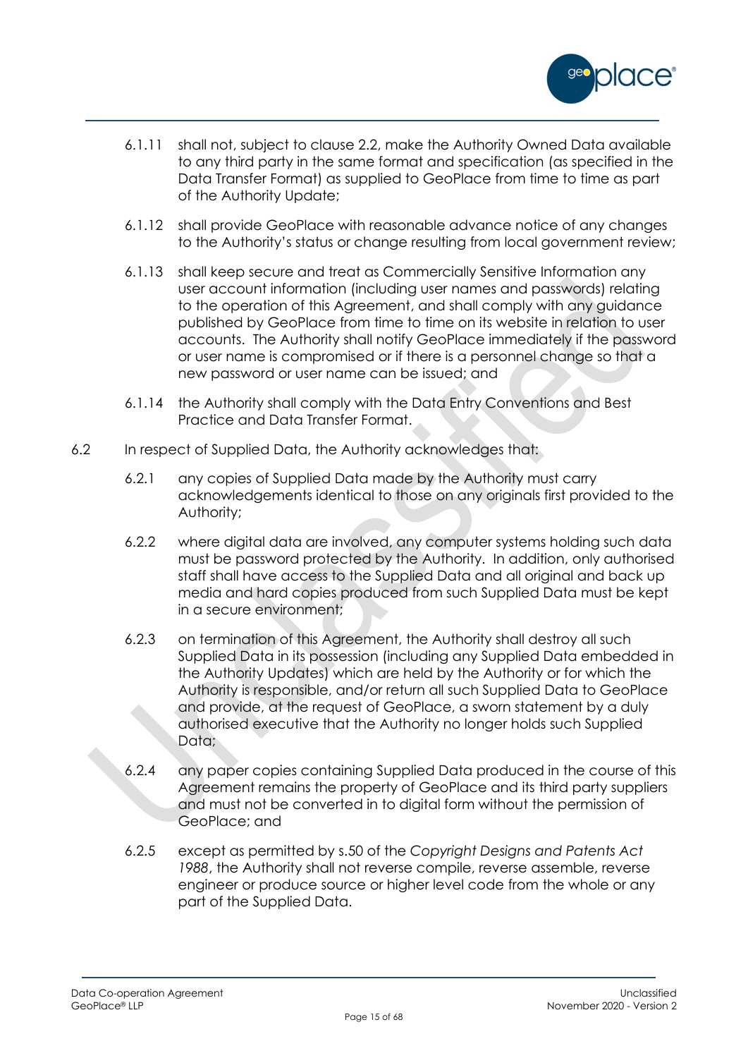6.1.11 shall not, subject to clause 2.2, make the Authority Owned Data available to any third party in the same format and specification (as specified in the Data Transfer Format) as supplied to GeoPlace from time to time as part of the Authority Update;

6.1.12 shall provide GeoPlace with reasonable advance notice of any changes to the Authority's status or change resulting from local government review;

6.1.13 shall keep secure and treat as Commercially Sensitive Information any user account information (including user names and passwords) relating to the operation of this Agreement, and shall comply with any guidance published by GeoPlace from time to time on its website in relation to user accounts. The Authority shall notify GeoPlace immediately if the password or user name is compromised or if there is a personnel change so that a new password or user name can be issued; and

6.1.14 the Authority shall comply with the Data Entry Conventions and Best Practice and Data Transfer Format.

6.2 In respect of Supplied Data, the Authority acknowledges that:

6.2.1 any copies of Supplied Data made by the Authority must carry acknowledgements identical to those on any originals first provided to the Authority;

6.2.2 where digital data are involved, any computer systems holding such data must be password protected by the Authority. In addition, only authorised staff shall have access to the Supplied Data and all original and back up media and hard copies produced from such Supplied Data must be kept in a secure environment;

6.2.3 on termination of this Agreement, the Authority shall destroy all such Supplied Data in its possession (including any Supplied Data embedded in the Authority Updates) which are held by the Authority or for which the Authority is responsible, and/or return all such Supplied Data to GeoPlace and provide, at the request of GeoPlace, a sworn statement by a duly authorised executive that the Authority no longer holds such Supplied Data;

6.2.4 any paper copies containing Supplied Data produced in the course of this Agreement remains the property of GeoPlace and its third party suppliers and must not be converted in to digital form without the permission of GeoPlace; and

6.2.5 except as permitted by s.50 of the *Copyright Designs and Patents Act 1988*, the Authority shall not reverse compile, reverse assemble, reverse engineer or produce source or higher level code from the whole or any part of the Supplied Data.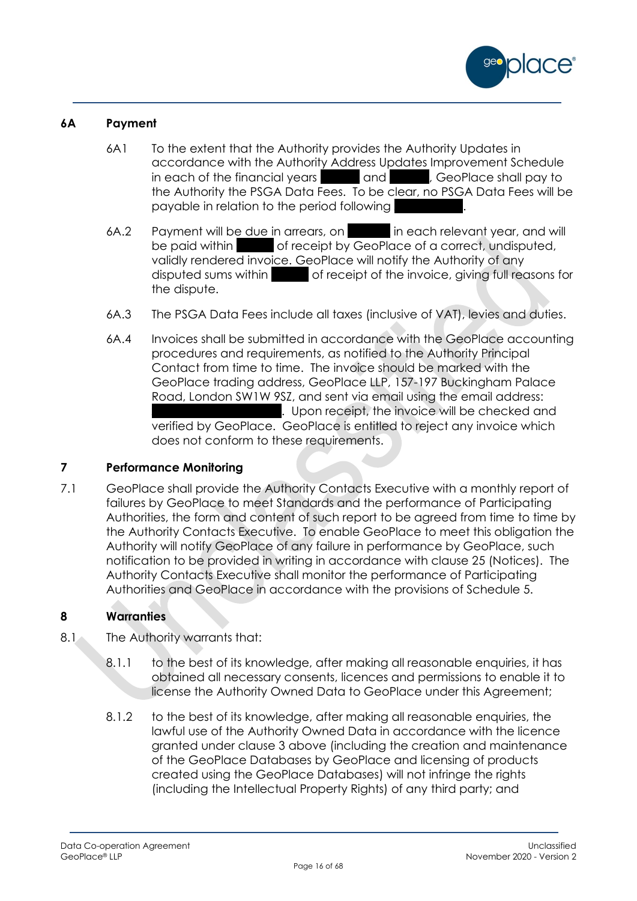## 6A Payment

6A1 To the extent that the Authority provides the Authority Updates in accordance with the Authority Address Updates Improvement Schedule in each of the financial years ██████ and ██████, GeoPlace shall pay to the Authority the PSGA Data Fees. To be clear, no PSGA Data Fees will be payable in relation to the period following ██████████.

6A.2 Payment will be due in arrears, on ██████ in each relevant year, and will be paid within █████ of receipt by GeoPlace of a correct, undisputed, validly rendered invoice. GeoPlace will notify the Authority of any disputed sums within █████ of receipt of the invoice, giving full reasons for the dispute.

6A.3 The PSGA Data Fees include all taxes (inclusive of VAT), levies and duties.

6A.4 Invoices shall be submitted in accordance with the GeoPlace accounting procedures and requirements, as notified to the Authority Principal Contact from time to time. The invoice should be marked with the GeoPlace trading address, GeoPlace LLP, 157-197 Buckingham Palace Road, London SW1W 9SZ, and sent via email using the email address: ████████████████. Upon receipt, the invoice will be checked and verified by GeoPlace. GeoPlace is entitled to reject any invoice which does not conform to these requirements.

## 7 Performance Monitoring

7.1 GeoPlace shall provide the Authority Contacts Executive with a monthly report of failures by GeoPlace to meet Standards and the performance of Participating Authorities, the form and content of such report to be agreed from time to time by the Authority Contacts Executive. To enable GeoPlace to meet this obligation the Authority will notify GeoPlace of any failure in performance by GeoPlace, such notification to be provided in writing in accordance with clause 25 (Notices). The Authority Contacts Executive shall monitor the performance of Participating Authorities and GeoPlace in accordance with the provisions of Schedule 5.

## 8 Warranties

8.1 The Authority warrants that:

8.1.1 to the best of its knowledge, after making all reasonable enquiries, it has obtained all necessary consents, licences and permissions to enable it to license the Authority Owned Data to GeoPlace under this Agreement;

8.1.2 to the best of its knowledge, after making all reasonable enquiries, the lawful use of the Authority Owned Data in accordance with the licence granted under clause 3 above (including the creation and maintenance of the GeoPlace Databases by GeoPlace and licensing of products created using the GeoPlace Databases) will not infringe the rights (including the Intellectual Property Rights) of any third party; and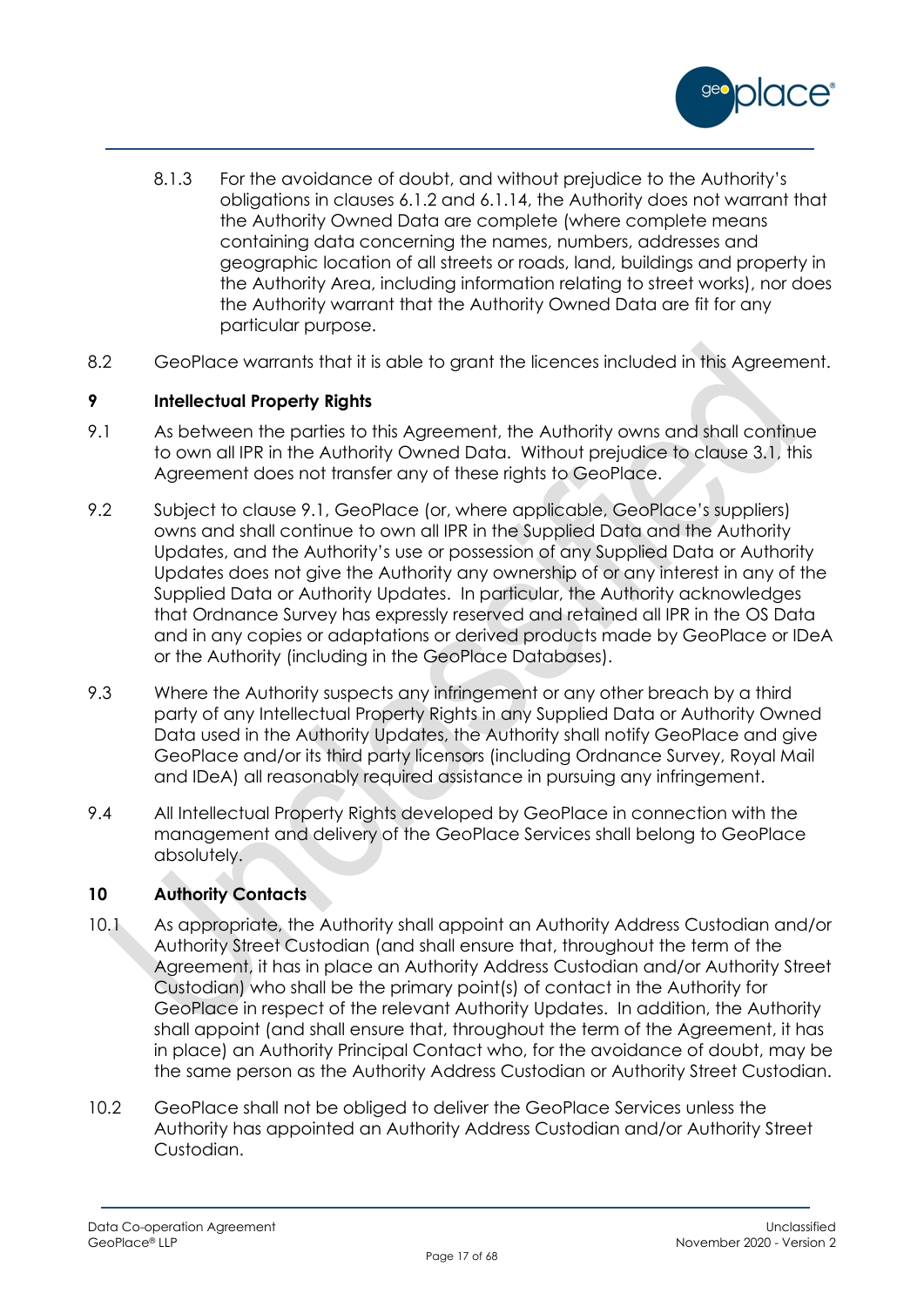8.1.3 For the avoidance of doubt, and without prejudice to the Authority's obligations in clauses 6.1.2 and 6.1.14, the Authority does not warrant that the Authority Owned Data are complete (where complete means containing data concerning the names, numbers, addresses and geographic location of all streets or roads, land, buildings and property in the Authority Area, including information relating to street works), nor does the Authority warrant that the Authority Owned Data are fit for any particular purpose.

8.2 GeoPlace warrants that it is able to grant the licences included in this Agreement.

## 9 Intellectual Property Rights

9.1 As between the parties to this Agreement, the Authority owns and shall continue to own all IPR in the Authority Owned Data. Without prejudice to clause 3.1, this Agreement does not transfer any of these rights to GeoPlace.

9.2 Subject to clause 9.1, GeoPlace (or, where applicable, GeoPlace's suppliers) owns and shall continue to own all IPR in the Supplied Data and the Authority Updates, and the Authority's use or possession of any Supplied Data or Authority Updates does not give the Authority any ownership of or any interest in any of the Supplied Data or Authority Updates. In particular, the Authority acknowledges that Ordnance Survey has expressly reserved and retained all IPR in the OS Data and in any copies or adaptations or derived products made by GeoPlace or IDeA or the Authority (including in the GeoPlace Databases).

9.3 Where the Authority suspects any infringement or any other breach by a third party of any Intellectual Property Rights in any Supplied Data or Authority Owned Data used in the Authority Updates, the Authority shall notify GeoPlace and give GeoPlace and/or its third party licensors (including Ordnance Survey, Royal Mail and IDeA) all reasonably required assistance in pursuing any infringement.

9.4 All Intellectual Property Rights developed by GeoPlace in connection with the management and delivery of the GeoPlace Services shall belong to GeoPlace absolutely.

## 10 Authority Contacts

10.1 As appropriate, the Authority shall appoint an Authority Address Custodian and/or Authority Street Custodian (and shall ensure that, throughout the term of the Agreement, it has in place an Authority Address Custodian and/or Authority Street Custodian) who shall be the primary point(s) of contact in the Authority for GeoPlace in respect of the relevant Authority Updates. In addition, the Authority shall appoint (and shall ensure that, throughout the term of the Agreement, it has in place) an Authority Principal Contact who, for the avoidance of doubt, may be the same person as the Authority Address Custodian or Authority Street Custodian.

10.2 GeoPlace shall not be obliged to deliver the GeoPlace Services unless the Authority has appointed an Authority Address Custodian and/or Authority Street Custodian.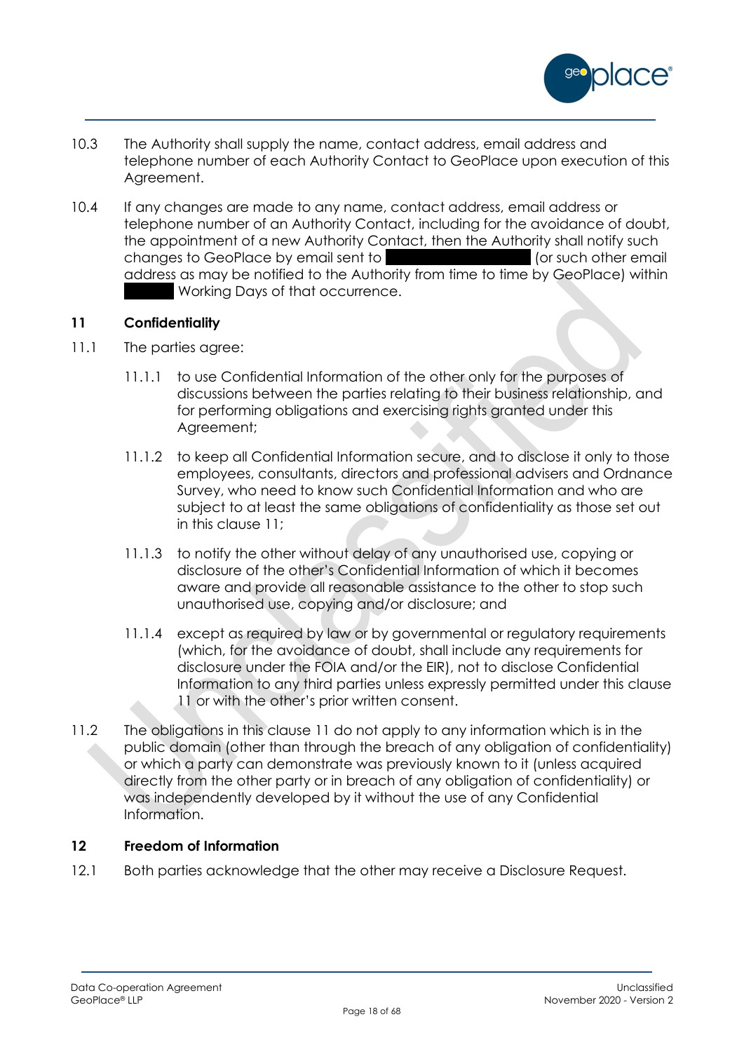10.3 The Authority shall supply the name, contact address, email address and telephone number of each Authority Contact to GeoPlace upon execution of this Agreement.

10.4 If any changes are made to any name, contact address, email address or telephone number of an Authority Contact, including for the avoidance of doubt, the appointment of a new Authority Contact, then the Authority shall notify such changes to GeoPlace by email sent to ██████████ (or such other email address as may be notified to the Authority from time to time by GeoPlace) within ████ Working Days of that occurrence.

## 11 Confidentiality

11.1 The parties agree:

11.1.1 to use Confidential Information of the other only for the purposes of discussions between the parties relating to their business relationship, and for performing obligations and exercising rights granted under this Agreement;

11.1.2 to keep all Confidential Information secure, and to disclose it only to those employees, consultants, directors and professional advisers and Ordnance Survey, who need to know such Confidential Information and who are subject to at least the same obligations of confidentiality as those set out in this clause 11;

11.1.3 to notify the other without delay of any unauthorised use, copying or disclosure of the other's Confidential Information of which it becomes aware and provide all reasonable assistance to the other to stop such unauthorised use, copying and/or disclosure; and

11.1.4 except as required by law or by governmental or regulatory requirements (which, for the avoidance of doubt, shall include any requirements for disclosure under the FOIA and/or the EIR), not to disclose Confidential Information to any third parties unless expressly permitted under this clause 11 or with the other's prior written consent.

11.2 The obligations in this clause 11 do not apply to any information which is in the public domain (other than through the breach of any obligation of confidentiality) or which a party can demonstrate was previously known to it (unless acquired directly from the other party or in breach of any obligation of confidentiality) or was independently developed by it without the use of any Confidential Information.

## 12 Freedom of Information

12.1 Both parties acknowledge that the other may receive a Disclosure Request.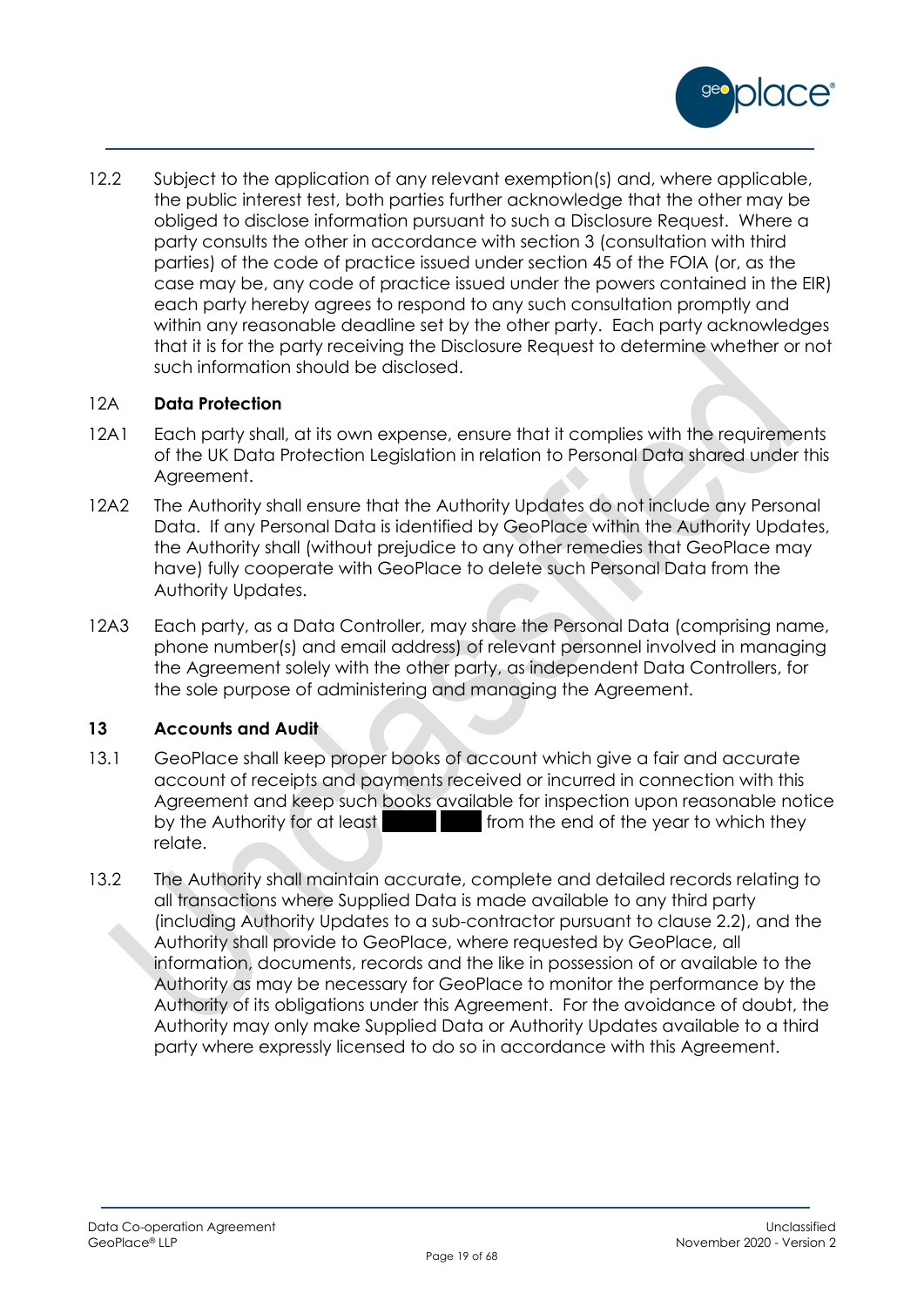12.2 Subject to the application of any relevant exemption(s) and, where applicable, the public interest test, both parties further acknowledge that the other may be obliged to disclose information pursuant to such a Disclosure Request. Where a party consults the other in accordance with section 3 (consultation with third parties) of the code of practice issued under section 45 of the FOIA (or, as the case may be, any code of practice issued under the powers contained in the EIR) each party hereby agrees to respond to any such consultation promptly and within any reasonable deadline set by the other party. Each party acknowledges that it is for the party receiving the Disclosure Request to determine whether or not such information should be disclosed.

## 12A Data Protection

12A1 Each party shall, at its own expense, ensure that it complies with the requirements of the UK Data Protection Legislation in relation to Personal Data shared under this Agreement.

12A2 The Authority shall ensure that the Authority Updates do not include any Personal Data. If any Personal Data is identified by GeoPlace within the Authority Updates, the Authority shall (without prejudice to any other remedies that GeoPlace may have) fully cooperate with GeoPlace to delete such Personal Data from the Authority Updates.

12A3 Each party, as a Data Controller, may share the Personal Data (comprising name, phone number(s) and email address) of relevant personnel involved in managing the Agreement solely with the other party, as independent Data Controllers, for the sole purpose of administering and managing the Agreement.

## 13 Accounts and Audit

13.1 GeoPlace shall keep proper books of account which give a fair and accurate account of receipts and payments received or incurred in connection with this Agreement and keep such books available for inspection upon reasonable notice by the Authority for at least ████ ███ from the end of the year to which they relate.

13.2 The Authority shall maintain accurate, complete and detailed records relating to all transactions where Supplied Data is made available to any third party (including Authority Updates to a sub-contractor pursuant to clause 2.2), and the Authority shall provide to GeoPlace, where requested by GeoPlace, all information, documents, records and the like in possession of or available to the Authority as may be necessary for GeoPlace to monitor the performance by the Authority of its obligations under this Agreement. For the avoidance of doubt, the Authority may only make Supplied Data or Authority Updates available to a third party where expressly licensed to do so in accordance with this Agreement.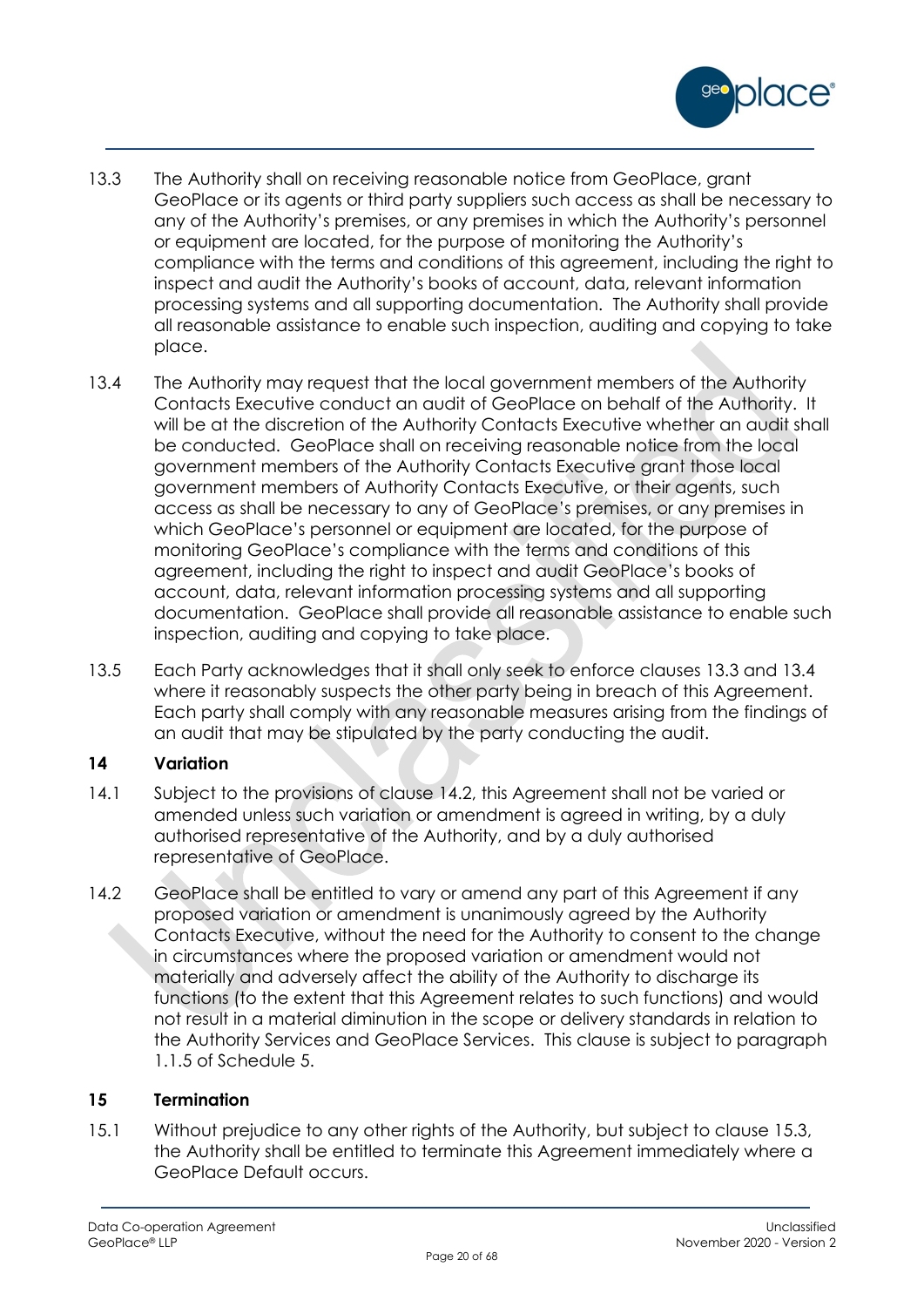13.3 The Authority shall on receiving reasonable notice from GeoPlace, grant GeoPlace or its agents or third party suppliers such access as shall be necessary to any of the Authority's premises, or any premises in which the Authority's personnel or equipment are located, for the purpose of monitoring the Authority's compliance with the terms and conditions of this agreement, including the right to inspect and audit the Authority's books of account, data, relevant information processing systems and all supporting documentation. The Authority shall provide all reasonable assistance to enable such inspection, auditing and copying to take place.

13.4 The Authority may request that the local government members of the Authority Contacts Executive conduct an audit of GeoPlace on behalf of the Authority. It will be at the discretion of the Authority Contacts Executive whether an audit shall be conducted. GeoPlace shall on receiving reasonable notice from the local government members of the Authority Contacts Executive grant those local government members of Authority Contacts Executive, or their agents, such access as shall be necessary to any of GeoPlace's premises, or any premises in which GeoPlace's personnel or equipment are located, for the purpose of monitoring GeoPlace's compliance with the terms and conditions of this agreement, including the right to inspect and audit GeoPlace's books of account, data, relevant information processing systems and all supporting documentation. GeoPlace shall provide all reasonable assistance to enable such inspection, auditing and copying to take place.

13.5 Each Party acknowledges that it shall only seek to enforce clauses 13.3 and 13.4 where it reasonably suspects the other party being in breach of this Agreement. Each party shall comply with any reasonable measures arising from the findings of an audit that may be stipulated by the party conducting the audit.

## 14 Variation

14.1 Subject to the provisions of clause 14.2, this Agreement shall not be varied or amended unless such variation or amendment is agreed in writing, by a duly authorised representative of the Authority, and by a duly authorised representative of GeoPlace.

14.2 GeoPlace shall be entitled to vary or amend any part of this Agreement if any proposed variation or amendment is unanimously agreed by the Authority Contacts Executive, without the need for the Authority to consent to the change in circumstances where the proposed variation or amendment would not materially and adversely affect the ability of the Authority to discharge its functions (to the extent that this Agreement relates to such functions) and would not result in a material diminution in the scope or delivery standards in relation to the Authority Services and GeoPlace Services. This clause is subject to paragraph 1.1.5 of Schedule 5.

## 15 Termination

15.1 Without prejudice to any other rights of the Authority, but subject to clause 15.3, the Authority shall be entitled to terminate this Agreement immediately where a GeoPlace Default occurs.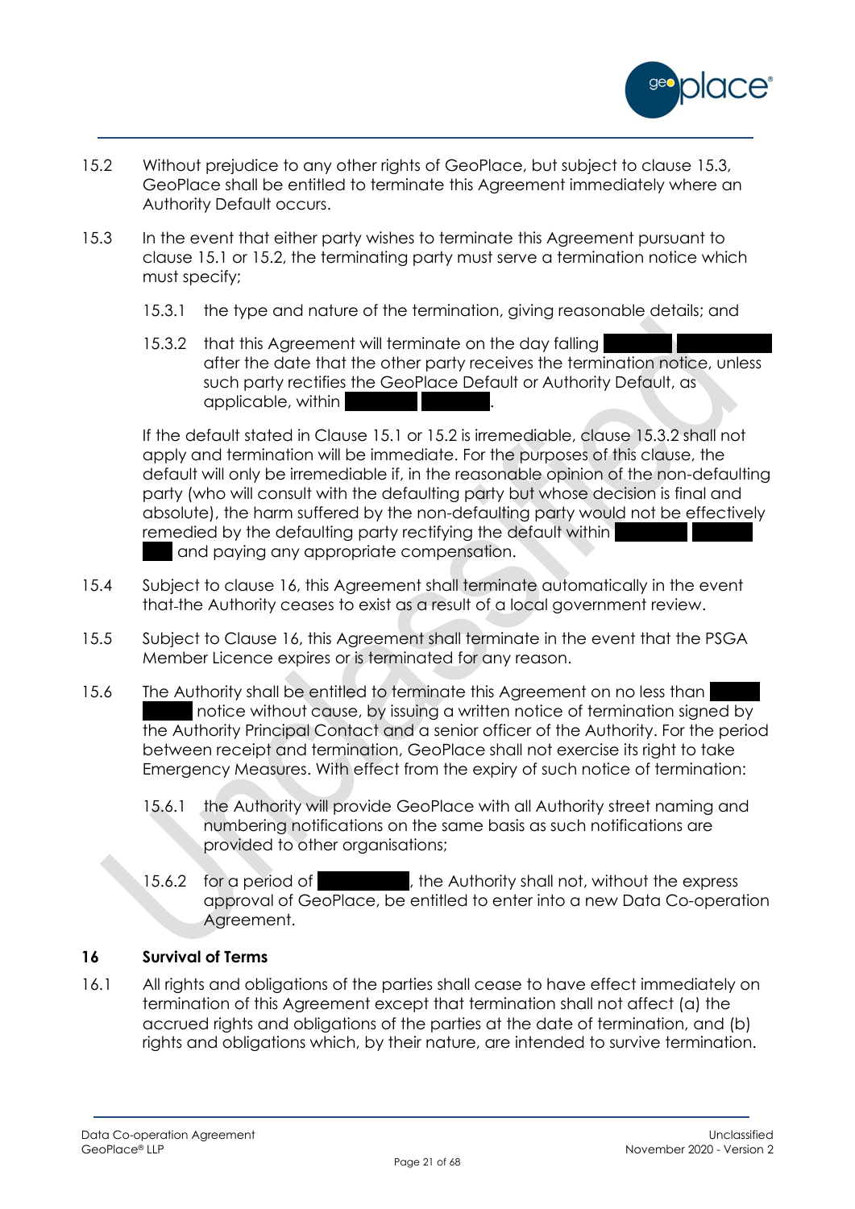15.2 Without prejudice to any other rights of GeoPlace, but subject to clause 15.3, GeoPlace shall be entitled to terminate this Agreement immediately where an Authority Default occurs.

15.3 In the event that either party wishes to terminate this Agreement pursuant to clause 15.1 or 15.2, the terminating party must serve a termination notice which must specify;

15.3.1 the type and nature of the termination, giving reasonable details; and

15.3.2 that this Agreement will terminate on the day falling after the date that the other party receives the termination notice, unless such party rectifies the GeoPlace Default or Authority Default, as applicable, within .

If the default stated in Clause 15.1 or 15.2 is irremediable, clause 15.3.2 shall not apply and termination will be immediate. For the purposes of this clause, the default will only be irremediable if, in the reasonable opinion of the non-defaulting party (who will consult with the defaulting party but whose decision is final and absolute), the harm suffered by the non-defaulting party would not be effectively remedied by the defaulting party rectifying the default within and paying any appropriate compensation.

15.4 Subject to clause 16, this Agreement shall terminate automatically in the event that the Authority ceases to exist as a result of a local government review.

15.5 Subject to Clause 16, this Agreement shall terminate in the event that the PSGA Member Licence expires or is terminated for any reason.

15.6 The Authority shall be entitled to terminate this Agreement on no less than notice without cause, by issuing a written notice of termination signed by the Authority Principal Contact and a senior officer of the Authority. For the period between receipt and termination, GeoPlace shall not exercise its right to take Emergency Measures. With effect from the expiry of such notice of termination:

15.6.1 the Authority will provide GeoPlace with all Authority street naming and numbering notifications on the same basis as such notifications are provided to other organisations;

15.6.2 for a period of , the Authority shall not, without the express approval of GeoPlace, be entitled to enter into a new Data Co-operation Agreement.

## 16 Survival of Terms

16.1 All rights and obligations of the parties shall cease to have effect immediately on termination of this Agreement except that termination shall not affect (a) the accrued rights and obligations of the parties at the date of termination, and (b) rights and obligations which, by their nature, are intended to survive termination.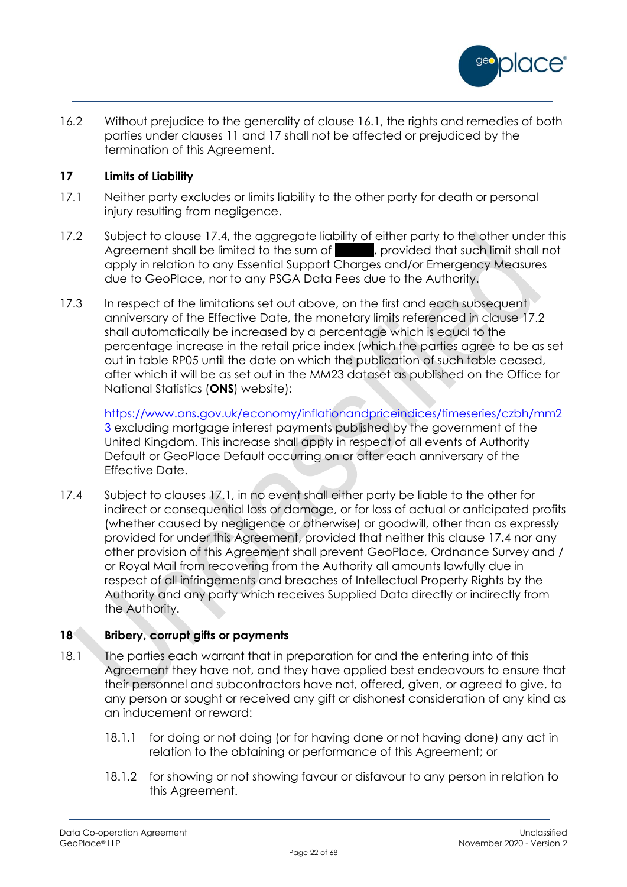16.2 Without prejudice to the generality of clause 16.1, the rights and remedies of both parties under clauses 11 and 17 shall not be affected or prejudiced by the termination of this Agreement.

## 17 Limits of Liability

17.1 Neither party excludes or limits liability to the other party for death or personal injury resulting from negligence.

17.2 Subject to clause 17.4, the aggregate liability of either party to the other under this Agreement shall be limited to the sum of ██████, provided that such limit shall not apply in relation to any Essential Support Charges and/or Emergency Measures due to GeoPlace, nor to any PSGA Data Fees due to the Authority.

17.3 In respect of the limitations set out above, on the first and each subsequent anniversary of the Effective Date, the monetary limits referenced in clause 17.2 shall automatically be increased by a percentage which is equal to the percentage increase in the retail price index (which the parties agree to be as set out in table RP05 until the date on which the publication of such table ceased, after which it will be as set out in the MM23 dataset as published on the Office for National Statistics (**ONS**) website):

https://www.ons.gov.uk/economy/inflationandpriceindices/timeseries/czbh/mm23 excluding mortgage interest payments published by the government of the United Kingdom. This increase shall apply in respect of all events of Authority Default or GeoPlace Default occurring on or after each anniversary of the Effective Date.

17.4 Subject to clauses 17.1, in no event shall either party be liable to the other for indirect or consequential loss or damage, or for loss of actual or anticipated profits (whether caused by negligence or otherwise) or goodwill, other than as expressly provided for under this Agreement, provided that neither this clause 17.4 nor any other provision of this Agreement shall prevent GeoPlace, Ordnance Survey and / or Royal Mail from recovering from the Authority all amounts lawfully due in respect of all infringements and breaches of Intellectual Property Rights by the Authority and any party which receives Supplied Data directly or indirectly from the Authority.

## 18 Bribery, corrupt gifts or payments

18.1 The parties each warrant that in preparation for and the entering into of this Agreement they have not, and they have applied best endeavours to ensure that their personnel and subcontractors have not, offered, given, or agreed to give, to any person or sought or received any gift or dishonest consideration of any kind as an inducement or reward:

18.1.1 for doing or not doing (or for having done or not having done) any act in relation to the obtaining or performance of this Agreement; or

18.1.2 for showing or not showing favour or disfavour to any person in relation to this Agreement.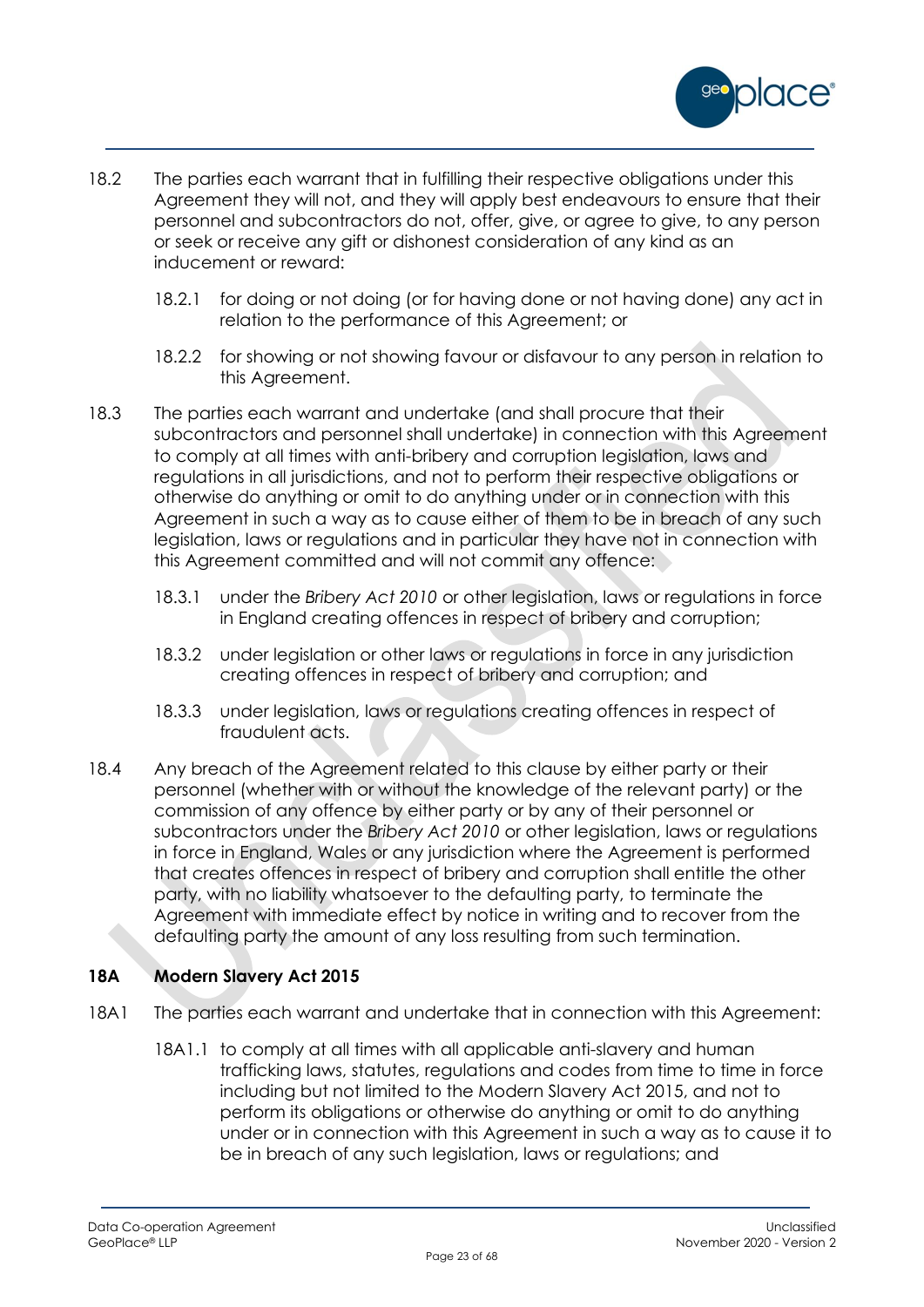18.2 The parties each warrant that in fulfilling their respective obligations under this Agreement they will not, and they will apply best endeavours to ensure that their personnel and subcontractors do not, offer, give, or agree to give, to any person or seek or receive any gift or dishonest consideration of any kind as an inducement or reward:

18.2.1 for doing or not doing (or for having done or not having done) any act in relation to the performance of this Agreement; or

18.2.2 for showing or not showing favour or disfavour to any person in relation to this Agreement.

18.3 The parties each warrant and undertake (and shall procure that their subcontractors and personnel shall undertake) in connection with this Agreement to comply at all times with anti-bribery and corruption legislation, laws and regulations in all jurisdictions, and not to perform their respective obligations or otherwise do anything or omit to do anything under or in connection with this Agreement in such a way as to cause either of them to be in breach of any such legislation, laws or regulations and in particular they have not in connection with this Agreement committed and will not commit any offence:

18.3.1 under the *Bribery Act 2010* or other legislation, laws or regulations in force in England creating offences in respect of bribery and corruption;

18.3.2 under legislation or other laws or regulations in force in any jurisdiction creating offences in respect of bribery and corruption; and

18.3.3 under legislation, laws or regulations creating offences in respect of fraudulent acts.

18.4 Any breach of the Agreement related to this clause by either party or their personnel (whether with or without the knowledge of the relevant party) or the commission of any offence by either party or by any of their personnel or subcontractors under the *Bribery Act 2010* or other legislation, laws or regulations in force in England, Wales or any jurisdiction where the Agreement is performed that creates offences in respect of bribery and corruption shall entitle the other party, with no liability whatsoever to the defaulting party, to terminate the Agreement with immediate effect by notice in writing and to recover from the defaulting party the amount of any loss resulting from such termination.

**18A Modern Slavery Act 2015**

18A1 The parties each warrant and undertake that in connection with this Agreement:

18A1.1 to comply at all times with all applicable anti-slavery and human trafficking laws, statutes, regulations and codes from time to time in force including but not limited to the Modern Slavery Act 2015, and not to perform its obligations or otherwise do anything or omit to do anything under or in connection with this Agreement in such a way as to cause it to be in breach of any such legislation, laws or regulations; and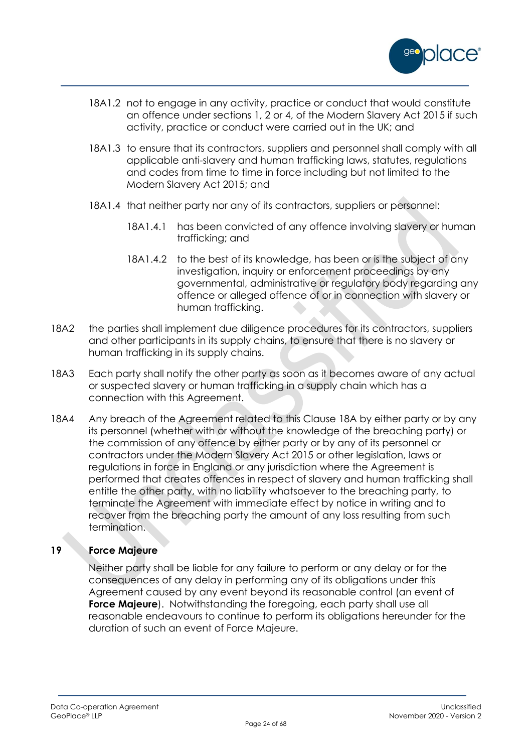18A1.2 not to engage in any activity, practice or conduct that would constitute an offence under sections 1, 2 or 4, of the Modern Slavery Act 2015 if such activity, practice or conduct were carried out in the UK; and

18A1.3 to ensure that its contractors, suppliers and personnel shall comply with all applicable anti-slavery and human trafficking laws, statutes, regulations and codes from time to time in force including but not limited to the Modern Slavery Act 2015; and

18A1.4 that neither party nor any of its contractors, suppliers or personnel:

18A1.4.1 has been convicted of any offence involving slavery or human trafficking; and

18A1.4.2 to the best of its knowledge, has been or is the subject of any investigation, inquiry or enforcement proceedings by any governmental, administrative or regulatory body regarding any offence or alleged offence of or in connection with slavery or human trafficking.

18A2 the parties shall implement due diligence procedures for its contractors, suppliers and other participants in its supply chains, to ensure that there is no slavery or human trafficking in its supply chains.

18A3 Each party shall notify the other party as soon as it becomes aware of any actual or suspected slavery or human trafficking in a supply chain which has a connection with this Agreement.

18A4 Any breach of the Agreement related to this Clause 18A by either party or by any its personnel (whether with or without the knowledge of the breaching party) or the commission of any offence by either party or by any of its personnel or contractors under the Modern Slavery Act 2015 or other legislation, laws or regulations in force in England or any jurisdiction where the Agreement is performed that creates offences in respect of slavery and human trafficking shall entitle the other party, with no liability whatsoever to the breaching party, to terminate the Agreement with immediate effect by notice in writing and to recover from the breaching party the amount of any loss resulting from such termination.

## 19 Force Majeure

Neither party shall be liable for any failure to perform or any delay or for the consequences of any delay in performing any of its obligations under this Agreement caused by any event beyond its reasonable control (an event of **Force Majeure**). Notwithstanding the foregoing, each party shall use all reasonable endeavours to continue to perform its obligations hereunder for the duration of such an event of Force Majeure.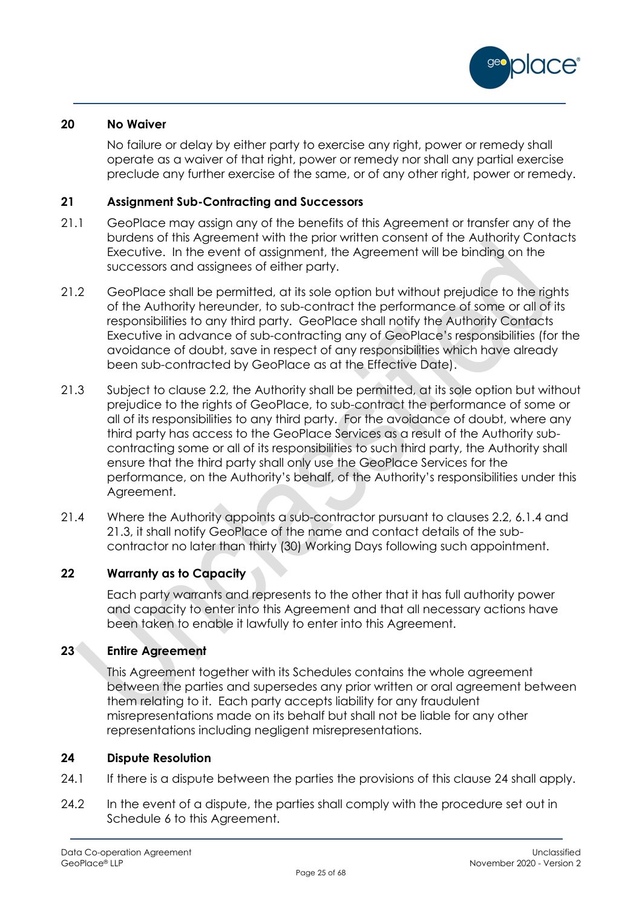## 20 No Waiver

No failure or delay by either party to exercise any right, power or remedy shall operate as a waiver of that right, power or remedy nor shall any partial exercise preclude any further exercise of the same, or of any other right, power or remedy.

## 21 Assignment Sub-Contracting and Successors

21.1 GeoPlace may assign any of the benefits of this Agreement or transfer any of the burdens of this Agreement with the prior written consent of the Authority Contacts Executive. In the event of assignment, the Agreement will be binding on the successors and assignees of either party.

21.2 GeoPlace shall be permitted, at its sole option but without prejudice to the rights of the Authority hereunder, to sub-contract the performance of some or all of its responsibilities to any third party. GeoPlace shall notify the Authority Contacts Executive in advance of sub-contracting any of GeoPlace's responsibilities (for the avoidance of doubt, save in respect of any responsibilities which have already been sub-contracted by GeoPlace as at the Effective Date).

21.3 Subject to clause 2.2, the Authority shall be permitted, at its sole option but without prejudice to the rights of GeoPlace, to sub-contract the performance of some or all of its responsibilities to any third party. For the avoidance of doubt, where any third party has access to the GeoPlace Services as a result of the Authority sub-contracting some or all of its responsibilities to such third party, the Authority shall ensure that the third party shall only use the GeoPlace Services for the performance, on the Authority's behalf, of the Authority's responsibilities under this Agreement.

21.4 Where the Authority appoints a sub-contractor pursuant to clauses 2.2, 6.1.4 and 21.3, it shall notify GeoPlace of the name and contact details of the sub-contractor no later than thirty (30) Working Days following such appointment.

## 22 Warranty as to Capacity

Each party warrants and represents to the other that it has full authority power and capacity to enter into this Agreement and that all necessary actions have been taken to enable it lawfully to enter into this Agreement.

## 23 Entire Agreement

This Agreement together with its Schedules contains the whole agreement between the parties and supersedes any prior written or oral agreement between them relating to it. Each party accepts liability for any fraudulent misrepresentations made on its behalf but shall not be liable for any other representations including negligent misrepresentations.

## 24 Dispute Resolution

24.1 If there is a dispute between the parties the provisions of this clause 24 shall apply.

24.2 In the event of a dispute, the parties shall comply with the procedure set out in Schedule 6 to this Agreement.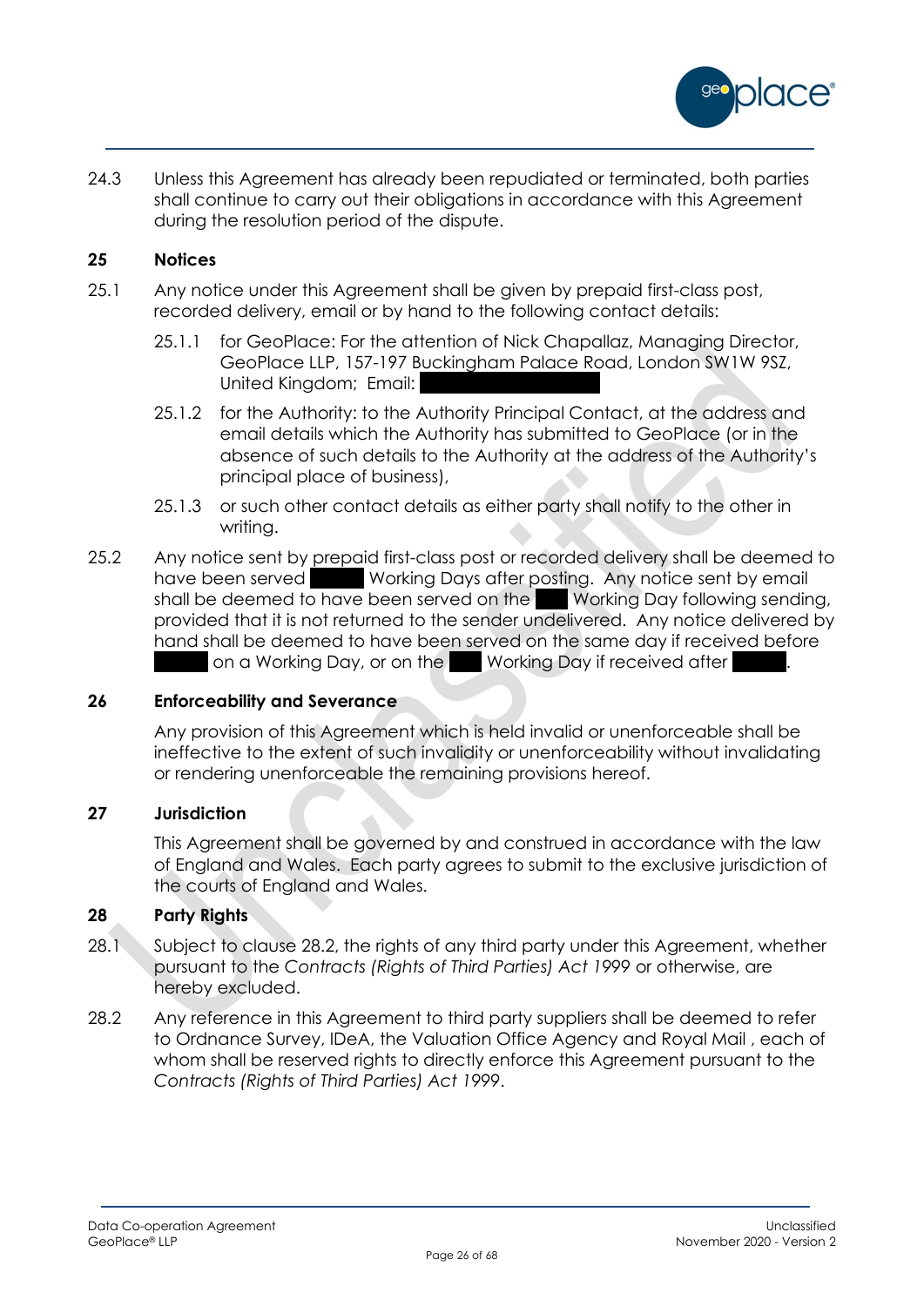24.3 Unless this Agreement has already been repudiated or terminated, both parties shall continue to carry out their obligations in accordance with this Agreement during the resolution period of the dispute.

## 25 Notices

25.1 Any notice under this Agreement shall be given by prepaid first-class post, recorded delivery, email or by hand to the following contact details:

25.1.1 for GeoPlace: For the attention of Nick Chapallaz, Managing Director, GeoPlace LLP, 157-197 Buckingham Palace Road, London SW1W 9SZ, United Kingdom; Email: [redacted]

25.1.2 for the Authority: to the Authority Principal Contact, at the address and email details which the Authority has submitted to GeoPlace (or in the absence of such details to the Authority at the address of the Authority's principal place of business),

25.1.3 or such other contact details as either party shall notify to the other in writing.

25.2 Any notice sent by prepaid first-class post or recorded delivery shall be deemed to have been served [redacted] Working Days after posting. Any notice sent by email shall be deemed to have been served on the [redacted] Working Day following sending, provided that it is not returned to the sender undelivered. Any notice delivered by hand shall be deemed to have been served on the same day if received before [redacted] on a Working Day, or on the [redacted] Working Day if received after [redacted].

## 26 Enforceability and Severance

Any provision of this Agreement which is held invalid or unenforceable shall be ineffective to the extent of such invalidity or unenforceability without invalidating or rendering unenforceable the remaining provisions hereof.

## 27 Jurisdiction

This Agreement shall be governed by and construed in accordance with the law of England and Wales. Each party agrees to submit to the exclusive jurisdiction of the courts of England and Wales.

## 28 Party Rights

28.1 Subject to clause 28.2, the rights of any third party under this Agreement, whether pursuant to the *Contracts (Rights of Third Parties) Act 1999* or otherwise, are hereby excluded.

28.2 Any reference in this Agreement to third party suppliers shall be deemed to refer to Ordnance Survey, IDeA, the Valuation Office Agency and Royal Mail , each of whom shall be reserved rights to directly enforce this Agreement pursuant to the *Contracts (Rights of Third Parties) Act 1999*.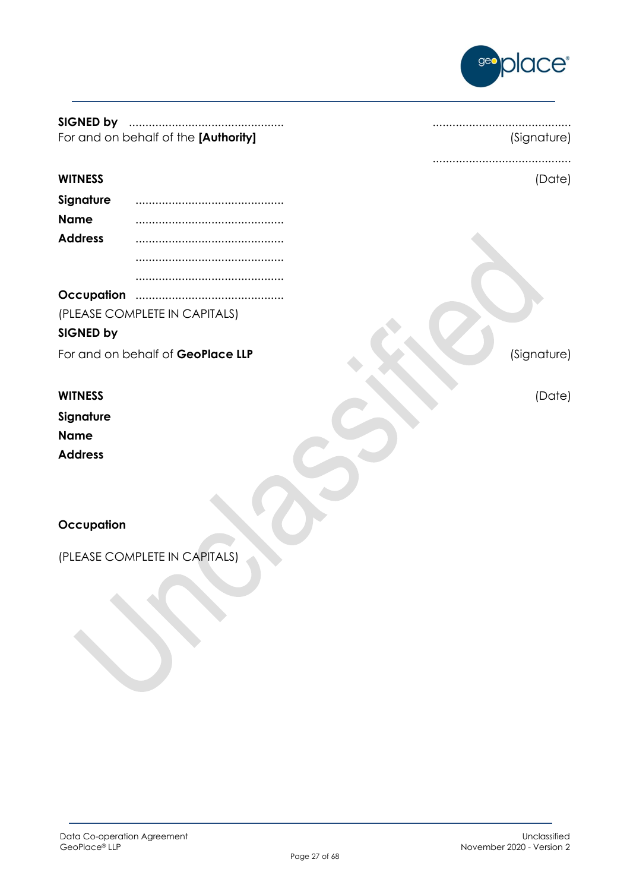**SIGNED by** ............................................... ..........................................

For and on behalf of the **[Authority]** (Signature)

..........................................

**WITNESS** (Date)

**Signature** ............................................

**Name** ............................................

**Address** ............................................

............................................

............................................

**Occupation** ............................................

(PLEASE COMPLETE IN CAPITALS)

**SIGNED by**

For and on behalf of **GeoPlace LLP** (Signature)

**WITNESS** (Date)

**Signature**

**Name**

**Address**

**Occupation**

(PLEASE COMPLETE IN CAPITALS)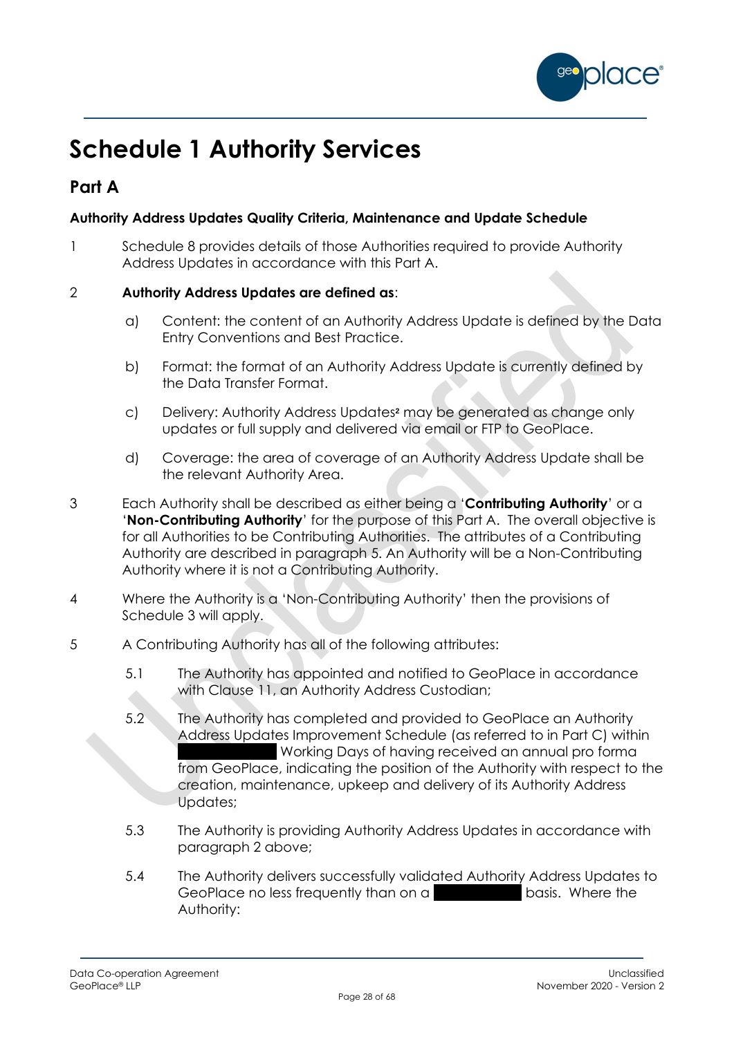# Schedule 1 Authority Services

## Part A

**Authority Address Updates Quality Criteria, Maintenance and Update Schedule**

1 Schedule 8 provides details of those Authorities required to provide Authority Address Updates in accordance with this Part A.

2 **Authority Address Updates are defined as**:

a) Content: the content of an Authority Address Update is defined by the Data Entry Conventions and Best Practice.

b) Format: the format of an Authority Address Update is currently defined by the Data Transfer Format.

c) Delivery: Authority Address Updates[2] may be generated as change only updates or full supply and delivered via email or FTP to GeoPlace.

d) Coverage: the area of coverage of an Authority Address Update shall be the relevant Authority Area.

3 Each Authority shall be described as either being a '**Contributing Authority**' or a '**Non-Contributing Authority**' for the purpose of this Part A. The overall objective is for all Authorities to be Contributing Authorities. The attributes of a Contributing Authority are described in paragraph 5. An Authority will be a Non-Contributing Authority where it is not a Contributing Authority.

4 Where the Authority is a 'Non-Contributing Authority' then the provisions of Schedule 3 will apply.

5 A Contributing Authority has all of the following attributes:

5.1 The Authority has appointed and notified to GeoPlace in accordance with Clause 11, an Authority Address Custodian;

5.2 The Authority has completed and provided to GeoPlace an Authority Address Updates Improvement Schedule (as referred to in Part C) within ██████████ Working Days of having received an annual pro forma from GeoPlace, indicating the position of the Authority with respect to the creation, maintenance, upkeep and delivery of its Authority Address Updates;

5.3 The Authority is providing Authority Address Updates in accordance with paragraph 2 above;

5.4 The Authority delivers successfully validated Authority Address Updates to GeoPlace no less frequently than on a ██████████ basis. Where the Authority: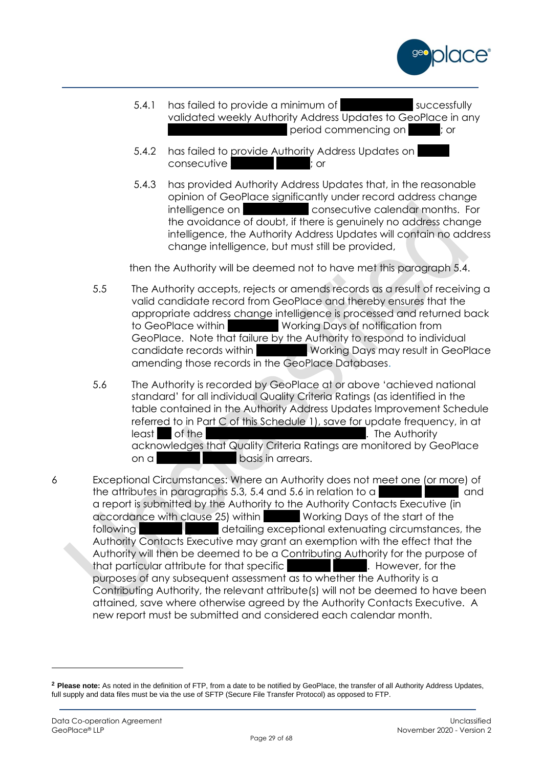5.4.1 has failed to provide a minimum of [REDACTED] successfully validated weekly Authority Address Updates to GeoPlace in any [REDACTED] period commencing on [REDACTED]; or

5.4.2 has failed to provide Authority Address Updates on [REDACTED] consecutive [REDACTED] [REDACTED]; or

5.4.3 has provided Authority Address Updates that, in the reasonable opinion of GeoPlace significantly under record address change intelligence on [REDACTED] consecutive calendar months. For the avoidance of doubt, if there is genuinely no address change intelligence, the Authority Address Updates will contain no address change intelligence, but must still be provided,

then the Authority will be deemed not to have met this paragraph 5.4.

5.5 The Authority accepts, rejects or amends records as a result of receiving a valid candidate record from GeoPlace and thereby ensures that the appropriate address change intelligence is processed and returned back to GeoPlace within [REDACTED] Working Days of notification from GeoPlace. Note that failure by the Authority to respond to individual candidate records within [REDACTED] Working Days may result in GeoPlace amending those records in the GeoPlace Databases.

5.6 The Authority is recorded by GeoPlace at or above 'achieved national standard' for all individual Quality Criteria Ratings (as identified in the table contained in the Authority Address Updates Improvement Schedule referred to in Part C of this Schedule 1), save for update frequency, in at least [REDACTED] of the [REDACTED]. The Authority acknowledges that Quality Criteria Ratings are monitored by GeoPlace on a [REDACTED] [REDACTED] basis in arrears.

6 Exceptional Circumstances: Where an Authority does not meet one (or more) of the attributes in paragraphs 5.3, 5.4 and 5.6 in relation to a [REDACTED] [REDACTED] and a report is submitted by the Authority to the Authority Contacts Executive (in accordance with clause 25) within [REDACTED] Working Days of the start of the following [REDACTED] [REDACTED] detailing exceptional extenuating circumstances, the Authority Contacts Executive may grant an exemption with the effect that the Authority will then be deemed to be a Contributing Authority for the purpose of that particular attribute for that specific [REDACTED] [REDACTED]. However, for the purposes of any subsequent assessment as to whether the Authority is a Contributing Authority, the relevant attribute(s) will not be deemed to have been attained, save where otherwise agreed by the Authority Contacts Executive. A new report must be submitted and considered each calendar month.

---

[2] **Please note:** As noted in the definition of FTP, from a date to be notified by GeoPlace, the transfer of all Authority Address Updates, full supply and data files must be via the use of SFTP (Secure File Transfer Protocol) as opposed to FTP.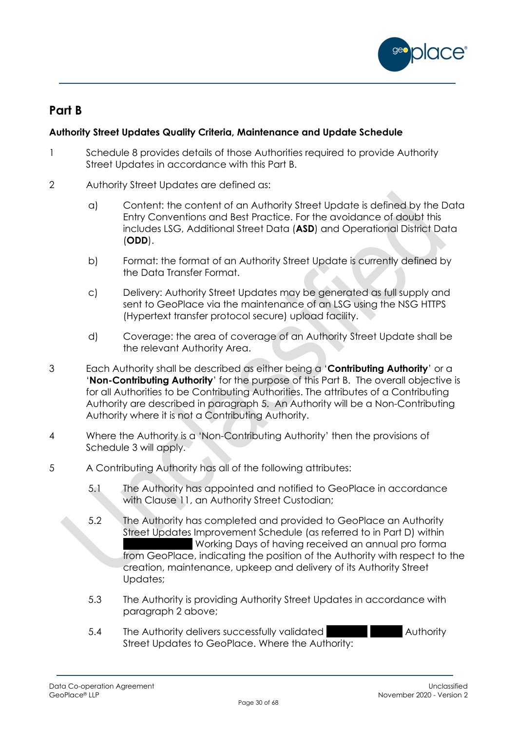## Part B

**Authority Street Updates Quality Criteria, Maintenance and Update Schedule**

1 Schedule 8 provides details of those Authorities required to provide Authority Street Updates in accordance with this Part B.

2 Authority Street Updates are defined as:

a) Content: the content of an Authority Street Update is defined by the Data Entry Conventions and Best Practice. For the avoidance of doubt this includes LSG, Additional Street Data (**ASD**) and Operational District Data (**ODD**).

b) Format: the format of an Authority Street Update is currently defined by the Data Transfer Format.

c) Delivery: Authority Street Updates may be generated as full supply and sent to GeoPlace via the maintenance of an LSG using the NSG HTTPS (Hypertext transfer protocol secure) upload facility.

d) Coverage: the area of coverage of an Authority Street Update shall be the relevant Authority Area.

3 Each Authority shall be described as either being a '**Contributing Authority**' or a '**Non-Contributing Authority**' for the purpose of this Part B. The overall objective is for all Authorities to be Contributing Authorities. The attributes of a Contributing Authority are described in paragraph 5. An Authority will be a Non-Contributing Authority where it is not a Contributing Authority.

4 Where the Authority is a 'Non-Contributing Authority' then the provisions of Schedule 3 will apply.

5 A Contributing Authority has all of the following attributes:

5.1 The Authority has appointed and notified to GeoPlace in accordance with Clause 11, an Authority Street Custodian;

5.2 The Authority has completed and provided to GeoPlace an Authority Street Updates Improvement Schedule (as referred to in Part D) within ██████████ Working Days of having received an annual pro forma from GeoPlace, indicating the position of the Authority with respect to the creation, maintenance, upkeep and delivery of its Authority Street Updates;

5.3 The Authority is providing Authority Street Updates in accordance with paragraph 2 above;

5.4 The Authority delivers successfully validated ██████ █████ Authority Street Updates to GeoPlace. Where the Authority: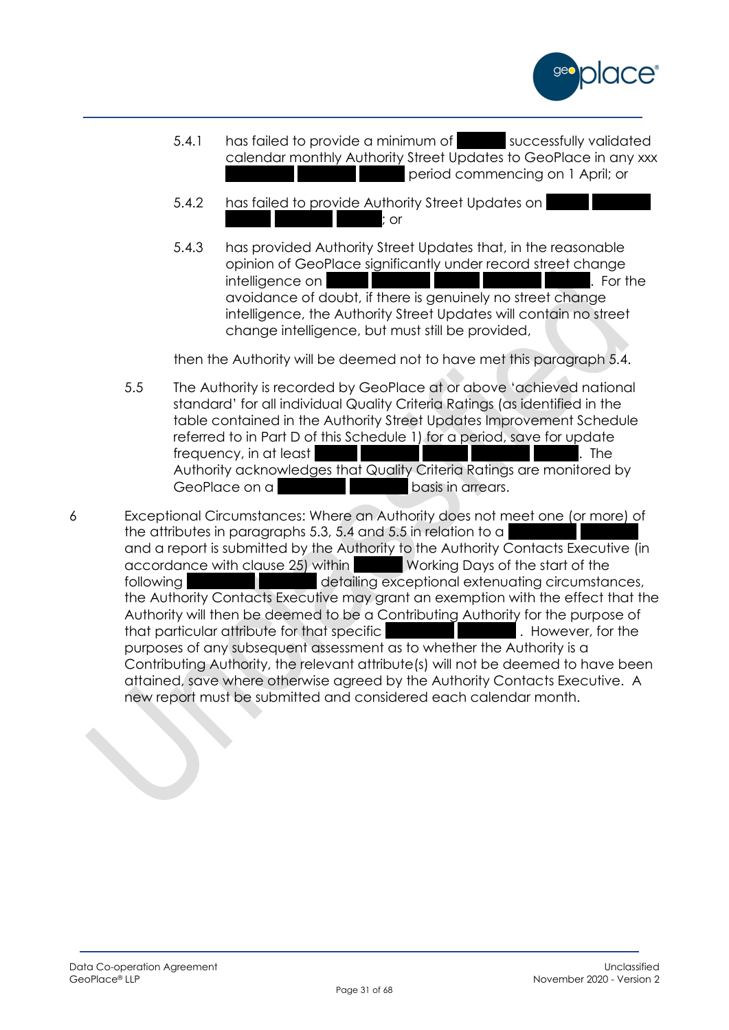5.4.1 has failed to provide a minimum of ██████ successfully validated calendar monthly Authority Street Updates to GeoPlace in any xxx ████████ ████████ █████ period commencing on 1 April; or

5.4.2 has failed to provide Authority Street Updates on █████ ████████ ██████ ████████ ██████; or

5.4.3 has provided Authority Street Updates that, in the reasonable opinion of GeoPlace significantly under record street change intelligence on █████ ████████ ██████ ████████ ██████. For the avoidance of doubt, if there is genuinely no street change intelligence, the Authority Street Updates will contain no street change intelligence, but must still be provided,

then the Authority will be deemed not to have met this paragraph 5.4.

5.5 The Authority is recorded by GeoPlace at or above 'achieved national standard' for all individual Quality Criteria Ratings (as identified in the table contained in the Authority Street Updates Improvement Schedule referred to in Part D of this Schedule 1) for a period, save for update frequency, in at least █████ ████████ ██████ ████████ ██████. The Authority acknowledges that Quality Criteria Ratings are monitored by GeoPlace on a █████████ ████████ basis in arrears.

6 Exceptional Circumstances: Where an Authority does not meet one (or more) of the attributes in paragraphs 5.3, 5.4 and 5.5 in relation to a █████████ ████████ and a report is submitted by the Authority to the Authority Contacts Executive (in accordance with clause 25) within ██████ Working Days of the start of the following █████████ ████████ detailing exceptional extenuating circumstances, the Authority Contacts Executive may grant an exemption with the effect that the Authority will then be deemed to be a Contributing Authority for the purpose of that particular attribute for that specific █████████ ████████. However, for the purposes of any subsequent assessment as to whether the Authority is a Contributing Authority, the relevant attribute(s) will not be deemed to have been attained, save where otherwise agreed by the Authority Contacts Executive. A new report must be submitted and considered each calendar month.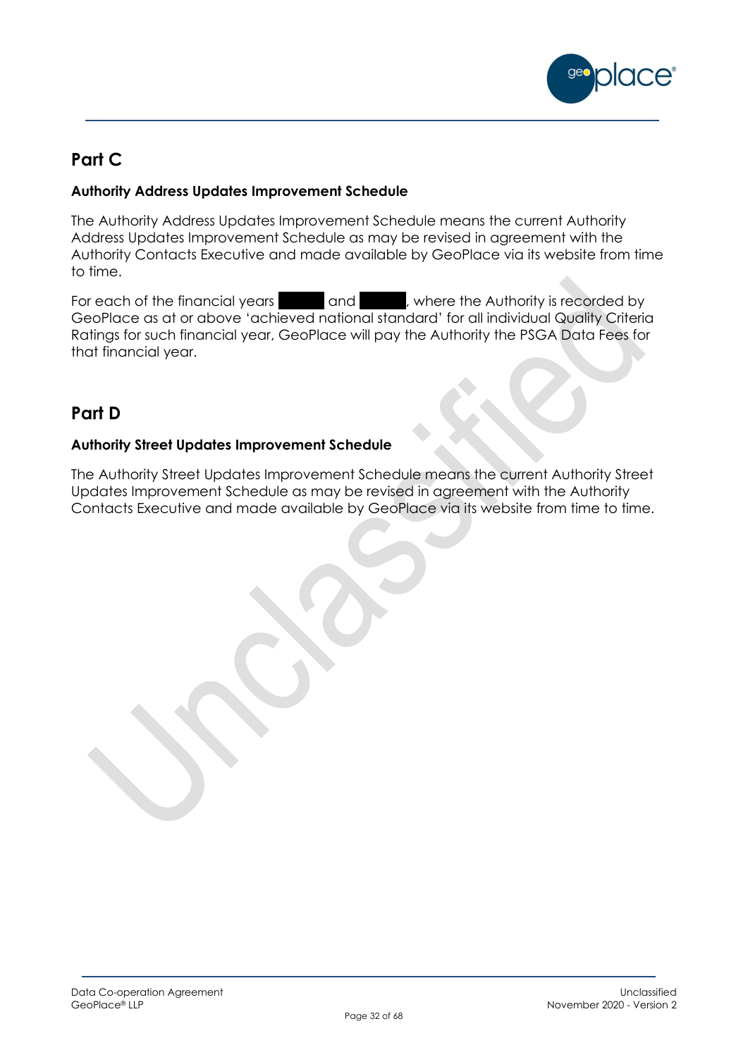## Part C

### Authority Address Updates Improvement Schedule

The Authority Address Updates Improvement Schedule means the current Authority Address Updates Improvement Schedule as may be revised in agreement with the Authority Contacts Executive and made available by GeoPlace via its website from time to time.

For each of the financial years ██████ and ██████, where the Authority is recorded by GeoPlace as at or above 'achieved national standard' for all individual Quality Criteria Ratings for such financial year, GeoPlace will pay the Authority the PSGA Data Fees for that financial year.

## Part D

### Authority Street Updates Improvement Schedule

The Authority Street Updates Improvement Schedule means the current Authority Street Updates Improvement Schedule as may be revised in agreement with the Authority Contacts Executive and made available by GeoPlace via its website from time to time.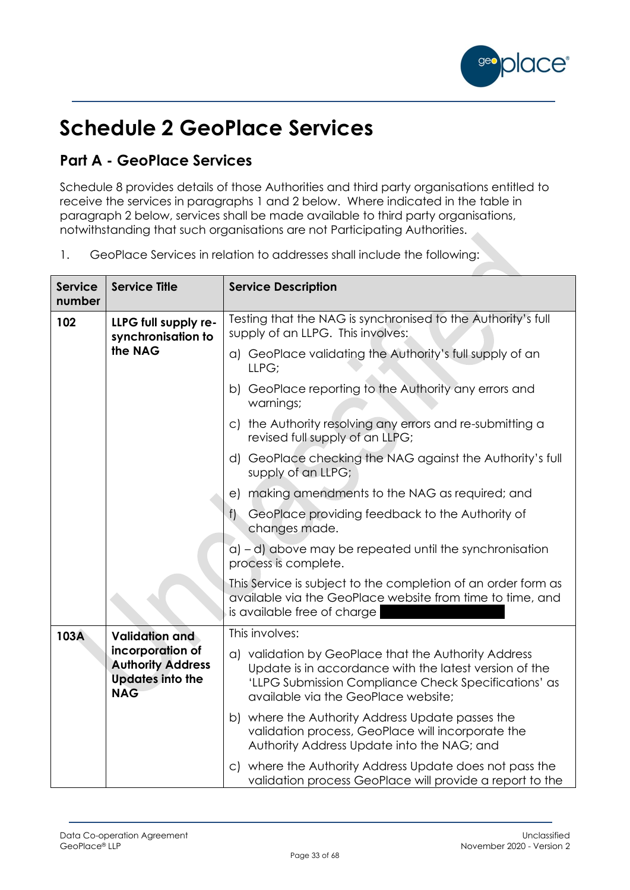# Schedule 2 GeoPlace Services

## Part A - GeoPlace Services

Schedule 8 provides details of those Authorities and third party organisations entitled to receive the services in paragraphs 1 and 2 below. Where indicated in the table in paragraph 2 below, services shall be made available to third party organisations, notwithstanding that such organisations are not Participating Authorities.

1. GeoPlace Services in relation to addresses shall include the following:

| Service number | Service Title | Service Description |
|---|---|---|
| **102** | **LLPG full supply re-synchronisation to the NAG** | Testing that the NAG is synchronised to the Authority's full supply of an LLPG. This involves:<br>a) GeoPlace validating the Authority's full supply of an LLPG;<br>b) GeoPlace reporting to the Authority any errors and warnings;<br>c) the Authority resolving any errors and re-submitting a revised full supply of an LLPG;<br>d) GeoPlace checking the NAG against the Authority's full supply of an LLPG;<br>e) making amendments to the NAG as required; and<br>f) GeoPlace providing feedback to the Authority of changes made.<br>a) – d) above may be repeated until the synchronisation process is complete.<br>This Service is subject to the completion of an order form as available via the GeoPlace website from time to time, and is available free of charge |
| **103A** | **Validation and incorporation of Authority Address Updates into the NAG** | This involves:<br>a) validation by GeoPlace that the Authority Address Update is in accordance with the latest version of the 'LLPG Submission Compliance Check Specifications' as available via the GeoPlace website;<br>b) where the Authority Address Update passes the validation process, GeoPlace will incorporate the Authority Address Update into the NAG; and<br>c) where the Authority Address Update does not pass the validation process GeoPlace will provide a report to the |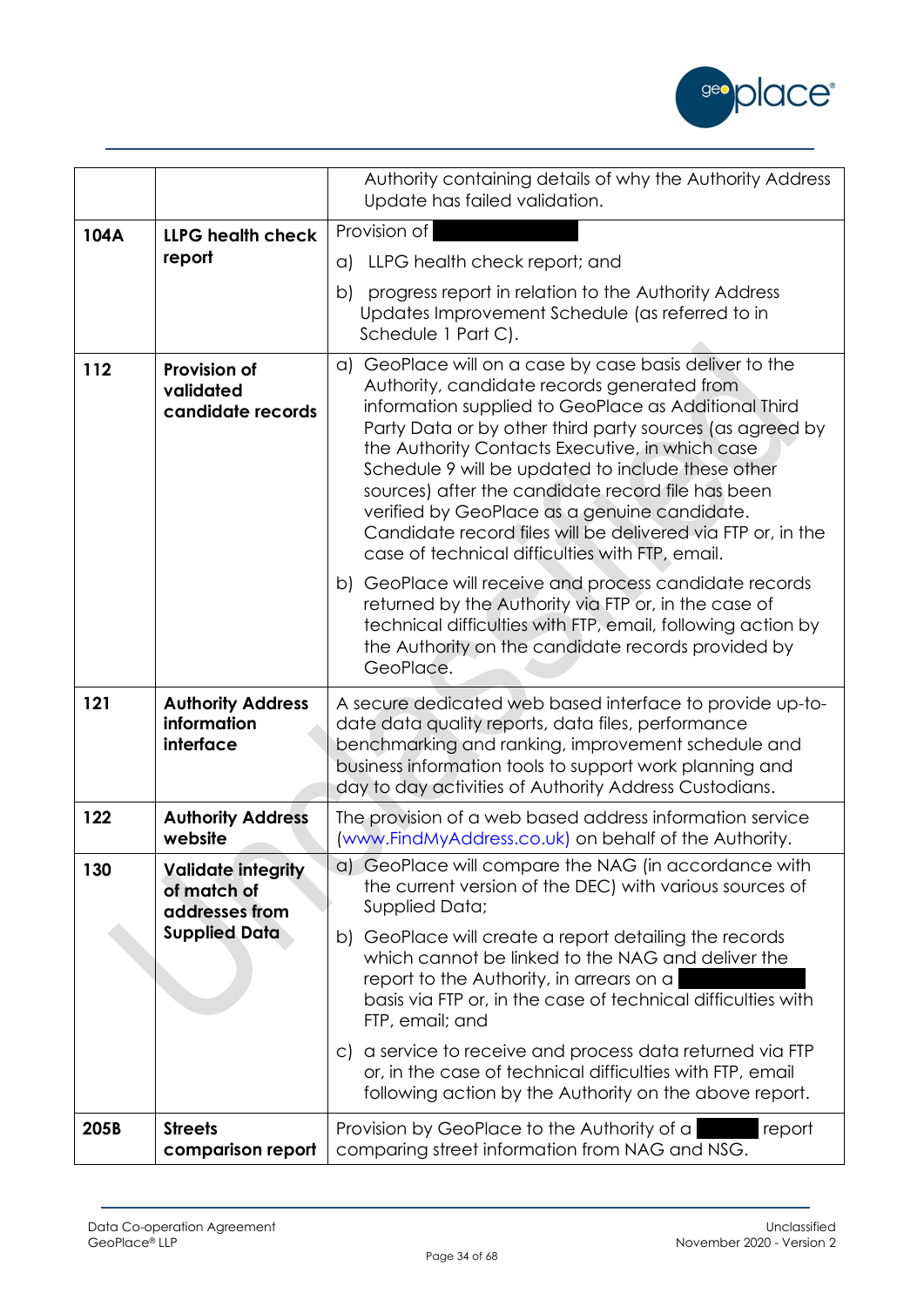| | | |
|---|---|---|
| | | Authority containing details of why the Authority Address Update has failed validation. |
| 104A | **LLPG health check report** | Provision of ██████<br>a) LLPG health check report; and<br>b) progress report in relation to the Authority Address Updates Improvement Schedule (as referred to in Schedule 1 Part C). |
| 112 | **Provision of validated candidate records** | a) GeoPlace will on a case by case basis deliver to the Authority, candidate records generated from information supplied to GeoPlace as Additional Third Party Data or by other third party sources (as agreed by the Authority Contacts Executive, in which case Schedule 9 will be updated to include these other sources) after the candidate record file has been verified by GeoPlace as a genuine candidate. Candidate record files will be delivered via FTP or, in the case of technical difficulties with FTP, email.<br>b) GeoPlace will receive and process candidate records returned by the Authority via FTP or, in the case of technical difficulties with FTP, email, following action by the Authority on the candidate records provided by GeoPlace. |
| 121 | **Authority Address information interface** | A secure dedicated web based interface to provide up-to-date data quality reports, data files, performance benchmarking and ranking, improvement schedule and business information tools to support work planning and day to day activities of Authority Address Custodians. |
| 122 | **Authority Address website** | The provision of a web based address information service (www.FindMyAddress.co.uk) on behalf of the Authority. |
| 130 | **Validate integrity of match of addresses from Supplied Data** | a) GeoPlace will compare the NAG (in accordance with the current version of the DEC) with various sources of Supplied Data;<br>b) GeoPlace will create a report detailing the records which cannot be linked to the NAG and deliver the report to the Authority, in arrears on a ██████ basis via FTP or, in the case of technical difficulties with FTP, email; and<br>c) a service to receive and process data returned via FTP or, in the case of technical difficulties with FTP, email following action by the Authority on the above report. |
| 205B | **Streets comparison report** | Provision by GeoPlace to the Authority of a ██████ report comparing street information from NAG and NSG. |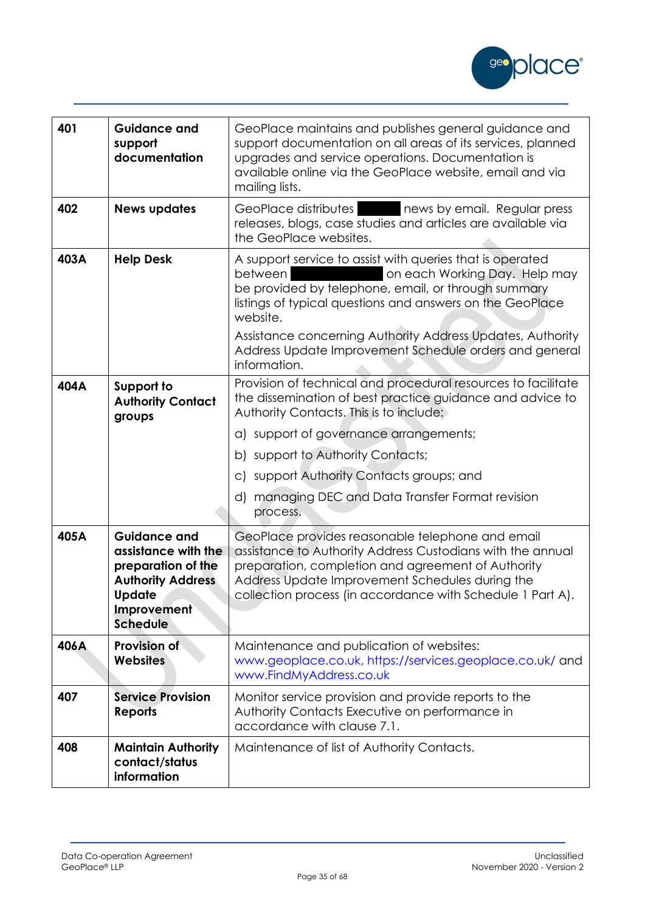| 401 | **Guidance and support documentation** | GeoPlace maintains and publishes general guidance and support documentation on all areas of its services, planned upgrades and service operations. Documentation is available online via the GeoPlace website, email and via mailing lists. |
|---|---|---|
| 402 | **News updates** | GeoPlace distributes ██████ news by email. Regular press releases, blogs, case studies and articles are available via the GeoPlace websites. |
| 403A | **Help Desk** | A support service to assist with queries that is operated between ██████████ on each Working Day. Help may be provided by telephone, email, or through summary listings of typical questions and answers on the GeoPlace website.<br><br>Assistance concerning Authority Address Updates, Authority Address Update Improvement Schedule orders and general information. |
| 404A | **Support to Authority Contact groups** | Provision of technical and procedural resources to facilitate the dissemination of best practice guidance and advice to Authority Contacts. This is to include:<br><br>a) support of governance arrangements;<br><br>b) support to Authority Contacts;<br><br>c) support Authority Contacts groups; and<br><br>d) managing DEC and Data Transfer Format revision process. |
| 405A | **Guidance and assistance with the preparation of the Authority Address Update Improvement Schedule** | GeoPlace provides reasonable telephone and email assistance to Authority Address Custodians with the annual preparation, completion and agreement of Authority Address Update Improvement Schedules during the collection process (in accordance with Schedule 1 Part A). |
| 406A | **Provision of Websites** | Maintenance and publication of websites: www.geoplace.co.uk, https://services.geoplace.co.uk/ and www.FindMyAddress.co.uk |
| 407 | **Service Provision Reports** | Monitor service provision and provide reports to the Authority Contacts Executive on performance in accordance with clause 7.1. |
| 408 | **Maintain Authority contact/status information** | Maintenance of list of Authority Contacts. |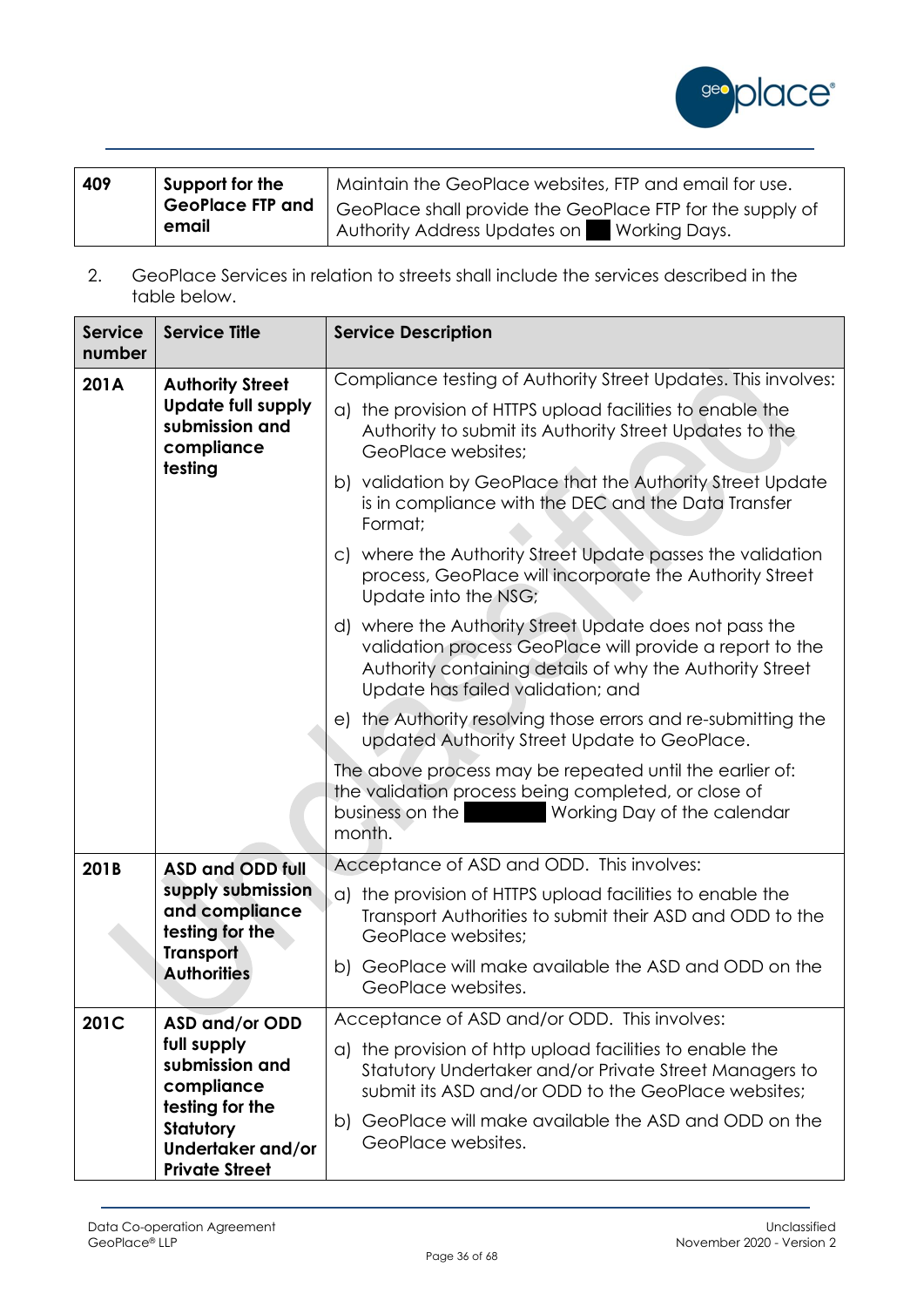| 409 | Support for the GeoPlace FTP and email | Maintain the GeoPlace websites, FTP and email for use.<br>GeoPlace shall provide the GeoPlace FTP for the supply of Authority Address Updates on ██ Working Days. |
|---|---|---|

2. GeoPlace Services in relation to streets shall include the services described in the table below.

| Service number | Service Title | Service Description |
|---|---|---|
| 201A | Authority Street Update full supply submission and compliance testing | Compliance testing of Authority Street Updates. This involves:<br>a) the provision of HTTPS upload facilities to enable the Authority to submit its Authority Street Updates to the GeoPlace websites;<br>b) validation by GeoPlace that the Authority Street Update is in compliance with the DEC and the Data Transfer Format;<br>c) where the Authority Street Update passes the validation process, GeoPlace will incorporate the Authority Street Update into the NSG;<br>d) where the Authority Street Update does not pass the validation process GeoPlace will provide a report to the Authority containing details of why the Authority Street Update has failed validation; and<br>e) the Authority resolving those errors and re-submitting the updated Authority Street Update to GeoPlace.<br>The above process may be repeated until the earlier of: the validation process being completed, or close of business on the ██████ Working Day of the calendar month. |
| 201B | ASD and ODD full supply submission and compliance testing for the Transport Authorities | Acceptance of ASD and ODD. This involves:<br>a) the provision of HTTPS upload facilities to enable the Transport Authorities to submit their ASD and ODD to the GeoPlace websites;<br>b) GeoPlace will make available the ASD and ODD on the GeoPlace websites. |
| 201C | ASD and/or ODD full supply submission and compliance testing for the Statutory Undertaker and/or Private Street | Acceptance of ASD and/or ODD. This involves:<br>a) the provision of http upload facilities to enable the Statutory Undertaker and/or Private Street Managers to submit its ASD and/or ODD to the GeoPlace websites;<br>b) GeoPlace will make available the ASD and ODD on the GeoPlace websites. |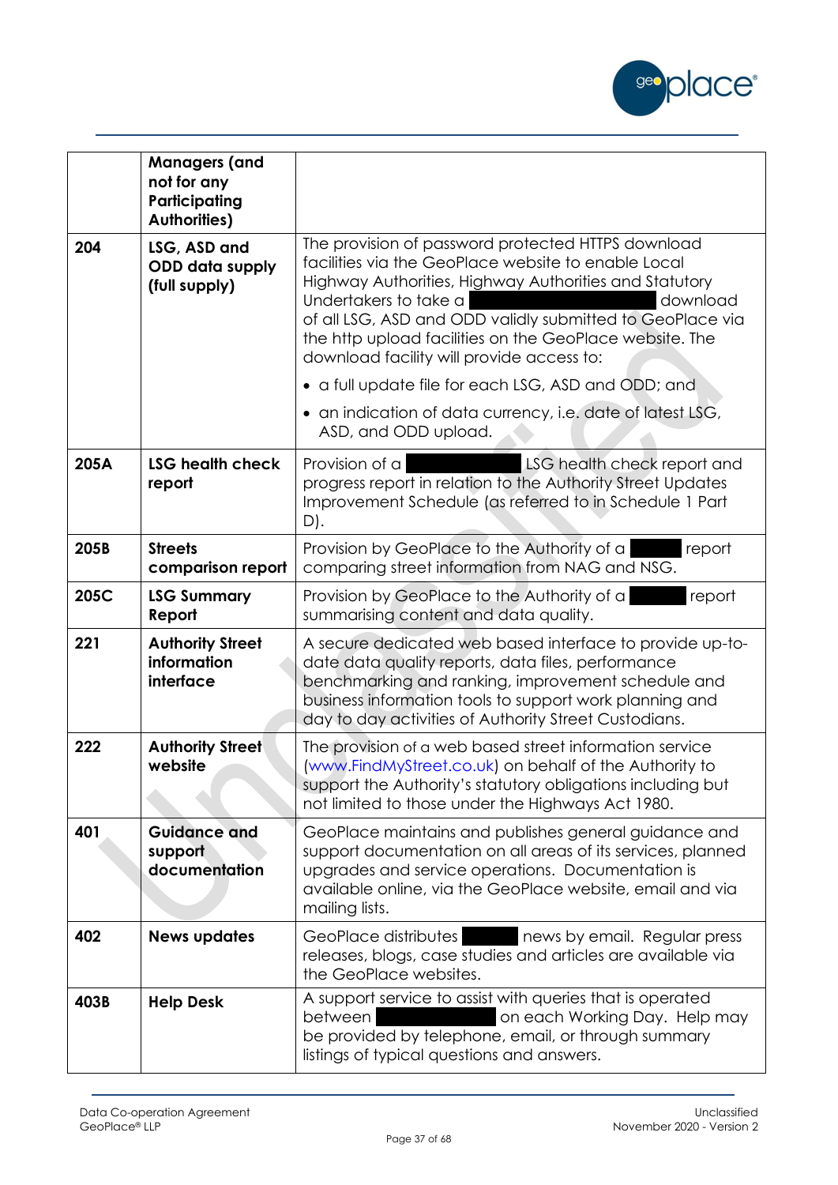| | | |
|---|---|---|
| | **Managers (and not for any Participating Authorities)** | |
| **204** | **LSG, ASD and ODD data supply (full supply)** | The provision of password protected HTTPS download facilities via the GeoPlace website to enable Local Highway Authorities, Highway Authorities and Statutory Undertakers to take a ██████████ download of all LSG, ASD and ODD validly submitted to GeoPlace via the http upload facilities on the GeoPlace website. The download facility will provide access to: <br>• a full update file for each LSG, ASD and ODD; and <br>• an indication of data currency, i.e. date of latest LSG, ASD, and ODD upload. |
| **205A** | **LSG health check report** | Provision of a ██████ LSG health check report and progress report in relation to the Authority Street Updates Improvement Schedule (as referred to in Schedule 1 Part D). |
| **205B** | **Streets comparison report** | Provision by GeoPlace to the Authority of a ████ report comparing street information from NAG and NSG. |
| **205C** | **LSG Summary Report** | Provision by GeoPlace to the Authority of a ████ report summarising content and data quality. |
| **221** | **Authority Street information interface** | A secure dedicated web based interface to provide up-to-date data quality reports, data files, performance benchmarking and ranking, improvement schedule and business information tools to support work planning and day to day activities of Authority Street Custodians. |
| **222** | **Authority Street website** | The provision of a web based street information service (www.FindMyStreet.co.uk) on behalf of the Authority to support the Authority's statutory obligations including but not limited to those under the Highways Act 1980. |
| **401** | **Guidance and support documentation** | GeoPlace maintains and publishes general guidance and support documentation on all areas of its services, planned upgrades and service operations. Documentation is available online, via the GeoPlace website, email and via mailing lists. |
| **402** | **News updates** | GeoPlace distributes ████ news by email. Regular press releases, blogs, case studies and articles are available via the GeoPlace websites. |
| **403B** | **Help Desk** | A support service to assist with queries that is operated between ██████ on each Working Day. Help may be provided by telephone, email, or through summary listings of typical questions and answers. |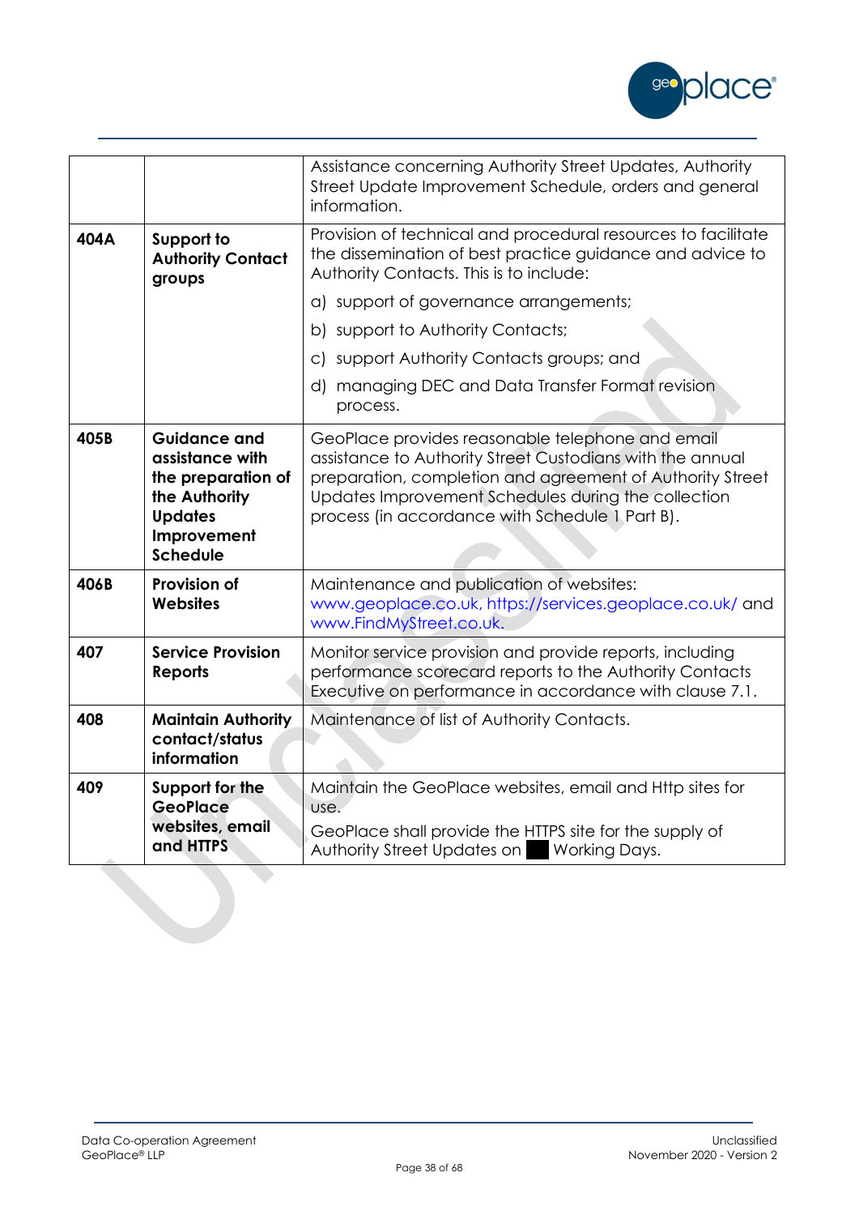| | | |
|---|---|---|
| | | Assistance concerning Authority Street Updates, Authority Street Update Improvement Schedule, orders and general information. |
| 404A | **Support to Authority Contact groups** | Provision of technical and procedural resources to facilitate the dissemination of best practice guidance and advice to Authority Contacts. This is to include:<br>a) support of governance arrangements;<br>b) support to Authority Contacts;<br>c) support Authority Contacts groups; and<br>d) managing DEC and Data Transfer Format revision process. |
| 405B | **Guidance and assistance with the preparation of the Authority Updates Improvement Schedule** | GeoPlace provides reasonable telephone and email assistance to Authority Street Custodians with the annual preparation, completion and agreement of Authority Street Updates Improvement Schedules during the collection process (in accordance with Schedule 1 Part B). |
| 406B | **Provision of Websites** | Maintenance and publication of websites: www.geoplace.co.uk, https://services.geoplace.co.uk/ and www.FindMyStreet.co.uk. |
| 407 | **Service Provision Reports** | Monitor service provision and provide reports, including performance scorecard reports to the Authority Contacts Executive on performance in accordance with clause 7.1. |
| 408 | **Maintain Authority contact/status information** | Maintenance of list of Authority Contacts. |
| 409 | **Support for the GeoPlace websites, email and HTTPS** | Maintain the GeoPlace websites, email and Http sites for use.<br>GeoPlace shall provide the HTTPS site for the supply of Authority Street Updates on ██ Working Days. |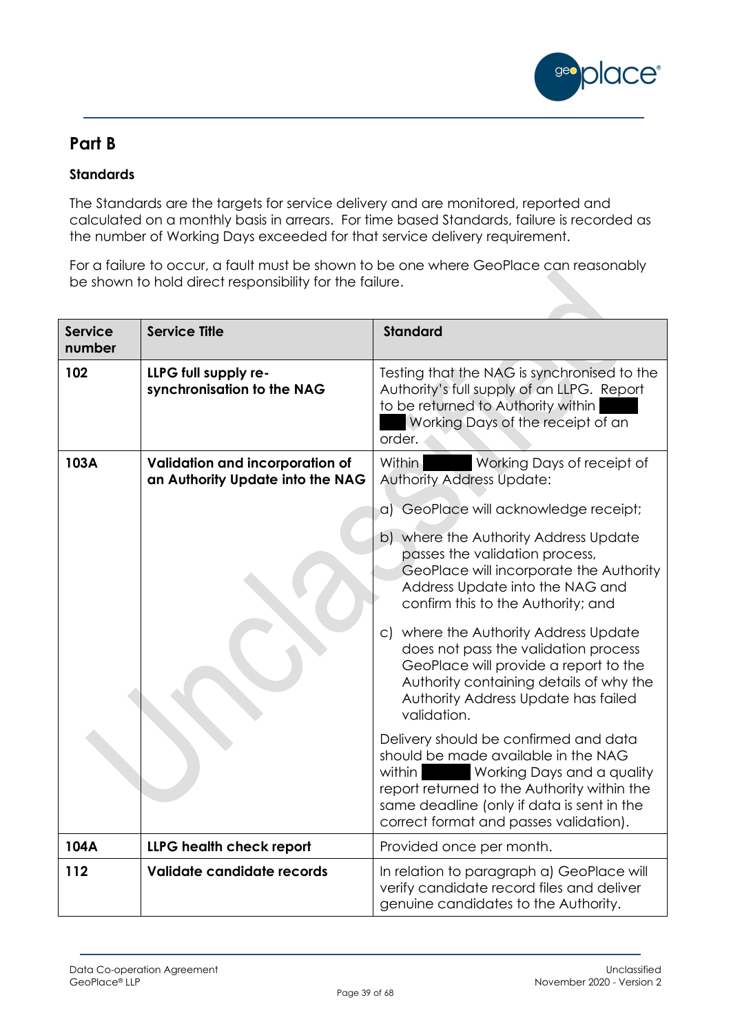## Part B

### Standards

The Standards are the targets for service delivery and are monitored, reported and calculated on a monthly basis in arrears. For time based Standards, failure is recorded as the number of Working Days exceeded for that service delivery requirement.

For a failure to occur, a fault must be shown to be one where GeoPlace can reasonably be shown to hold direct responsibility for the failure.

| Service number | Service Title | Standard |
|---|---|---|
| **102** | **LLPG full supply re-synchronisation to the NAG** | Testing that the NAG is synchronised to the Authority's full supply of an LLPG. Report to be returned to Authority within ██ Working Days of the receipt of an order. |
| **103A** | **Validation and incorporation of an Authority Update into the NAG** | Within ██ Working Days of receipt of Authority Address Update:<br>a) GeoPlace will acknowledge receipt;<br>b) where the Authority Address Update passes the validation process, GeoPlace will incorporate the Authority Address Update into the NAG and confirm this to the Authority; and<br>c) where the Authority Address Update does not pass the validation process GeoPlace will provide a report to the Authority containing details of why the Authority Address Update has failed validation.<br>Delivery should be confirmed and data should be made available in the NAG within ██ Working Days and a quality report returned to the Authority within the same deadline (only if data is sent in the correct format and passes validation). |
| **104A** | **LLPG health check report** | Provided once per month. |
| **112** | **Validate candidate records** | In relation to paragraph a) GeoPlace will verify candidate record files and deliver genuine candidates to the Authority. |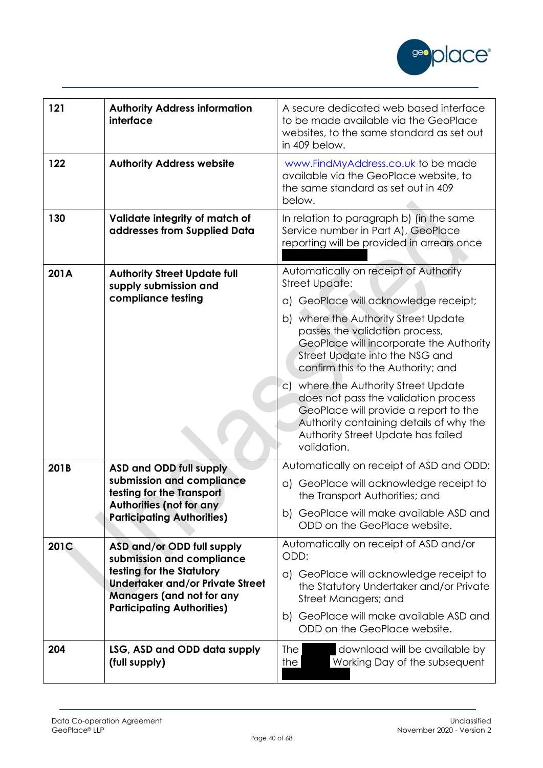| 121 | **Authority Address information interface** | A secure dedicated web based interface to be made available via the GeoPlace websites, to the same standard as set out in 409 below. |
|---|---|---|
| 122 | **Authority Address website** | www.FindMyAddress.co.uk to be made available via the GeoPlace website, to the same standard as set out in 409 below. |
| 130 | **Validate integrity of match of addresses from Supplied Data** | In relation to paragraph b) (in the same Service number in Part A), GeoPlace reporting will be provided in arrears once |
| 201A | **Authority Street Update full supply submission and compliance testing** | Automatically on receipt of Authority Street Update:<br>a) GeoPlace will acknowledge receipt;<br>b) where the Authority Street Update passes the validation process, GeoPlace will incorporate the Authority Street Update into the NSG and confirm this to the Authority; and<br>c) where the Authority Street Update does not pass the validation process GeoPlace will provide a report to the Authority containing details of why the Authority Street Update has failed validation. |
| 201B | **ASD and ODD full supply submission and compliance testing for the Transport Authorities (not for any Participating Authorities)** | Automatically on receipt of ASD and ODD:<br>a) GeoPlace will acknowledge receipt to the Transport Authorities; and<br>b) GeoPlace will make available ASD and ODD on the GeoPlace website. |
| 201C | **ASD and/or ODD full supply submission and compliance testing for the Statutory Undertaker and/or Private Street Managers (and not for any Participating Authorities)** | Automatically on receipt of ASD and/or ODD:<br>a) GeoPlace will acknowledge receipt to the Statutory Undertaker and/or Private Street Managers; and<br>b) GeoPlace will make available ASD and ODD on the GeoPlace website. |
| 204 | **LSG, ASD and ODD data supply (full supply)** | The download will be available by the Working Day of the subsequent |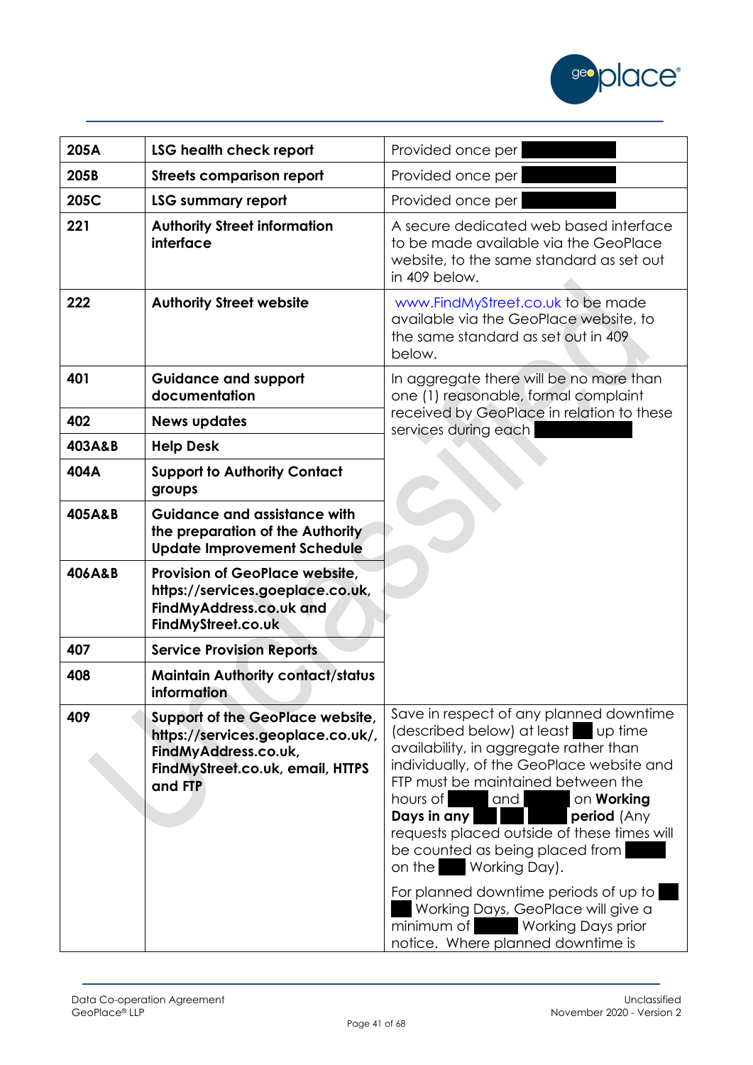| 205A | **LSG health check report** | Provided once per |
|---|---|---|
| 205B | **Streets comparison report** | Provided once per |
| 205C | **LSG summary report** | Provided once per |
| 221 | **Authority Street information interface** | A secure dedicated web based interface to be made available via the GeoPlace website, to the same standard as set out in 409 below. |
| 222 | **Authority Street website** | www.FindMyStreet.co.uk to be made available via the GeoPlace website, to the same standard as set out in 409 below. |
| 401 | **Guidance and support documentation** | In aggregate there will be no more than one (1) reasonable, formal complaint received by GeoPlace in relation to these services during each |
| 402 | **News updates** | |
| 403A&B | **Help Desk** | |
| 404A | **Support to Authority Contact groups** | |
| 405A&B | **Guidance and assistance with the preparation of the Authority Update Improvement Schedule** | |
| 406A&B | **Provision of GeoPlace website, https://services.goeplace.co.uk, FindMyAddress.co.uk and FindMyStreet.co.uk** | |
| 407 | **Service Provision Reports** | |
| 408 | **Maintain Authority contact/status information** | |
| 409 | **Support of the GeoPlace website, https://services.geoplace.co.uk/, FindMyAddress.co.uk, FindMyStreet.co.uk, email, HTTPS and FTP** | Save in respect of any planned downtime (described below) at least up time availability, in aggregate rather than individually, of the GeoPlace website and FTP must be maintained between the hours of and on **Working Days in any period** (Any requests placed outside of these times will be counted as being placed from on the Working Day).<br><br>For planned downtime periods of up to Working Days, GeoPlace will give a minimum of Working Days prior notice. Where planned downtime is |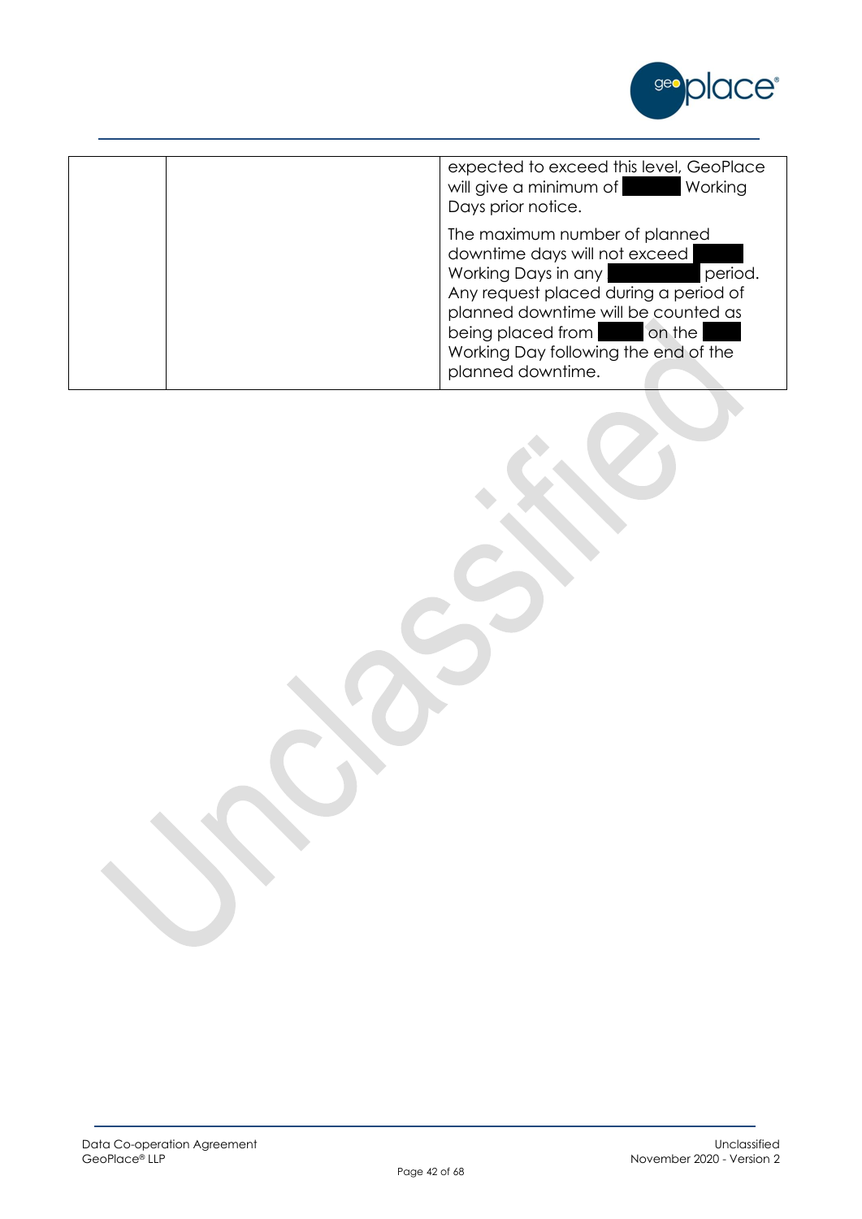|  |  |  |
| --- | --- | --- |
|  |  | expected to exceed this level, GeoPlace will give a minimum of ██████ Working Days prior notice.<br><br>The maximum number of planned downtime days will not exceed ████ Working Days in any ██████████ period. Any request placed during a period of planned downtime will be counted as being placed from █████ on the ████ Working Day following the end of the planned downtime. |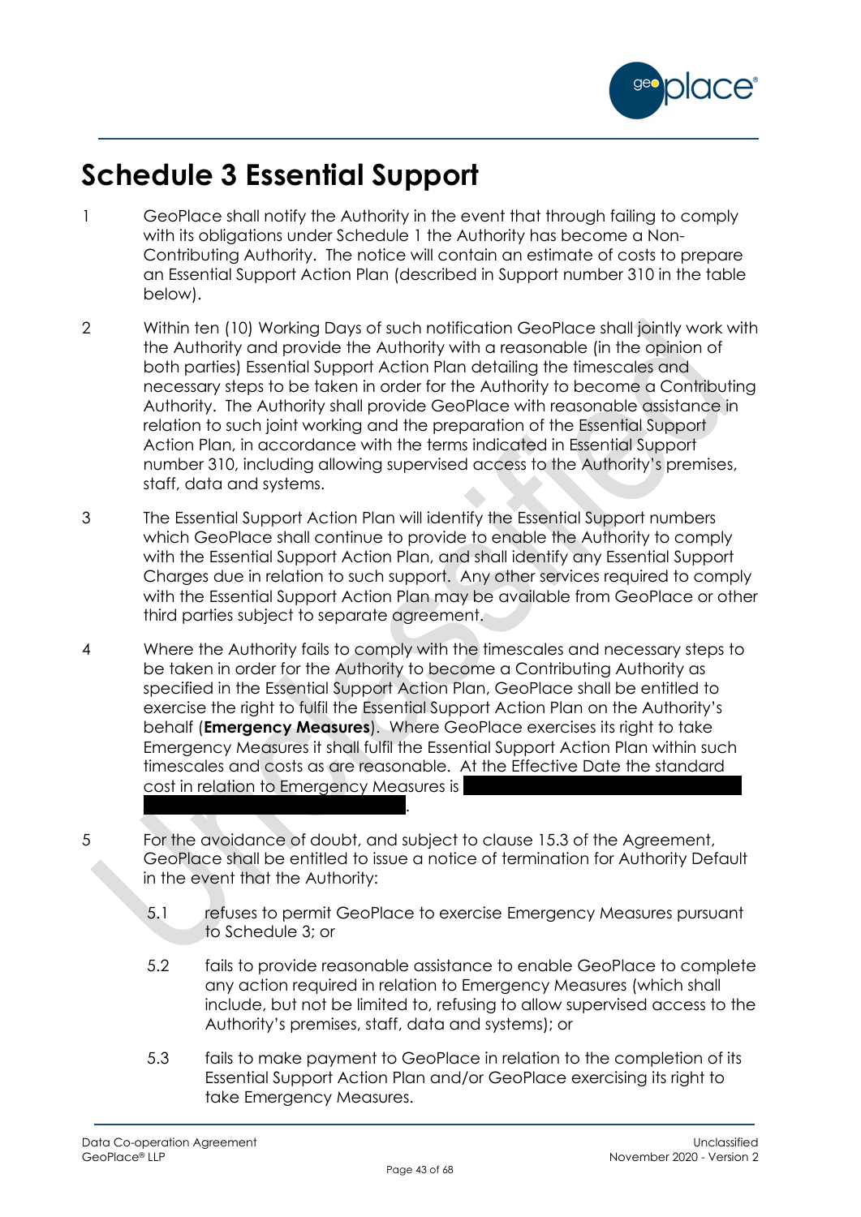# Schedule 3 Essential Support

1. GeoPlace shall notify the Authority in the event that through failing to comply with its obligations under Schedule 1 the Authority has become a Non-Contributing Authority. The notice will contain an estimate of costs to prepare an Essential Support Action Plan (described in Support number 310 in the table below).

2. Within ten (10) Working Days of such notification GeoPlace shall jointly work with the Authority and provide the Authority with a reasonable (in the opinion of both parties) Essential Support Action Plan detailing the timescales and necessary steps to be taken in order for the Authority to become a Contributing Authority. The Authority shall provide GeoPlace with reasonable assistance in relation to such joint working and the preparation of the Essential Support Action Plan, in accordance with the terms indicated in Essential Support number 310, including allowing supervised access to the Authority's premises, staff, data and systems.

3. The Essential Support Action Plan will identify the Essential Support numbers which GeoPlace shall continue to provide to enable the Authority to comply with the Essential Support Action Plan, and shall identify any Essential Support Charges due in relation to such support. Any other services required to comply with the Essential Support Action Plan may be available from GeoPlace or other third parties subject to separate agreement.

4. Where the Authority fails to comply with the timescales and necessary steps to be taken in order for the Authority to become a Contributing Authority as specified in the Essential Support Action Plan, GeoPlace shall be entitled to exercise the right to fulfil the Essential Support Action Plan on the Authority's behalf (**Emergency Measures**). Where GeoPlace exercises its right to take Emergency Measures it shall fulfil the Essential Support Action Plan within such timescales and costs as are reasonable. At the Effective Date the standard cost in relation to Emergency Measures is [REDACTED].

5. For the avoidance of doubt, and subject to clause 15.3 of the Agreement, GeoPlace shall be entitled to issue a notice of termination for Authority Default in the event that the Authority:

   5.1 refuses to permit GeoPlace to exercise Emergency Measures pursuant to Schedule 3; or

   5.2 fails to provide reasonable assistance to enable GeoPlace to complete any action required in relation to Emergency Measures (which shall include, but not be limited to, refusing to allow supervised access to the Authority's premises, staff, data and systems); or

   5.3 fails to make payment to GeoPlace in relation to the completion of its Essential Support Action Plan and/or GeoPlace exercising its right to take Emergency Measures.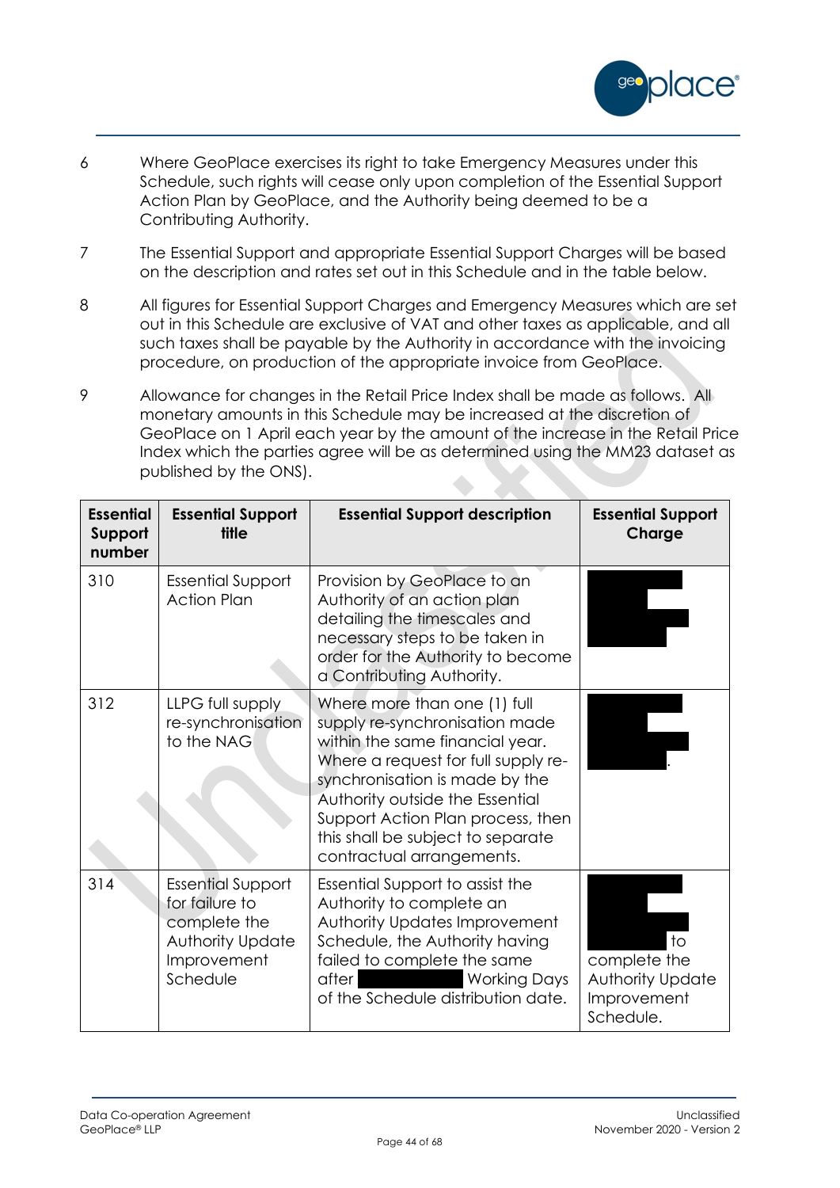6 Where GeoPlace exercises its right to take Emergency Measures under this Schedule, such rights will cease only upon completion of the Essential Support Action Plan by GeoPlace, and the Authority being deemed to be a Contributing Authority.

7 The Essential Support and appropriate Essential Support Charges will be based on the description and rates set out in this Schedule and in the table below.

8 All figures for Essential Support Charges and Emergency Measures which are set out in this Schedule are exclusive of VAT and other taxes as applicable, and all such taxes shall be payable by the Authority in accordance with the invoicing procedure, on production of the appropriate invoice from GeoPlace.

9 Allowance for changes in the Retail Price Index shall be made as follows. All monetary amounts in this Schedule may be increased at the discretion of GeoPlace on 1 April each year by the amount of the increase in the Retail Price Index which the parties agree will be as determined using the MM23 dataset as published by the ONS).

| Essential Support number | Essential Support title | Essential Support description | Essential Support Charge |
|---|---|---|---|
| 310 | Essential Support Action Plan | Provision by GeoPlace to an Authority of an action plan detailing the timescales and necessary steps to be taken in order for the Authority to become a Contributing Authority. | |
| 312 | LLPG full supply re-synchronisation to the NAG | Where more than one (1) full supply re-synchronisation made within the same financial year. Where a request for full supply re-synchronisation is made by the Authority outside the Essential Support Action Plan process, then this shall be subject to separate contractual arrangements. | . |
| 314 | Essential Support for failure to complete the Authority Update Improvement Schedule | Essential Support to assist the Authority to complete an Authority Updates Improvement Schedule, the Authority having failed to complete the same after Working Days of the Schedule distribution date. | to complete the Authority Update Improvement Schedule. |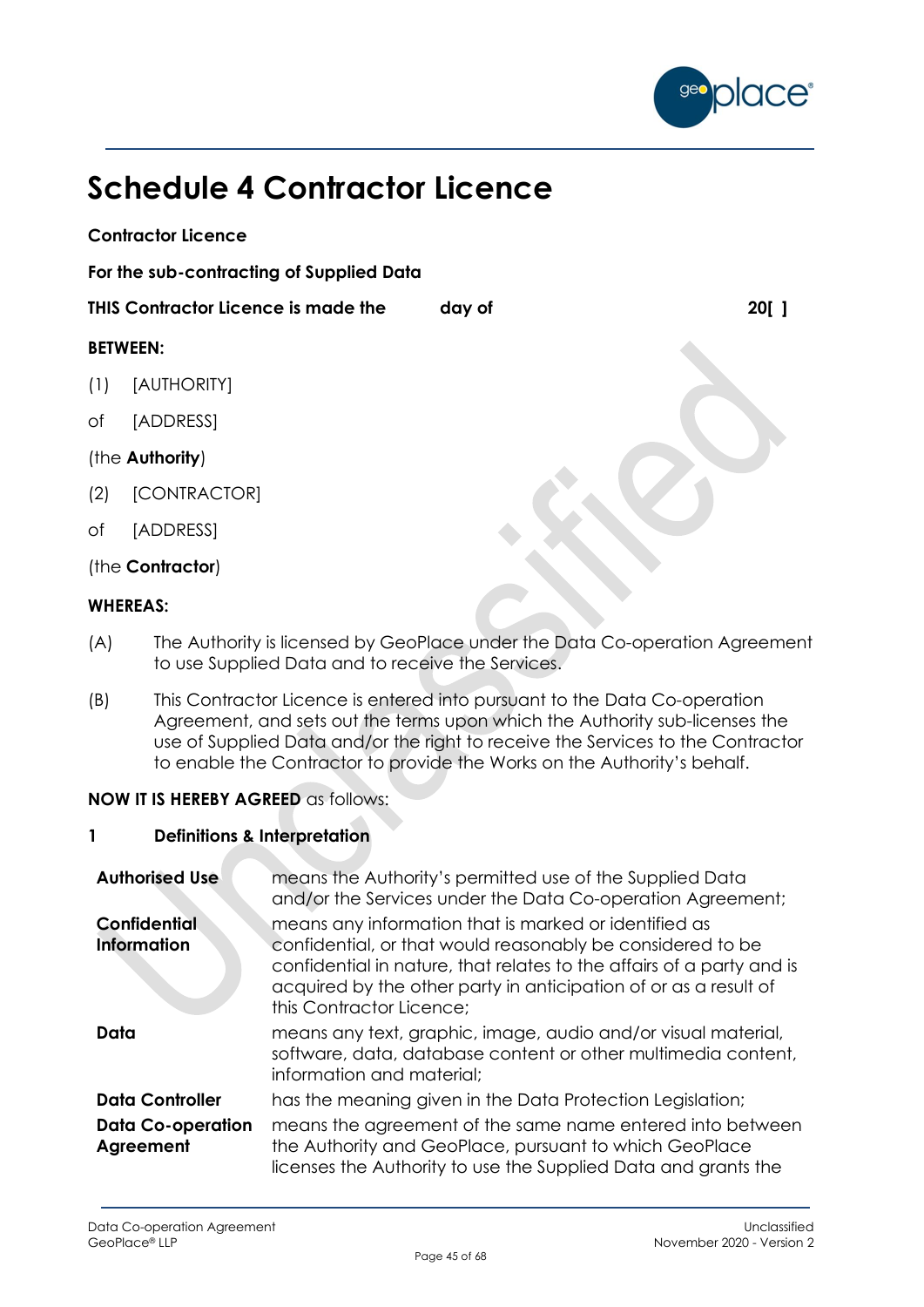# Schedule 4 Contractor Licence

**Contractor Licence**

**For the sub-contracting of Supplied Data**

**THIS Contractor Licence is made the day of 20[ ]**

**BETWEEN:**

(1) [AUTHORITY]

of [ADDRESS]

(the **Authority**)

(2) [CONTRACTOR]

of [ADDRESS]

(the **Contractor**)

**WHEREAS:**

(A) The Authority is licensed by GeoPlace under the Data Co-operation Agreement to use Supplied Data and to receive the Services.

(B) This Contractor Licence is entered into pursuant to the Data Co-operation Agreement, and sets out the terms upon which the Authority sub-licenses the use of Supplied Data and/or the right to receive the Services to the Contractor to enable the Contractor to provide the Works on the Authority's behalf.

**NOW IT IS HEREBY AGREED** as follows:

## 1 Definitions & Interpretation

| | |
|---|---|
| **Authorised Use** | means the Authority's permitted use of the Supplied Data and/or the Services under the Data Co-operation Agreement; |
| **Confidential Information** | means any information that is marked or identified as confidential, or that would reasonably be considered to be confidential in nature, that relates to the affairs of a party and is acquired by the other party in anticipation of or as a result of this Contractor Licence; |
| **Data** | means any text, graphic, image, audio and/or visual material, software, data, database content or other multimedia content, information and material; |
| **Data Controller** | has the meaning given in the Data Protection Legislation; |
| **Data Co-operation Agreement** | means the agreement of the same name entered into between the Authority and GeoPlace, pursuant to which GeoPlace licenses the Authority to use the Supplied Data and grants the |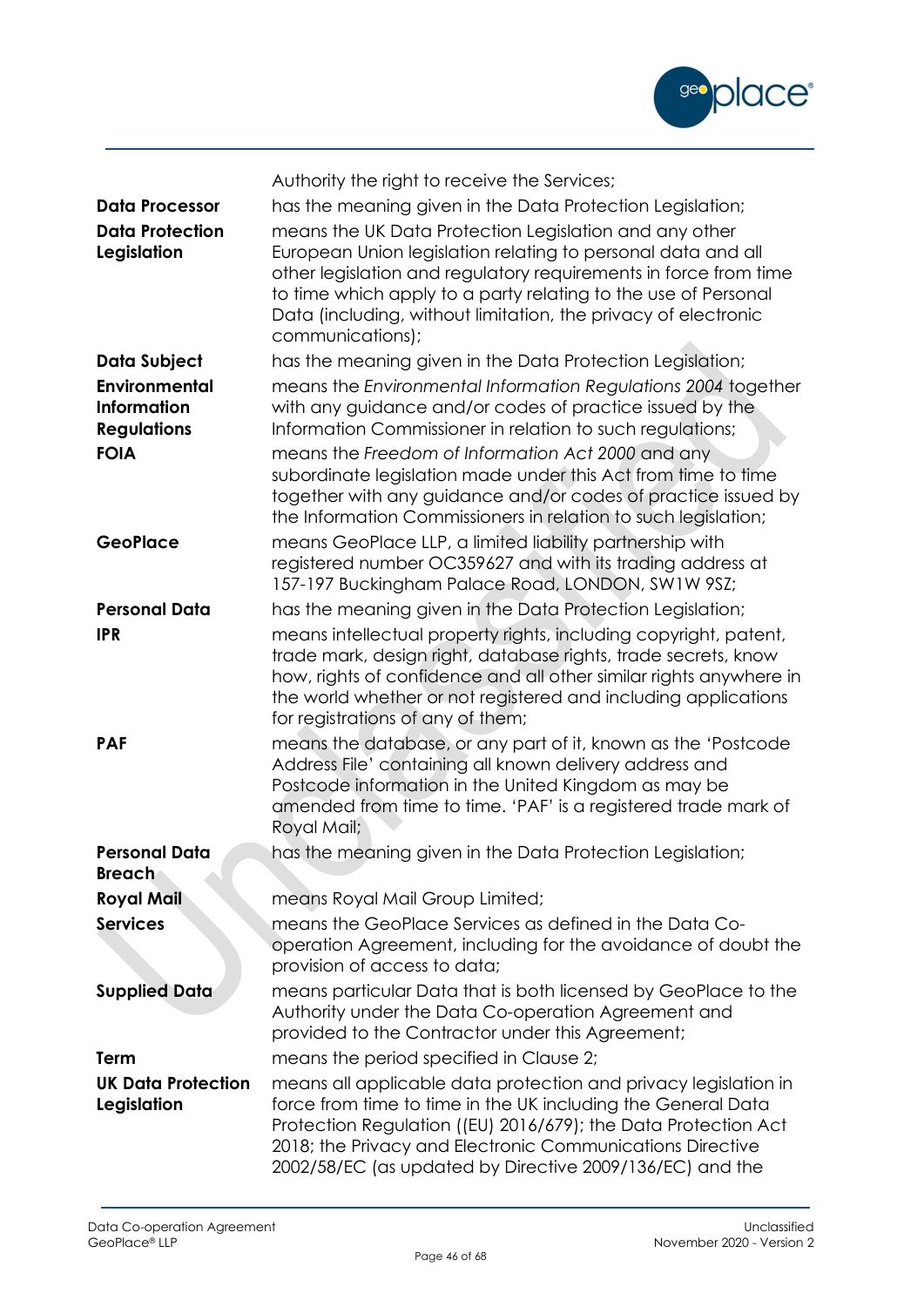| | |
|---|---|
| | Authority the right to receive the Services; |
| **Data Processor** | has the meaning given in the Data Protection Legislation; |
| **Data Protection Legislation** | means the UK Data Protection Legislation and any other European Union legislation relating to personal data and all other legislation and regulatory requirements in force from time to time which apply to a party relating to the use of Personal Data (including, without limitation, the privacy of electronic communications); |
| **Data Subject** | has the meaning given in the Data Protection Legislation; |
| **Environmental Information Regulations** | means the *Environmental Information Regulations 2004* together with any guidance and/or codes of practice issued by the Information Commissioner in relation to such regulations; |
| **FOIA** | means the *Freedom of Information Act 2000* and any subordinate legislation made under this Act from time to time together with any guidance and/or codes of practice issued by the Information Commissioners in relation to such legislation; |
| **GeoPlace** | means GeoPlace LLP, a limited liability partnership with registered number OC359627 and with its trading address at 157-197 Buckingham Palace Road, LONDON, SW1W 9SZ; |
| **Personal Data** | has the meaning given in the Data Protection Legislation; |
| **IPR** | means intellectual property rights, including copyright, patent, trade mark, design right, database rights, trade secrets, know how, rights of confidence and all other similar rights anywhere in the world whether or not registered and including applications for registrations of any of them; |
| **PAF** | means the database, or any part of it, known as the 'Postcode Address File' containing all known delivery address and Postcode information in the United Kingdom as may be amended from time to time. 'PAF' is a registered trade mark of Royal Mail; |
| **Personal Data Breach** | has the meaning given in the Data Protection Legislation; |
| **Royal Mail** | means Royal Mail Group Limited; |
| **Services** | means the GeoPlace Services as defined in the Data Co-operation Agreement, including for the avoidance of doubt the provision of access to data; |
| **Supplied Data** | means particular Data that is both licensed by GeoPlace to the Authority under the Data Co-operation Agreement and provided to the Contractor under this Agreement; |
| **Term** | means the period specified in Clause 2; |
| **UK Data Protection Legislation** | means all applicable data protection and privacy legislation in force from time to time in the UK including the General Data Protection Regulation ((EU) 2016/679); the Data Protection Act 2018; the Privacy and Electronic Communications Directive 2002/58/EC (as updated by Directive 2009/136/EC) and the |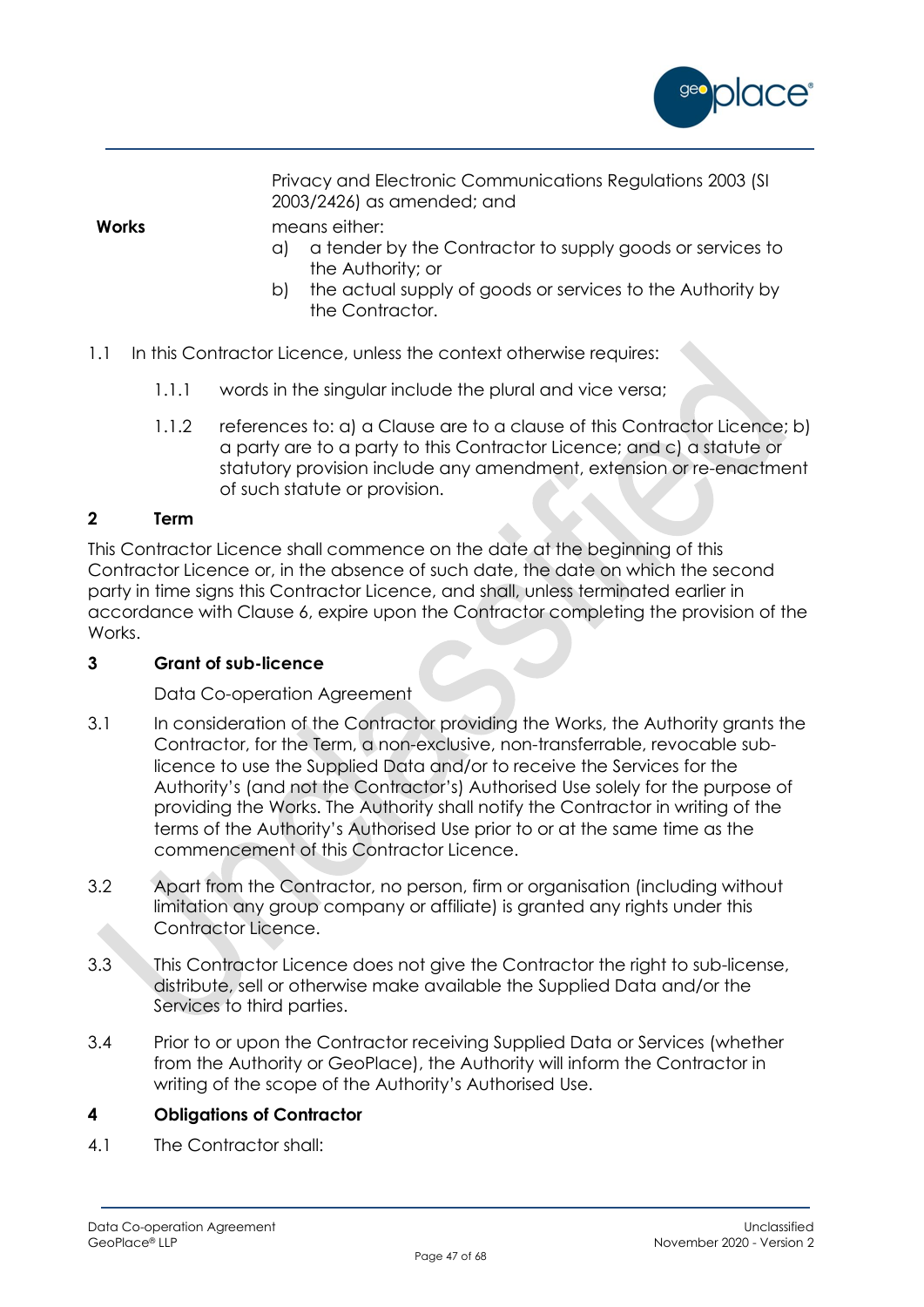Privacy and Electronic Communications Regulations 2003 (SI 2003/2426) as amended; and

**Works** means either:

a) a tender by the Contractor to supply goods or services to the Authority; or

b) the actual supply of goods or services to the Authority by the Contractor.

1.1 In this Contractor Licence, unless the context otherwise requires:

1.1.1 words in the singular include the plural and vice versa;

1.1.2 references to: a) a Clause are to a clause of this Contractor Licence; b) a party are to a party to this Contractor Licence; and c) a statute or statutory provision include any amendment, extension or re-enactment of such statute or provision.

## 2 Term

This Contractor Licence shall commence on the date at the beginning of this Contractor Licence or, in the absence of such date, the date on which the second party in time signs this Contractor Licence, and shall, unless terminated earlier in accordance with Clause 6, expire upon the Contractor completing the provision of the Works.

## 3 Grant of sub-licence

Data Co-operation Agreement

3.1 In consideration of the Contractor providing the Works, the Authority grants the Contractor, for the Term, a non-exclusive, non-transferrable, revocable sub-licence to use the Supplied Data and/or to receive the Services for the Authority's (and not the Contractor's) Authorised Use solely for the purpose of providing the Works. The Authority shall notify the Contractor in writing of the terms of the Authority's Authorised Use prior to or at the same time as the commencement of this Contractor Licence.

3.2 Apart from the Contractor, no person, firm or organisation (including without limitation any group company or affiliate) is granted any rights under this Contractor Licence.

3.3 This Contractor Licence does not give the Contractor the right to sub-license, distribute, sell or otherwise make available the Supplied Data and/or the Services to third parties.

3.4 Prior to or upon the Contractor receiving Supplied Data or Services (whether from the Authority or GeoPlace), the Authority will inform the Contractor in writing of the scope of the Authority's Authorised Use.

## 4 Obligations of Contractor

4.1 The Contractor shall: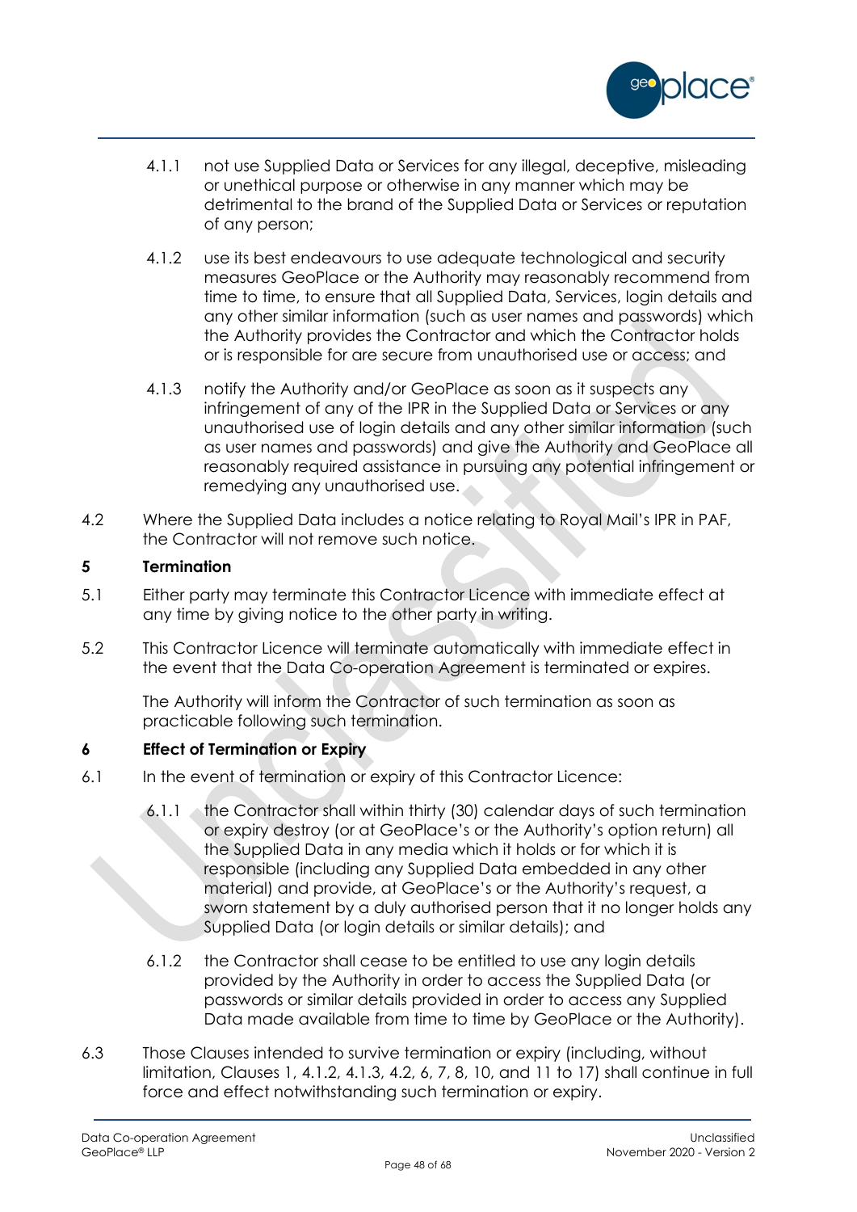4.1.1 not use Supplied Data or Services for any illegal, deceptive, misleading or unethical purpose or otherwise in any manner which may be detrimental to the brand of the Supplied Data or Services or reputation of any person;

4.1.2 use its best endeavours to use adequate technological and security measures GeoPlace or the Authority may reasonably recommend from time to time, to ensure that all Supplied Data, Services, login details and any other similar information (such as user names and passwords) which the Authority provides the Contractor and which the Contractor holds or is responsible for are secure from unauthorised use or access; and

4.1.3 notify the Authority and/or GeoPlace as soon as it suspects any infringement of any of the IPR in the Supplied Data or Services or any unauthorised use of login details and any other similar information (such as user names and passwords) and give the Authority and GeoPlace all reasonably required assistance in pursuing any potential infringement or remedying any unauthorised use.

4.2 Where the Supplied Data includes a notice relating to Royal Mail's IPR in PAF, the Contractor will not remove such notice.

**5 Termination**

5.1 Either party may terminate this Contractor Licence with immediate effect at any time by giving notice to the other party in writing.

5.2 This Contractor Licence will terminate automatically with immediate effect in the event that the Data Co-operation Agreement is terminated or expires.

The Authority will inform the Contractor of such termination as soon as practicable following such termination.

**6 Effect of Termination or Expiry**

6.1 In the event of termination or expiry of this Contractor Licence:

6.1.1 the Contractor shall within thirty (30) calendar days of such termination or expiry destroy (or at GeoPlace's or the Authority's option return) all the Supplied Data in any media which it holds or for which it is responsible (including any Supplied Data embedded in any other material) and provide, at GeoPlace's or the Authority's request, a sworn statement by a duly authorised person that it no longer holds any Supplied Data (or login details or similar details); and

6.1.2 the Contractor shall cease to be entitled to use any login details provided by the Authority in order to access the Supplied Data (or passwords or similar details provided in order to access any Supplied Data made available from time to time by GeoPlace or the Authority).

6.3 Those Clauses intended to survive termination or expiry (including, without limitation, Clauses 1, 4.1.2, 4.1.3, 4.2, 6, 7, 8, 10, and 11 to 17) shall continue in full force and effect notwithstanding such termination or expiry.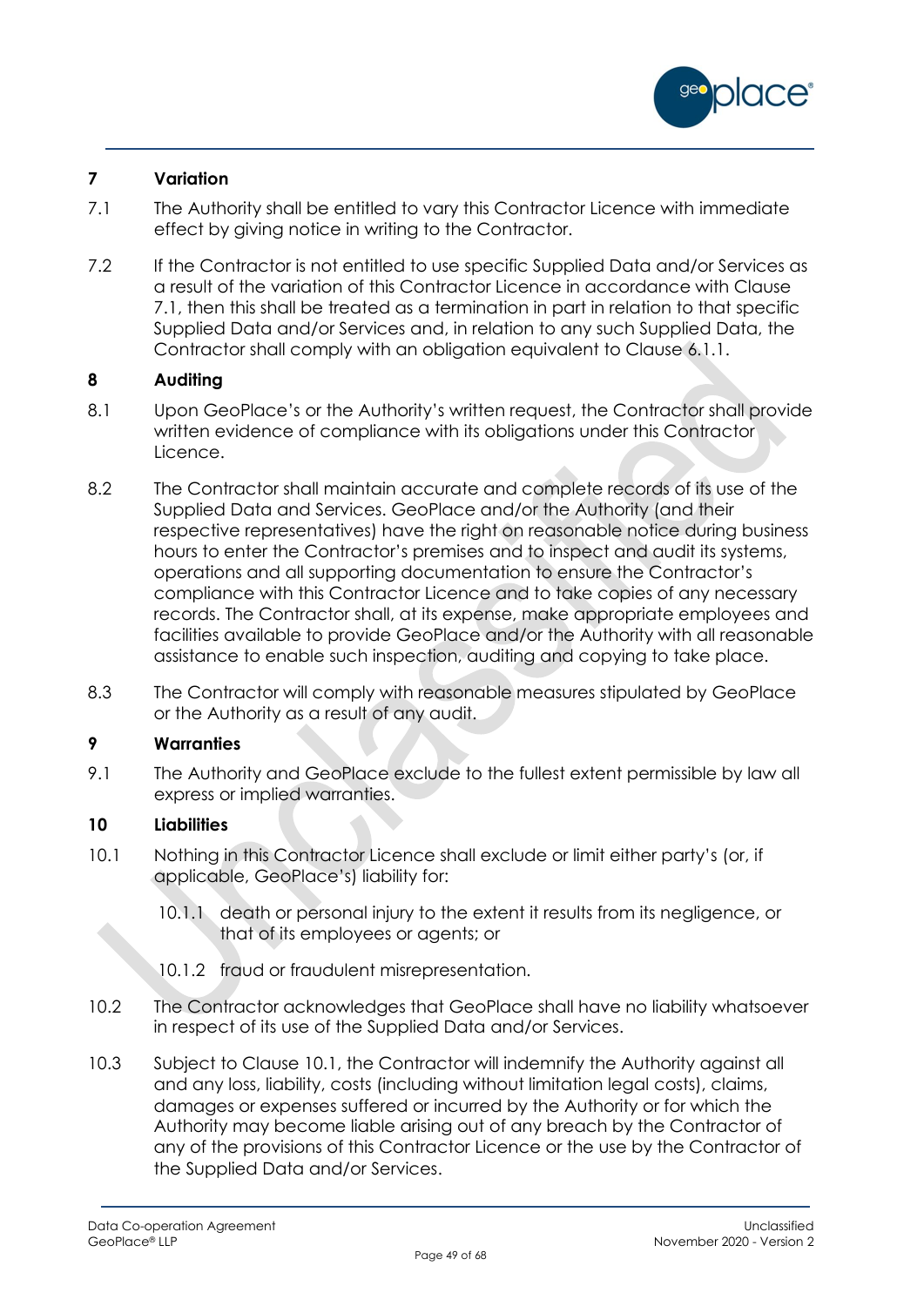## 7 Variation

7.1 The Authority shall be entitled to vary this Contractor Licence with immediate effect by giving notice in writing to the Contractor.

7.2 If the Contractor is not entitled to use specific Supplied Data and/or Services as a result of the variation of this Contractor Licence in accordance with Clause 7.1, then this shall be treated as a termination in part in relation to that specific Supplied Data and/or Services and, in relation to any such Supplied Data, the Contractor shall comply with an obligation equivalent to Clause 6.1.1.

## 8 Auditing

8.1 Upon GeoPlace's or the Authority's written request, the Contractor shall provide written evidence of compliance with its obligations under this Contractor Licence.

8.2 The Contractor shall maintain accurate and complete records of its use of the Supplied Data and Services. GeoPlace and/or the Authority (and their respective representatives) have the right on reasonable notice during business hours to enter the Contractor's premises and to inspect and audit its systems, operations and all supporting documentation to ensure the Contractor's compliance with this Contractor Licence and to take copies of any necessary records. The Contractor shall, at its expense, make appropriate employees and facilities available to provide GeoPlace and/or the Authority with all reasonable assistance to enable such inspection, auditing and copying to take place.

8.3 The Contractor will comply with reasonable measures stipulated by GeoPlace or the Authority as a result of any audit.

## 9 Warranties

9.1 The Authority and GeoPlace exclude to the fullest extent permissible by law all express or implied warranties.

## 10 Liabilities

10.1 Nothing in this Contractor Licence shall exclude or limit either party's (or, if applicable, GeoPlace's) liability for:

- 10.1.1 death or personal injury to the extent it results from its negligence, or that of its employees or agents; or
- 10.1.2 fraud or fraudulent misrepresentation.

10.2 The Contractor acknowledges that GeoPlace shall have no liability whatsoever in respect of its use of the Supplied Data and/or Services.

10.3 Subject to Clause 10.1, the Contractor will indemnify the Authority against all and any loss, liability, costs (including without limitation legal costs), claims, damages or expenses suffered or incurred by the Authority or for which the Authority may become liable arising out of any breach by the Contractor of any of the provisions of this Contractor Licence or the use by the Contractor of the Supplied Data and/or Services.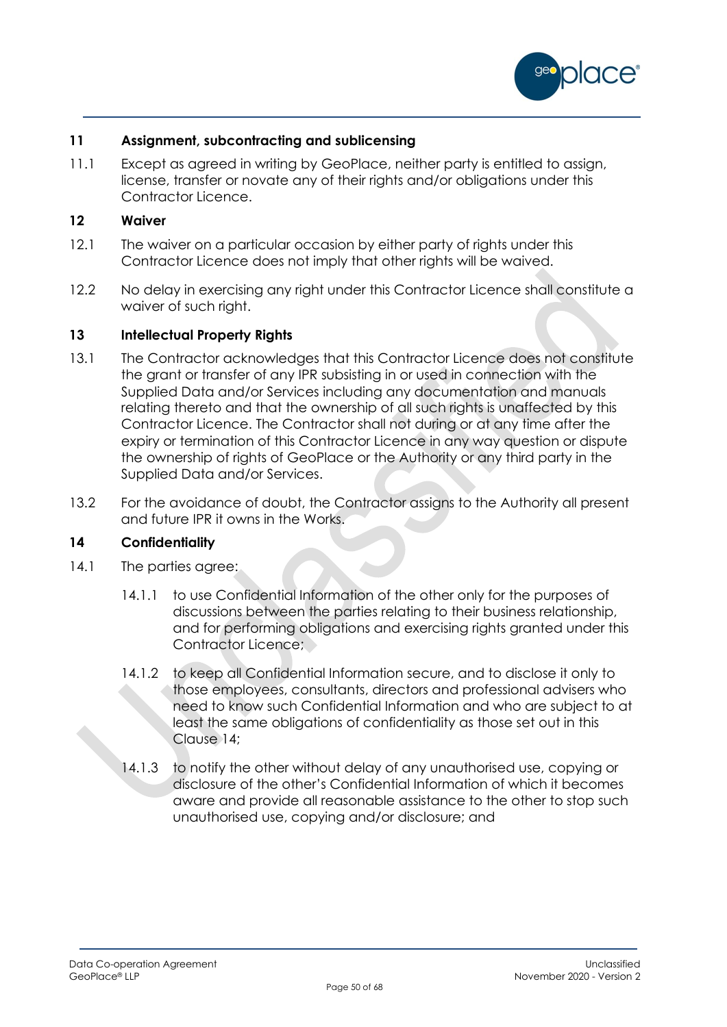## 11 Assignment, subcontracting and sublicensing

11.1 Except as agreed in writing by GeoPlace, neither party is entitled to assign, license, transfer or novate any of their rights and/or obligations under this Contractor Licence.

## 12 Waiver

12.1 The waiver on a particular occasion by either party of rights under this Contractor Licence does not imply that other rights will be waived.

12.2 No delay in exercising any right under this Contractor Licence shall constitute a waiver of such right.

## 13 Intellectual Property Rights

13.1 The Contractor acknowledges that this Contractor Licence does not constitute the grant or transfer of any IPR subsisting in or used in connection with the Supplied Data and/or Services including any documentation and manuals relating thereto and that the ownership of all such rights is unaffected by this Contractor Licence. The Contractor shall not during or at any time after the expiry or termination of this Contractor Licence in any way question or dispute the ownership of rights of GeoPlace or the Authority or any third party in the Supplied Data and/or Services.

13.2 For the avoidance of doubt, the Contractor assigns to the Authority all present and future IPR it owns in the Works.

## 14 Confidentiality

14.1 The parties agree:

14.1.1 to use Confidential Information of the other only for the purposes of discussions between the parties relating to their business relationship, and for performing obligations and exercising rights granted under this Contractor Licence;

14.1.2 to keep all Confidential Information secure, and to disclose it only to those employees, consultants, directors and professional advisers who need to know such Confidential Information and who are subject to at least the same obligations of confidentiality as those set out in this Clause 14;

14.1.3 to notify the other without delay of any unauthorised use, copying or disclosure of the other's Confidential Information of which it becomes aware and provide all reasonable assistance to the other to stop such unauthorised use, copying and/or disclosure; and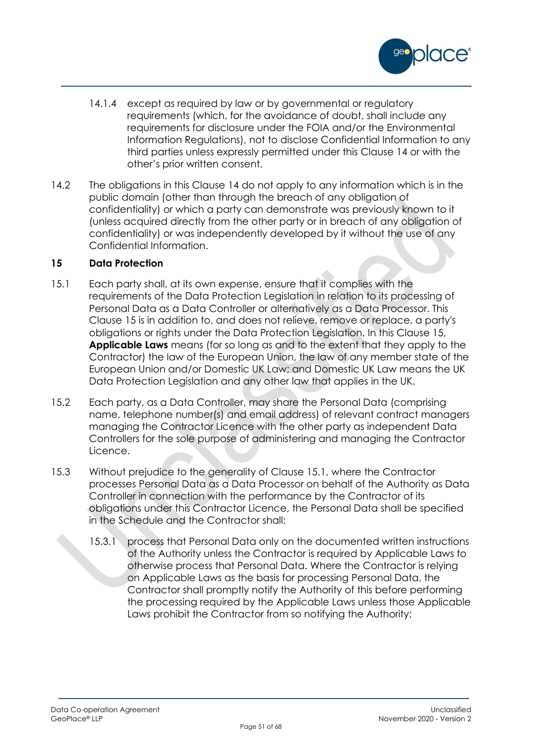14.1.4 except as required by law or by governmental or regulatory requirements (which, for the avoidance of doubt, shall include any requirements for disclosure under the FOIA and/or the Environmental Information Regulations), not to disclose Confidential Information to any third parties unless expressly permitted under this Clause 14 or with the other's prior written consent.

14.2 The obligations in this Clause 14 do not apply to any information which is in the public domain (other than through the breach of any obligation of confidentiality) or which a party can demonstrate was previously known to it (unless acquired directly from the other party or in breach of any obligation of confidentiality) or was independently developed by it without the use of any Confidential Information.

**15 Data Protection**

15.1 Each party shall, at its own expense, ensure that it complies with the requirements of the Data Protection Legislation in relation to its processing of Personal Data as a Data Controller or alternatively as a Data Processor. This Clause 15 is in addition to, and does not relieve, remove or replace, a party's obligations or rights under the Data Protection Legislation. In this Clause 15, **Applicable Laws** means (for so long as and to the extent that they apply to the Contractor) the law of the European Union, the law of any member state of the European Union and/or Domestic UK Law; and Domestic UK Law means the UK Data Protection Legislation and any other law that applies in the UK.

15.2 Each party, as a Data Controller, may share the Personal Data (comprising name, telephone number(s) and email address) of relevant contract managers managing the Contractor Licence with the other party as independent Data Controllers for the sole purpose of administering and managing the Contractor Licence.

15.3 Without prejudice to the generality of Clause 15.1, where the Contractor processes Personal Data as a Data Processor on behalf of the Authority as Data Controller in connection with the performance by the Contractor of its obligations under this Contractor Licence, the Personal Data shall be specified in the Schedule and the Contractor shall:

15.3.1 process that Personal Data only on the documented written instructions of the Authority unless the Contractor is required by Applicable Laws to otherwise process that Personal Data. Where the Contractor is relying on Applicable Laws as the basis for processing Personal Data, the Contractor shall promptly notify the Authority of this before performing the processing required by the Applicable Laws unless those Applicable Laws prohibit the Contractor from so notifying the Authority;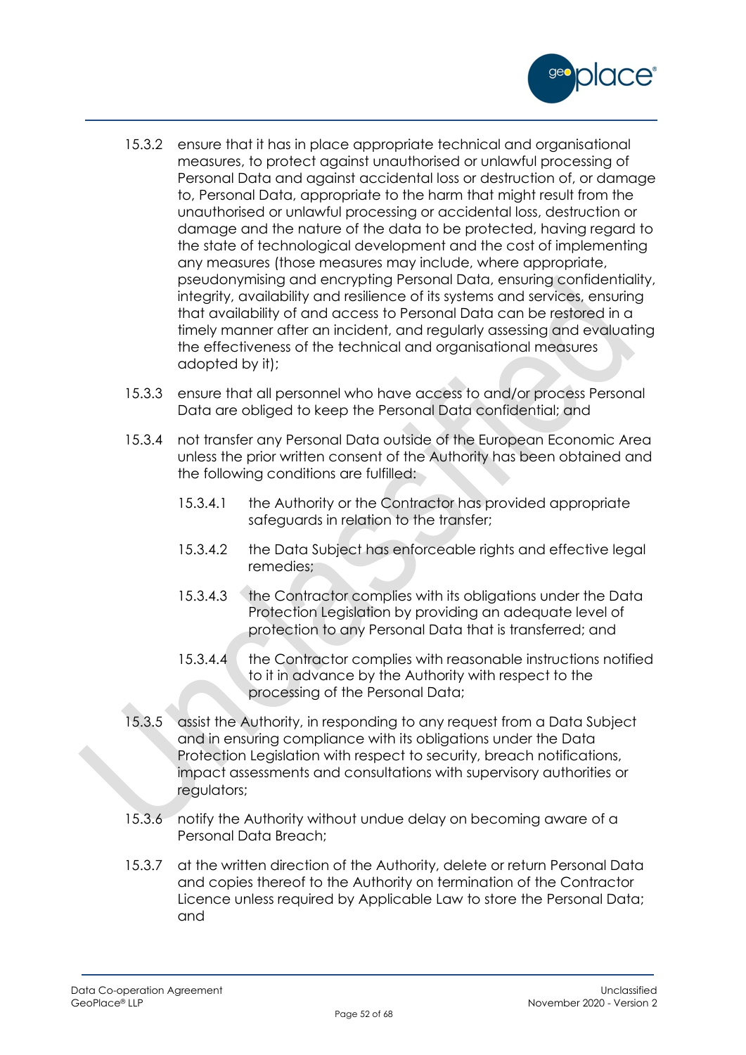15.3.2 ensure that it has in place appropriate technical and organisational measures, to protect against unauthorised or unlawful processing of Personal Data and against accidental loss or destruction of, or damage to, Personal Data, appropriate to the harm that might result from the unauthorised or unlawful processing or accidental loss, destruction or damage and the nature of the data to be protected, having regard to the state of technological development and the cost of implementing any measures (those measures may include, where appropriate, pseudonymising and encrypting Personal Data, ensuring confidentiality, integrity, availability and resilience of its systems and services, ensuring that availability of and access to Personal Data can be restored in a timely manner after an incident, and regularly assessing and evaluating the effectiveness of the technical and organisational measures adopted by it);

15.3.3 ensure that all personnel who have access to and/or process Personal Data are obliged to keep the Personal Data confidential; and

15.3.4 not transfer any Personal Data outside of the European Economic Area unless the prior written consent of the Authority has been obtained and the following conditions are fulfilled:

15.3.4.1 the Authority or the Contractor has provided appropriate safeguards in relation to the transfer;

15.3.4.2 the Data Subject has enforceable rights and effective legal remedies;

15.3.4.3 the Contractor complies with its obligations under the Data Protection Legislation by providing an adequate level of protection to any Personal Data that is transferred; and

15.3.4.4 the Contractor complies with reasonable instructions notified to it in advance by the Authority with respect to the processing of the Personal Data;

15.3.5 assist the Authority, in responding to any request from a Data Subject and in ensuring compliance with its obligations under the Data Protection Legislation with respect to security, breach notifications, impact assessments and consultations with supervisory authorities or regulators;

15.3.6 notify the Authority without undue delay on becoming aware of a Personal Data Breach;

15.3.7 at the written direction of the Authority, delete or return Personal Data and copies thereof to the Authority on termination of the Contractor Licence unless required by Applicable Law to store the Personal Data; and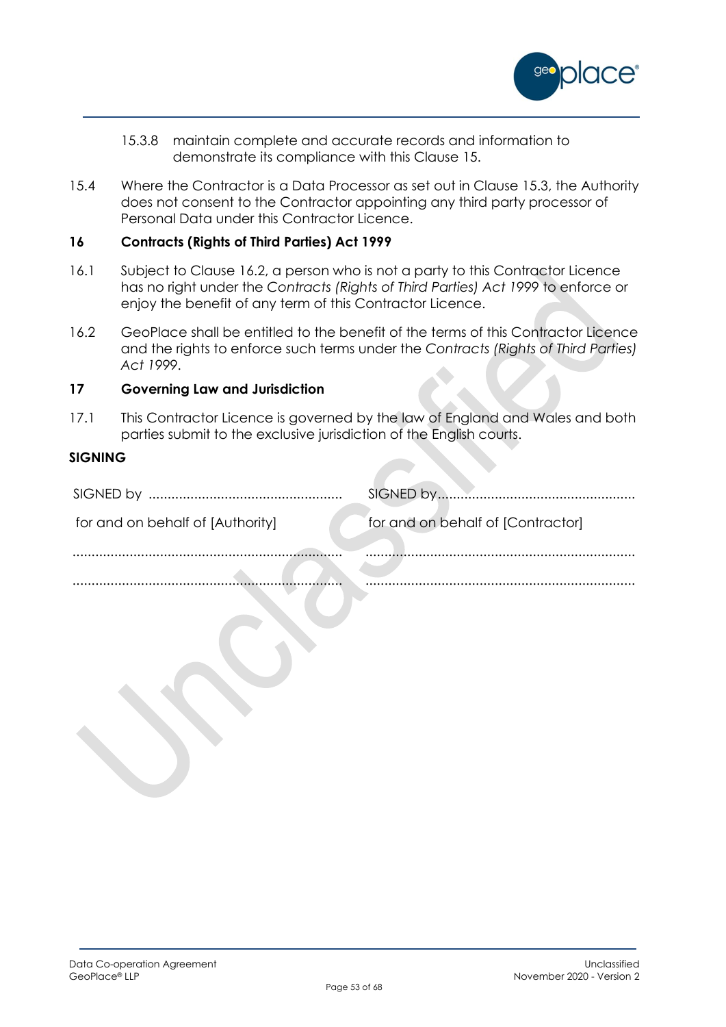15.3.8 maintain complete and accurate records and information to demonstrate its compliance with this Clause 15.

15.4 Where the Contractor is a Data Processor as set out in Clause 15.3, the Authority does not consent to the Contractor appointing any third party processor of Personal Data under this Contractor Licence.

**16 Contracts (Rights of Third Parties) Act 1999**

16.1 Subject to Clause 16.2, a person who is not a party to this Contractor Licence has no right under the *Contracts (Rights of Third Parties) Act 1999* to enforce or enjoy the benefit of any term of this Contractor Licence.

16.2 GeoPlace shall be entitled to the benefit of the terms of this Contractor Licence and the rights to enforce such terms under the *Contracts (Rights of Third Parties) Act 1999*.

**17 Governing Law and Jurisdiction**

17.1 This Contractor Licence is governed by the law of England and Wales and both parties submit to the exclusive jurisdiction of the English courts.

**SIGNING**

| | |
|---|---|
| SIGNED by .................................................. | SIGNED by.................................................... |
| for and on behalf of [Authority] | for and on behalf of [Contractor] |
| ...................................................................... | ...................................................................... |
| ...................................................................... | ...................................................................... |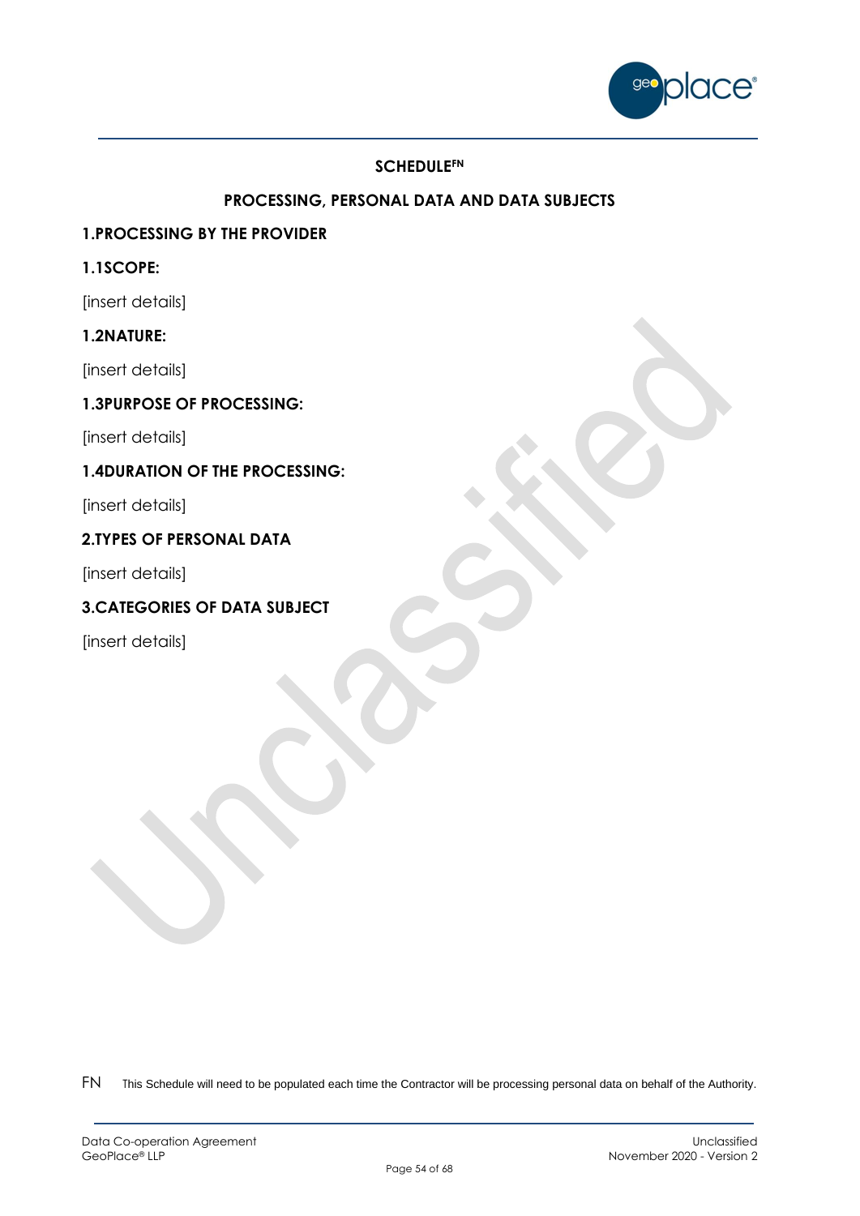## SCHEDULE[FN]

## PROCESSING, PERSONAL DATA AND DATA SUBJECTS

### 1.PROCESSING BY THE PROVIDER

### 1.1SCOPE:

[insert details]

### 1.2NATURE:

[insert details]

### 1.3PURPOSE OF PROCESSING:

[insert details]

### 1.4DURATION OF THE PROCESSING:

[insert details]

### 2.TYPES OF PERSONAL DATA

[insert details]

### 3.CATEGORIES OF DATA SUBJECT

[insert details]

FN This Schedule will need to be populated each time the Contractor will be processing personal data on behalf of the Authority.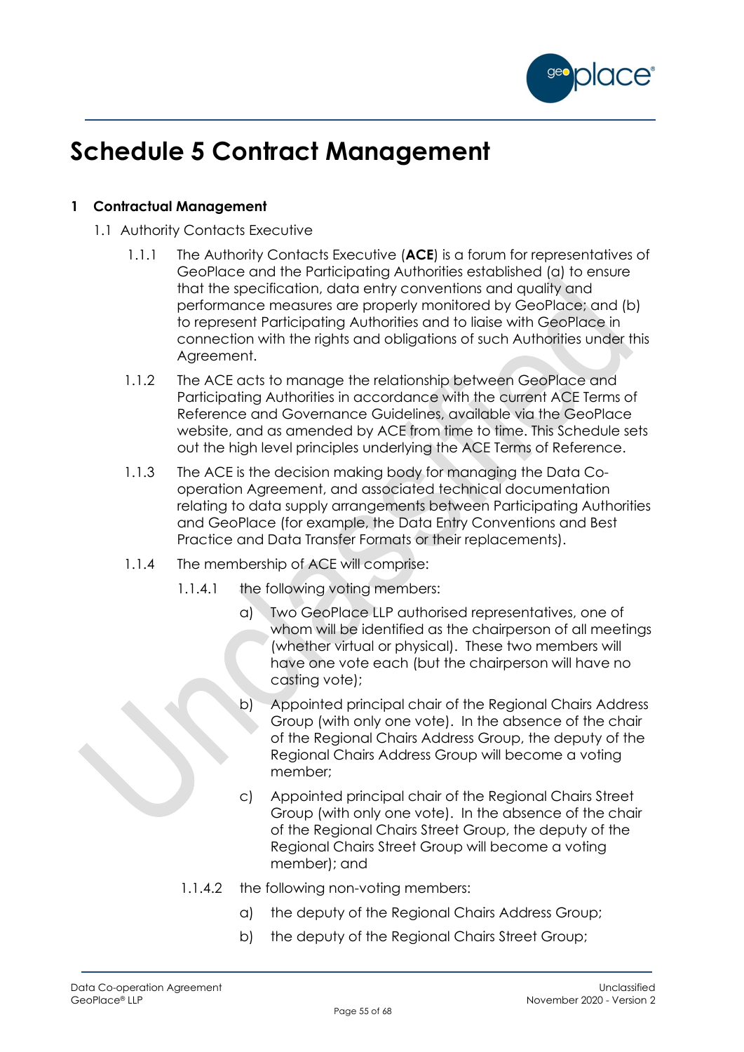# Schedule 5 Contract Management

## 1 Contractual Management

1.1 Authority Contacts Executive

1.1.1 The Authority Contacts Executive (**ACE**) is a forum for representatives of GeoPlace and the Participating Authorities established (a) to ensure that the specification, data entry conventions and quality and performance measures are properly monitored by GeoPlace; and (b) to represent Participating Authorities and to liaise with GeoPlace in connection with the rights and obligations of such Authorities under this Agreement.

1.1.2 The ACE acts to manage the relationship between GeoPlace and Participating Authorities in accordance with the current ACE Terms of Reference and Governance Guidelines, available via the GeoPlace website, and as amended by ACE from time to time. This Schedule sets out the high level principles underlying the ACE Terms of Reference.

1.1.3 The ACE is the decision making body for managing the Data Co-operation Agreement, and associated technical documentation relating to data supply arrangements between Participating Authorities and GeoPlace (for example, the Data Entry Conventions and Best Practice and Data Transfer Formats or their replacements).

1.1.4 The membership of ACE will comprise:

1.1.4.1 the following voting members:

a) Two GeoPlace LLP authorised representatives, one of whom will be identified as the chairperson of all meetings (whether virtual or physical). These two members will have one vote each (but the chairperson will have no casting vote);

b) Appointed principal chair of the Regional Chairs Address Group (with only one vote). In the absence of the chair of the Regional Chairs Address Group, the deputy of the Regional Chairs Address Group will become a voting member;

c) Appointed principal chair of the Regional Chairs Street Group (with only one vote). In the absence of the chair of the Regional Chairs Street Group, the deputy of the Regional Chairs Street Group will become a voting member); and

1.1.4.2 the following non-voting members:

a) the deputy of the Regional Chairs Address Group;

b) the deputy of the Regional Chairs Street Group;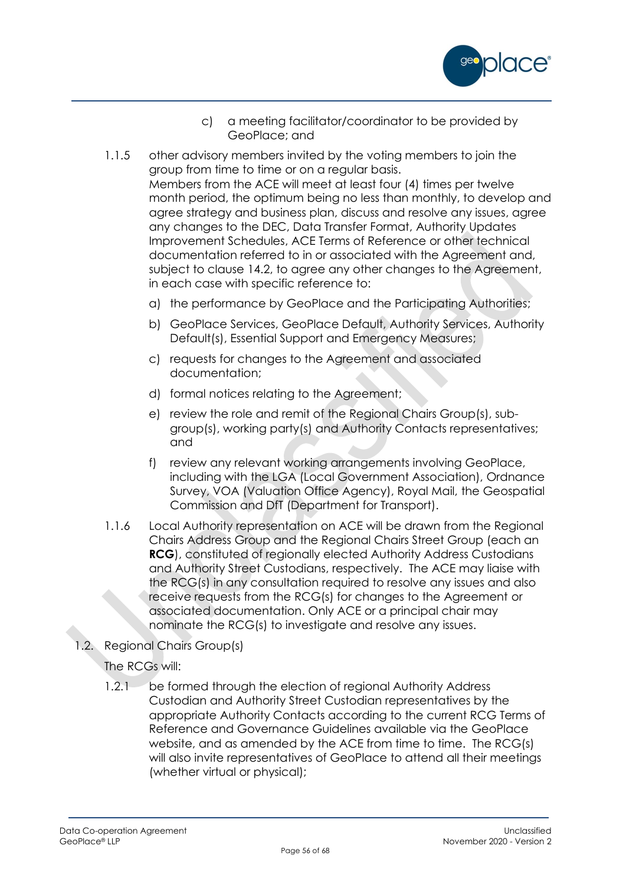c) a meeting facilitator/coordinator to be provided by GeoPlace; and

1.1.5 other advisory members invited by the voting members to join the group from time to time or on a regular basis.
Members from the ACE will meet at least four (4) times per twelve month period, the optimum being no less than monthly, to develop and agree strategy and business plan, discuss and resolve any issues, agree any changes to the DEC, Data Transfer Format, Authority Updates Improvement Schedules, ACE Terms of Reference or other technical documentation referred to in or associated with the Agreement and, subject to clause 14.2, to agree any other changes to the Agreement, in each case with specific reference to:

a) the performance by GeoPlace and the Participating Authorities;

b) GeoPlace Services, GeoPlace Default, Authority Services, Authority Default(s), Essential Support and Emergency Measures;

c) requests for changes to the Agreement and associated documentation;

d) formal notices relating to the Agreement;

e) review the role and remit of the Regional Chairs Group(s), sub-group(s), working party(s) and Authority Contacts representatives; and

f) review any relevant working arrangements involving GeoPlace, including with the LGA (Local Government Association), Ordnance Survey, VOA (Valuation Office Agency), Royal Mail, the Geospatial Commission and DfT (Department for Transport).

1.1.6 Local Authority representation on ACE will be drawn from the Regional Chairs Address Group and the Regional Chairs Street Group (each an **RCG**), constituted of regionally elected Authority Address Custodians and Authority Street Custodians, respectively. The ACE may liaise with the RCG(s) in any consultation required to resolve any issues and also receive requests from the RCG(s) for changes to the Agreement or associated documentation. Only ACE or a principal chair may nominate the RCG(s) to investigate and resolve any issues.

1.2. Regional Chairs Group(s)

The RCGs will:

1.2.1 be formed through the election of regional Authority Address Custodian and Authority Street Custodian representatives by the appropriate Authority Contacts according to the current RCG Terms of Reference and Governance Guidelines available via the GeoPlace website, and as amended by the ACE from time to time. The RCG(s) will also invite representatives of GeoPlace to attend all their meetings (whether virtual or physical);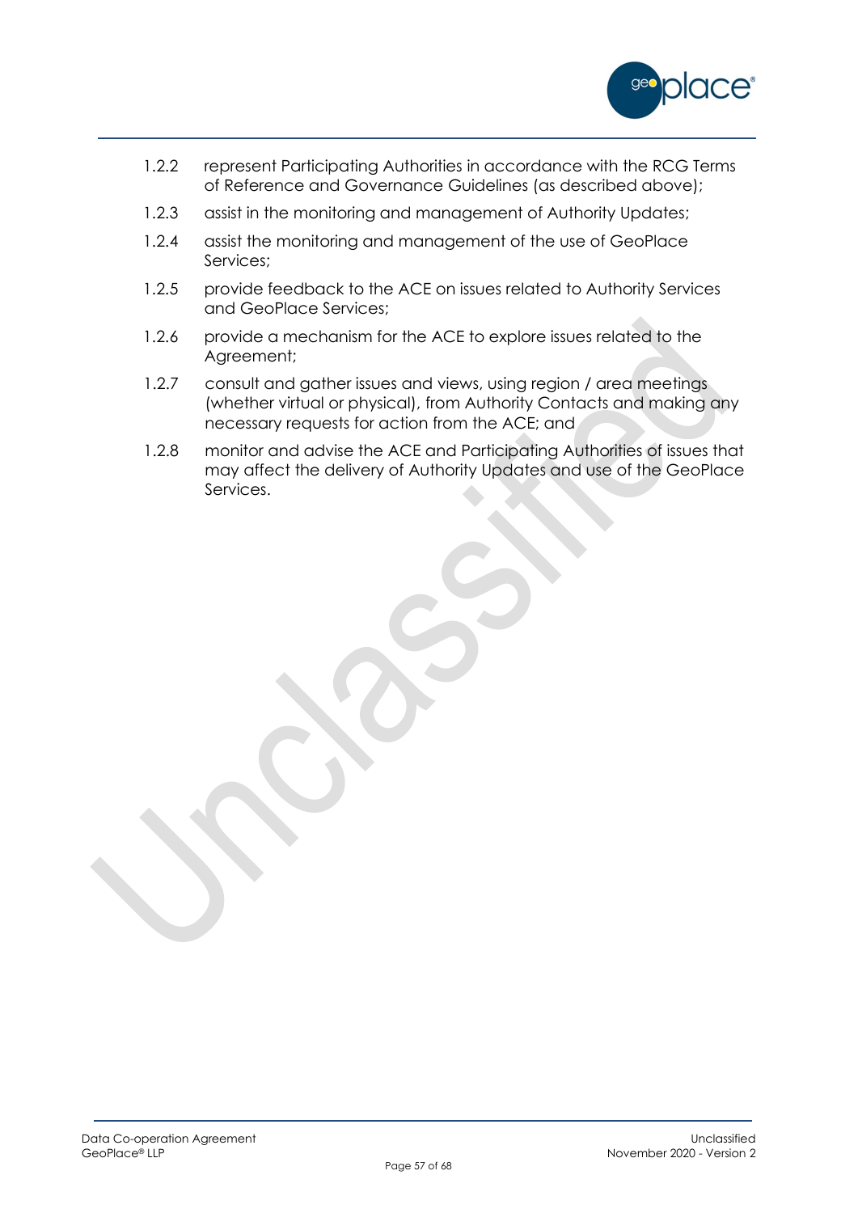1.2.2 represent Participating Authorities in accordance with the RCG Terms of Reference and Governance Guidelines (as described above);

1.2.3 assist in the monitoring and management of Authority Updates;

1.2.4 assist the monitoring and management of the use of GeoPlace Services;

1.2.5 provide feedback to the ACE on issues related to Authority Services and GeoPlace Services;

1.2.6 provide a mechanism for the ACE to explore issues related to the Agreement;

1.2.7 consult and gather issues and views, using region / area meetings (whether virtual or physical), from Authority Contacts and making any necessary requests for action from the ACE; and

1.2.8 monitor and advise the ACE and Participating Authorities of issues that may affect the delivery of Authority Updates and use of the GeoPlace Services.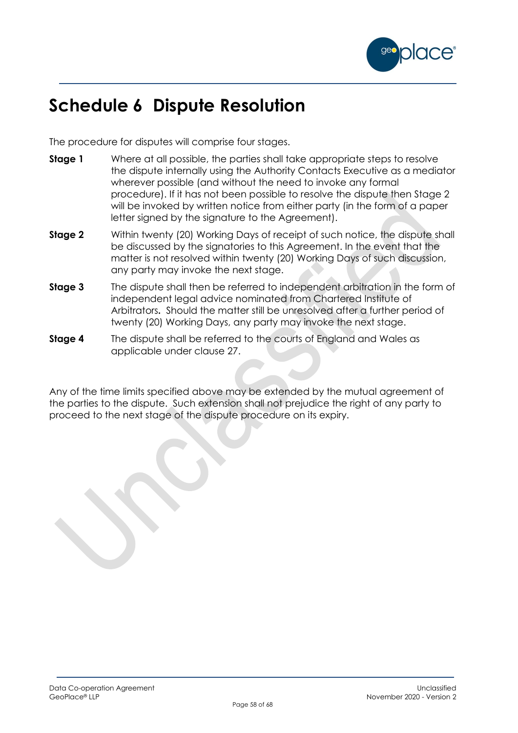# Schedule 6 Dispute Resolution

The procedure for disputes will comprise four stages.

**Stage 1** Where at all possible, the parties shall take appropriate steps to resolve the dispute internally using the Authority Contacts Executive as a mediator wherever possible (and without the need to invoke any formal procedure). If it has not been possible to resolve the dispute then Stage 2 will be invoked by written notice from either party (in the form of a paper letter signed by the signature to the Agreement).

**Stage 2** Within twenty (20) Working Days of receipt of such notice, the dispute shall be discussed by the signatories to this Agreement. In the event that the matter is not resolved within twenty (20) Working Days of such discussion, any party may invoke the next stage.

**Stage 3** The dispute shall then be referred to independent arbitration in the form of independent legal advice nominated from Chartered Institute of Arbitrators**.** Should the matter still be unresolved after a further period of twenty (20) Working Days, any party may invoke the next stage.

**Stage 4** The dispute shall be referred to the courts of England and Wales as applicable under clause 27.

Any of the time limits specified above may be extended by the mutual agreement of the parties to the dispute. Such extension shall not prejudice the right of any party to proceed to the next stage of the dispute procedure on its expiry.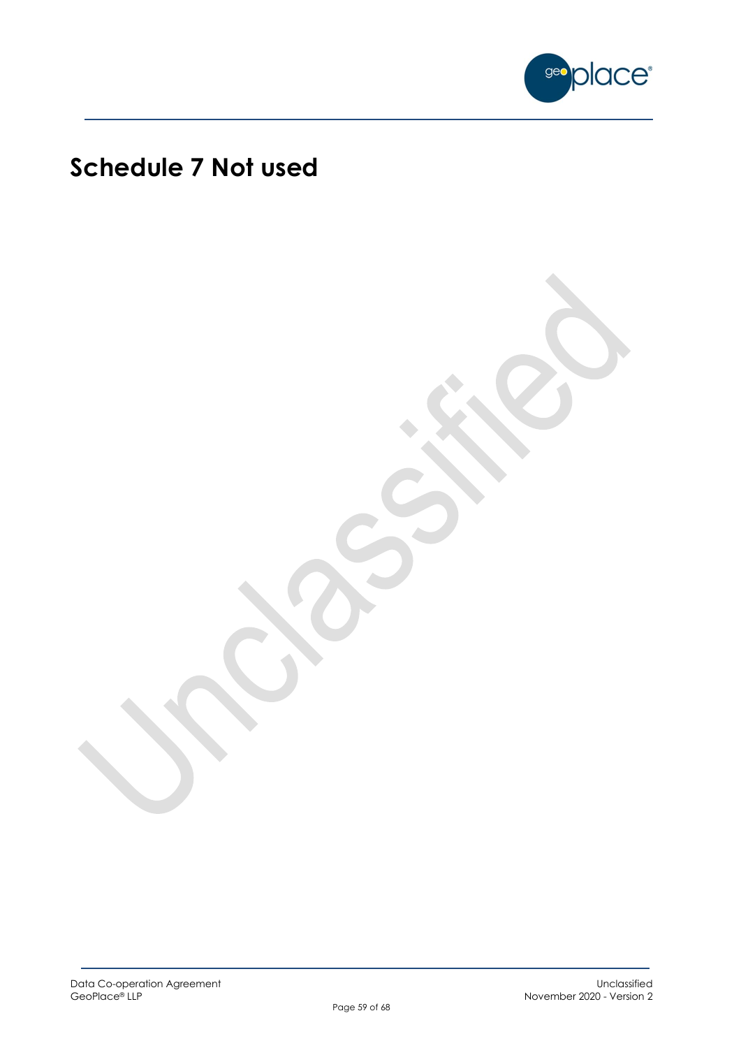# Schedule 7 Not used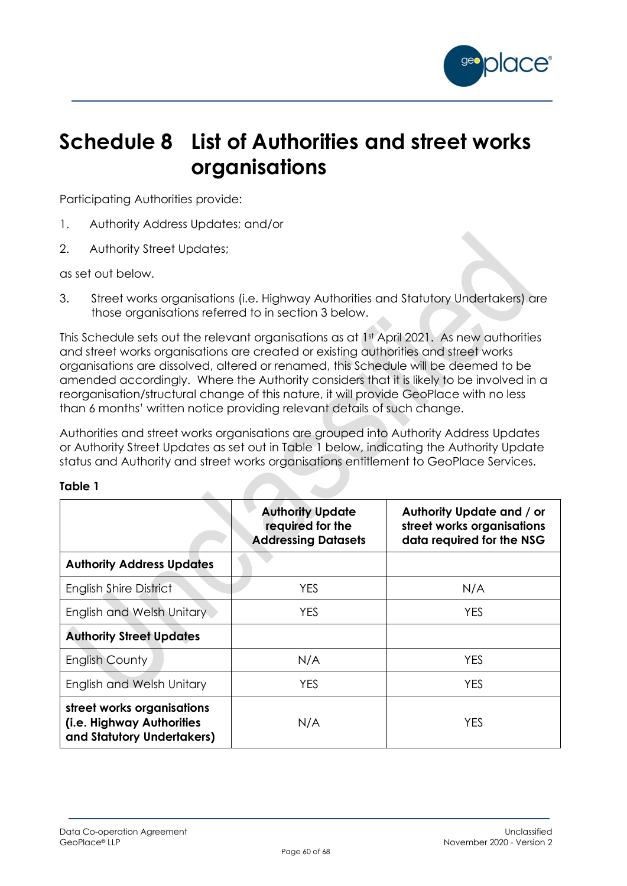# Schedule 8 List of Authorities and street works organisations

Participating Authorities provide:

1. Authority Address Updates; and/or
2. Authority Street Updates;

as set out below.

3. Street works organisations (i.e. Highway Authorities and Statutory Undertakers) are those organisations referred to in section 3 below.

This Schedule sets out the relevant organisations as at 1st April 2021. As new authorities and street works organisations are created or existing authorities and street works organisations are dissolved, altered or renamed, this Schedule will be deemed to be amended accordingly. Where the Authority considers that it is likely to be involved in a reorganisation/structural change of this nature, it will provide GeoPlace with no less than 6 months' written notice providing relevant details of such change.

Authorities and street works organisations are grouped into Authority Address Updates or Authority Street Updates as set out in Table 1 below, indicating the Authority Update status and Authority and street works organisations entitlement to GeoPlace Services.

**Table 1**

| | Authority Update required for the Addressing Datasets | Authority Update and / or street works organisations data required for the NSG |
|---|---|---|
| **Authority Address Updates** | | |
| English Shire District | YES | N/A |
| English and Welsh Unitary | YES | YES |
| **Authority Street Updates** | | |
| English County | N/A | YES |
| English and Welsh Unitary | YES | YES |
| **street works organisations (i.e. Highway Authorities and Statutory Undertakers)** | N/A | YES |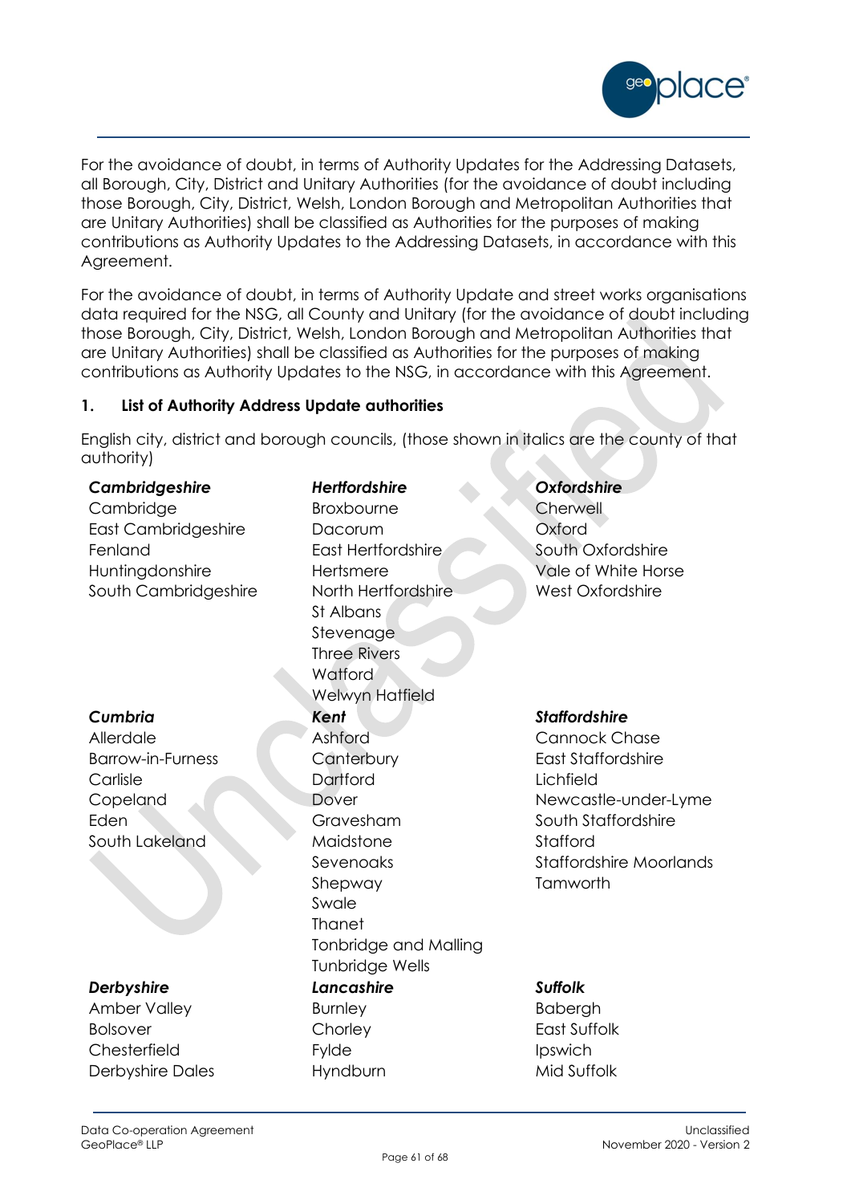For the avoidance of doubt, in terms of Authority Updates for the Addressing Datasets, all Borough, City, District and Unitary Authorities (for the avoidance of doubt including those Borough, City, District, Welsh, London Borough and Metropolitan Authorities that are Unitary Authorities) shall be classified as Authorities for the purposes of making contributions as Authority Updates to the Addressing Datasets, in accordance with this Agreement.

For the avoidance of doubt, in terms of Authority Update and street works organisations data required for the NSG, all County and Unitary (for the avoidance of doubt including those Borough, City, District, Welsh, London Borough and Metropolitan Authorities that are Unitary Authorities) shall be classified as Authorities for the purposes of making contributions as Authority Updates to the NSG, in accordance with this Agreement.

## 1. List of Authority Address Update authorities

English city, district and borough councils, (those shown in italics are the county of that authority)

***Cambridgeshire***
Cambridge
East Cambridgeshire
Fenland
Huntingdonshire
South Cambridgeshire

***Hertfordshire***
Broxbourne
Dacorum
East Hertfordshire
Hertsmere
North Hertfordshire
St Albans
Stevenage
Three Rivers
Watford
Welwyn Hatfield

***Oxfordshire***
Cherwell
Oxford
South Oxfordshire
Vale of White Horse
West Oxfordshire

***Cumbria***
Allerdale
Barrow-in-Furness
Carlisle
Copeland
Eden
South Lakeland

***Kent***
Ashford
Canterbury
Dartford
Dover
Gravesham
Maidstone
Sevenoaks
Shepway
Swale
Thanet
Tonbridge and Malling
Tunbridge Wells

***Staffordshire***
Cannock Chase
East Staffordshire
Lichfield
Newcastle-under-Lyme
South Staffordshire
Stafford
Staffordshire Moorlands
Tamworth

***Derbyshire***
Amber Valley
Bolsover
Chesterfield
Derbyshire Dales

***Lancashire***
Burnley
Chorley
Fylde
Hyndburn

***Suffolk***
Babergh
East Suffolk
Ipswich
Mid Suffolk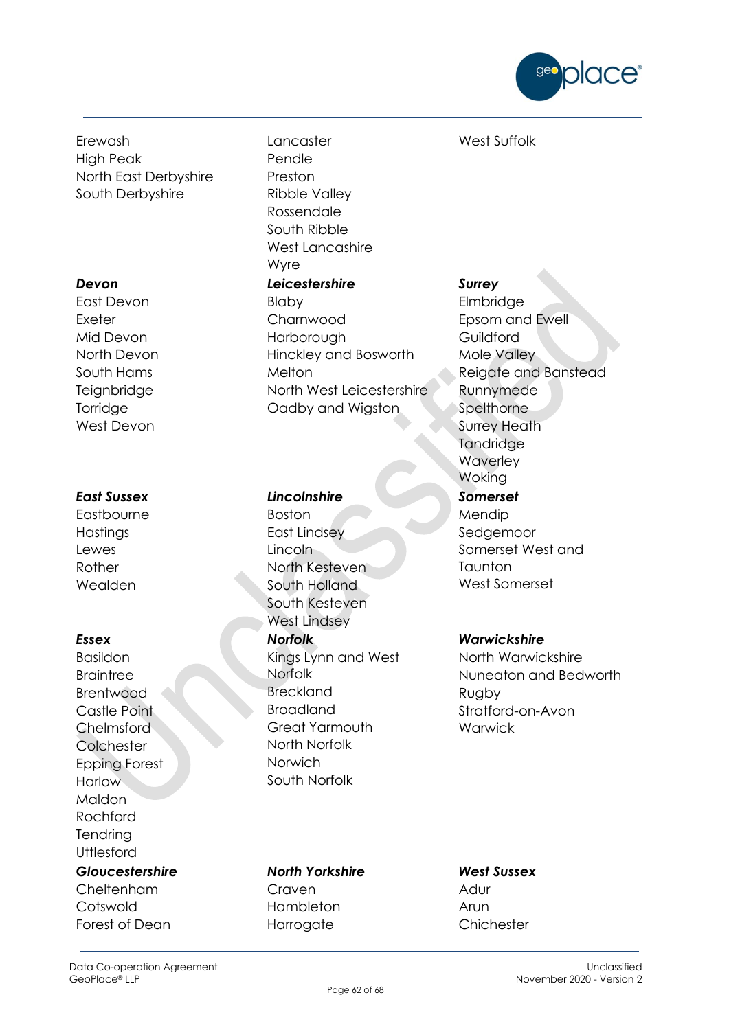Erewash
High Peak
North East Derbyshire
South Derbyshire

***Devon***
East Devon
Exeter
Mid Devon
North Devon
South Hams
Teignbridge
Torridge
West Devon

***East Sussex***
Eastbourne
Hastings
Lewes
Rother
Wealden

***Essex***
Basildon
Braintree
Brentwood
Castle Point
Chelmsford
Colchester
Epping Forest
Harlow
Maldon
Rochford
Tendring
Uttlesford

***Gloucestershire***
Cheltenham
Cotswold
Forest of Dean

Lancaster
Pendle
Preston
Ribble Valley
Rossendale
South Ribble
West Lancashire
Wyre

***Leicestershire***
Blaby
Charnwood
Harborough
Hinckley and Bosworth
Melton
North West Leicestershire
Oadby and Wigston

***Lincolnshire***
Boston
East Lindsey
Lincoln
North Kesteven
South Holland
South Kesteven
West Lindsey

***Norfolk***
Kings Lynn and West Norfolk
Breckland
Broadland
Great Yarmouth
North Norfolk
Norwich
South Norfolk

***North Yorkshire***
Craven
Hambleton
Harrogate

West Suffolk

***Surrey***
Elmbridge
Epsom and Ewell
Guildford
Mole Valley
Reigate and Banstead
Runnymede
Spelthorne
Surrey Heath
Tandridge
Waverley
Woking

***Somerset***
Mendip
Sedgemoor
Somerset West and Taunton
West Somerset

***Warwickshire***
North Warwickshire
Nuneaton and Bedworth
Rugby
Stratford-on-Avon
Warwick

***West Sussex***
Adur
Arun
Chichester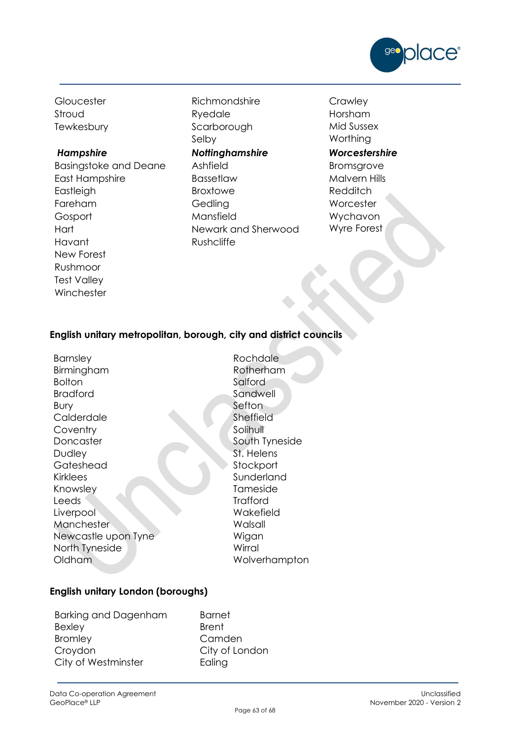Gloucester
Stroud
Tewkesbury

***Hampshire***

Basingstoke and Deane
East Hampshire
Eastleigh
Fareham
Gosport
Hart
Havant
New Forest
Rushmoor
Test Valley
Winchester

Richmondshire
Ryedale
Scarborough
Selby

***Nottinghamshire***

Ashfield
Bassetlaw
Broxtowe
Gedling
Mansfield
Newark and Sherwood
Rushcliffe

Crawley
Horsham
Mid Sussex
Worthing

***Worcestershire***

Bromsgrove
Malvern Hills
Redditch
Worcester
Wychavon
Wyre Forest

**English unitary metropolitan, borough, city and district councils**

Barnsley
Birmingham
Bolton
Bradford
Bury
Calderdale
Coventry
Doncaster
Dudley
Gateshead
Kirklees
Knowsley
Leeds
Liverpool
Manchester
Newcastle upon Tyne
North Tyneside
Oldham
Rochdale
Rotherham
Salford
Sandwell
Sefton
Sheffield
Solihull
South Tyneside
St. Helens
Stockport
Sunderland
Tameside
Trafford
Wakefield
Walsall
Wigan
Wirral
Wolverhampton

**English unitary London (boroughs)**

Barking and Dagenham
Bexley
Bromley
Croydon
City of Westminster
Barnet
Brent
Camden
City of London
Ealing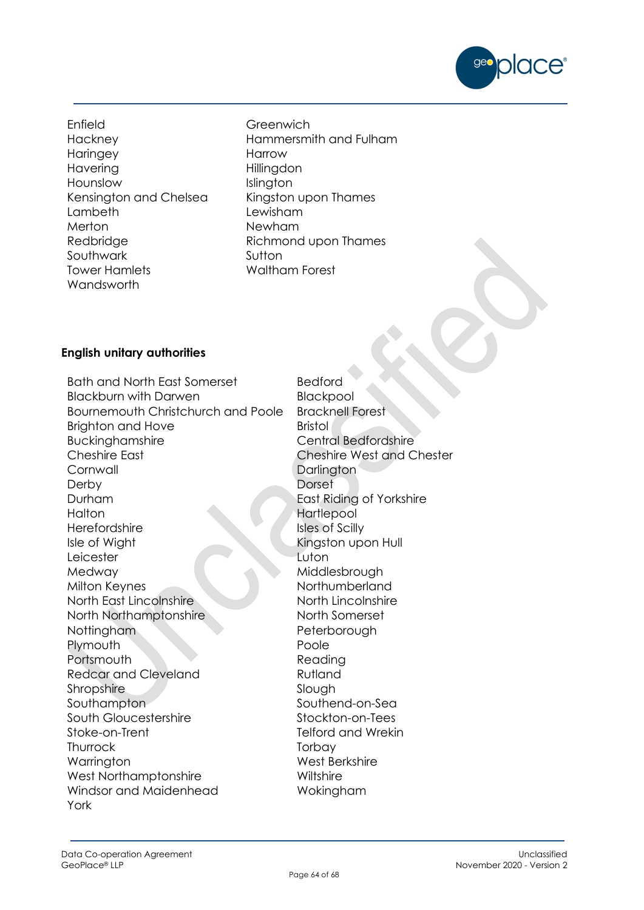Enfield
Hackney
Haringey
Havering
Hounslow
Kensington and Chelsea
Lambeth
Merton
Redbridge
Southwark
Tower Hamlets
Wandsworth
Greenwich
Hammersmith and Fulham
Harrow
Hillingdon
Islington
Kingston upon Thames
Lewisham
Newham
Richmond upon Thames
Sutton
Waltham Forest

**English unitary authorities**

Bath and North East Somerset
Blackburn with Darwen
Bournemouth Christchurch and Poole
Brighton and Hove
Buckinghamshire
Cheshire East
Cornwall
Derby
Durham
Halton
Herefordshire
Isle of Wight
Leicester
Medway
Milton Keynes
North East Lincolnshire
North Northamptonshire
Nottingham
Plymouth
Portsmouth
Redcar and Cleveland
Shropshire
Southampton
South Gloucestershire
Stoke-on-Trent
Thurrock
Warrington
West Northamptonshire
Windsor and Maidenhead
York
Bedford
Blackpool
Bracknell Forest
Bristol
Central Bedfordshire
Cheshire West and Chester
Darlington
Dorset
East Riding of Yorkshire
Hartlepool
Isles of Scilly
Kingston upon Hull
Luton
Middlesbrough
Northumberland
North Lincolnshire
North Somerset
Peterborough
Poole
Reading
Rutland
Slough
Southend-on-Sea
Stockton-on-Tees
Telford and Wrekin
Torbay
West Berkshire
Wiltshire
Wokingham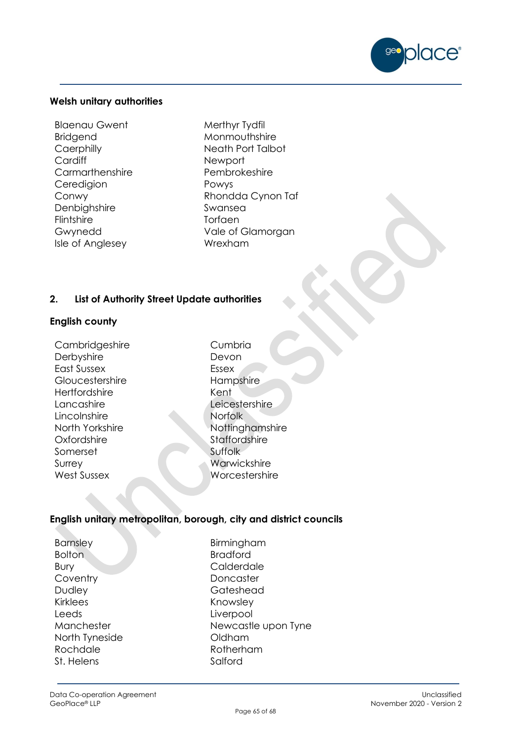### Welsh unitary authorities

- Blaenau Gwent
- Bridgend
- Caerphilly
- Cardiff
- Carmarthenshire
- Ceredigion
- Conwy
- Denbighshire
- Flintshire
- Gwynedd
- Isle of Anglesey
- Merthyr Tydfil
- Monmouthshire
- Neath Port Talbot
- Newport
- Pembrokeshire
- Powys
- Rhondda Cynon Taf
- Swansea
- Torfaen
- Vale of Glamorgan
- Wrexham

## 2. List of Authority Street Update authorities

### English county

- Cambridgeshire
- Derbyshire
- East Sussex
- Gloucestershire
- Hertfordshire
- Lancashire
- Lincolnshire
- North Yorkshire
- Oxfordshire
- Somerset
- Surrey
- West Sussex
- Cumbria
- Devon
- Essex
- Hampshire
- Kent
- Leicestershire
- Norfolk
- Nottinghamshire
- Staffordshire
- Suffolk
- Warwickshire
- Worcestershire

### English unitary metropolitan, borough, city and district councils

- Barnsley
- Bolton
- Bury
- Coventry
- Dudley
- Kirklees
- Leeds
- Manchester
- North Tyneside
- Rochdale
- St. Helens
- Birmingham
- Bradford
- Calderdale
- Doncaster
- Gateshead
- Knowsley
- Liverpool
- Newcastle upon Tyne
- Oldham
- Rotherham
- Salford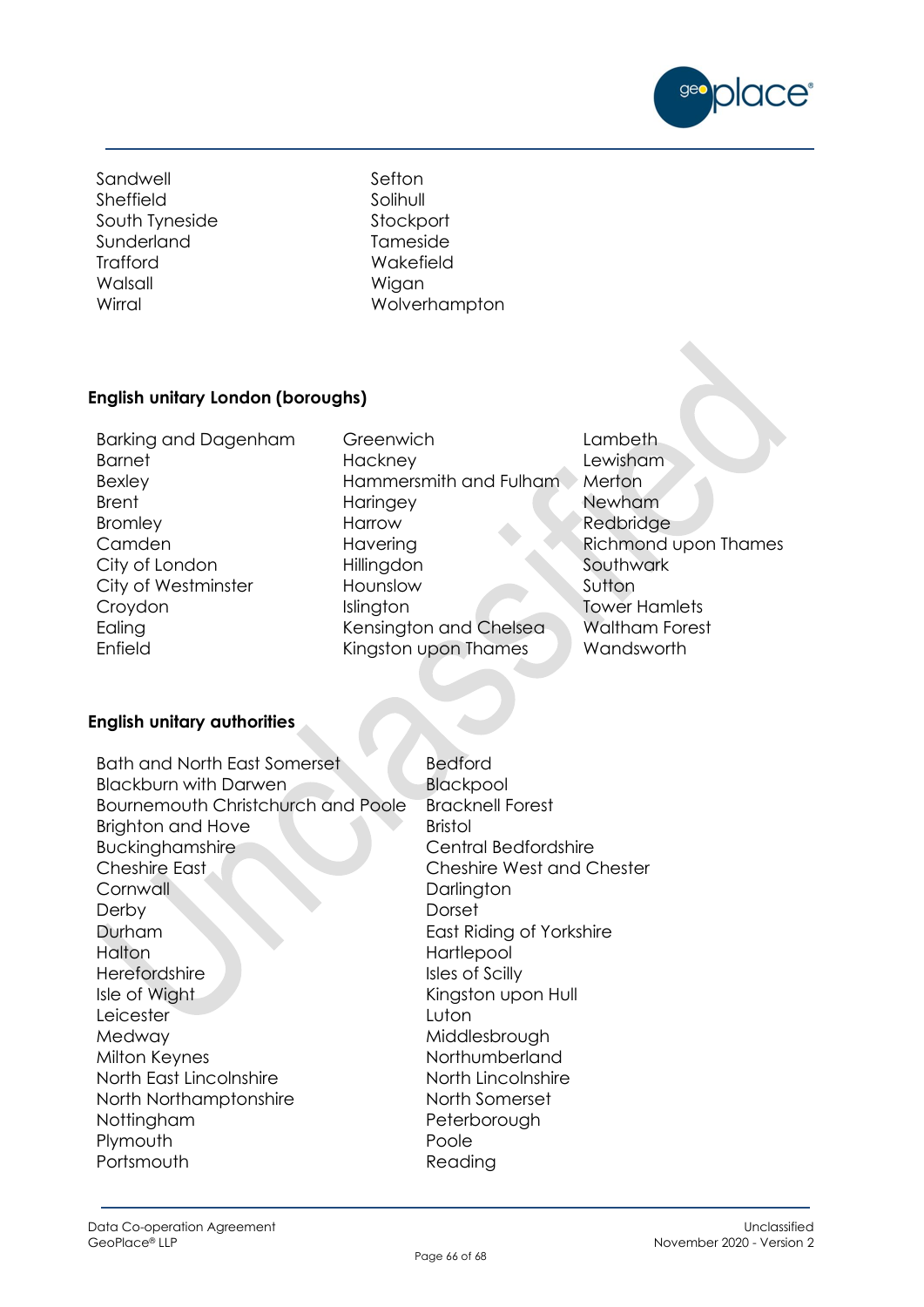Sandwell
Sheffield
South Tyneside
Sunderland
Trafford
Walsall
Wirral
Sefton
Solihull
Stockport
Tameside
Wakefield
Wigan
Wolverhampton

**English unitary London (boroughs)**

Barking and Dagenham
Barnet
Bexley
Brent
Bromley
Camden
City of London
City of Westminster
Croydon
Ealing
Enfield
Greenwich
Hackney
Hammersmith and Fulham
Haringey
Harrow
Havering
Hillingdon
Hounslow
Islington
Kensington and Chelsea
Kingston upon Thames
Lambeth
Lewisham
Merton
Newham
Redbridge
Richmond upon Thames
Southwark
Sutton
Tower Hamlets
Waltham Forest
Wandsworth

**English unitary authorities**

Bath and North East Somerset
Blackburn with Darwen
Bournemouth Christchurch and Poole
Brighton and Hove
Buckinghamshire
Cheshire East
Cornwall
Derby
Durham
Halton
Herefordshire
Isle of Wight
Leicester
Medway
Milton Keynes
North East Lincolnshire
North Northamptonshire
Nottingham
Plymouth
Portsmouth
Bedford
Blackpool
Bracknell Forest
Bristol
Central Bedfordshire
Cheshire West and Chester
Darlington
Dorset
East Riding of Yorkshire
Hartlepool
Isles of Scilly
Kingston upon Hull
Luton
Middlesbrough
Northumberland
North Lincolnshire
North Somerset
Peterborough
Poole
Reading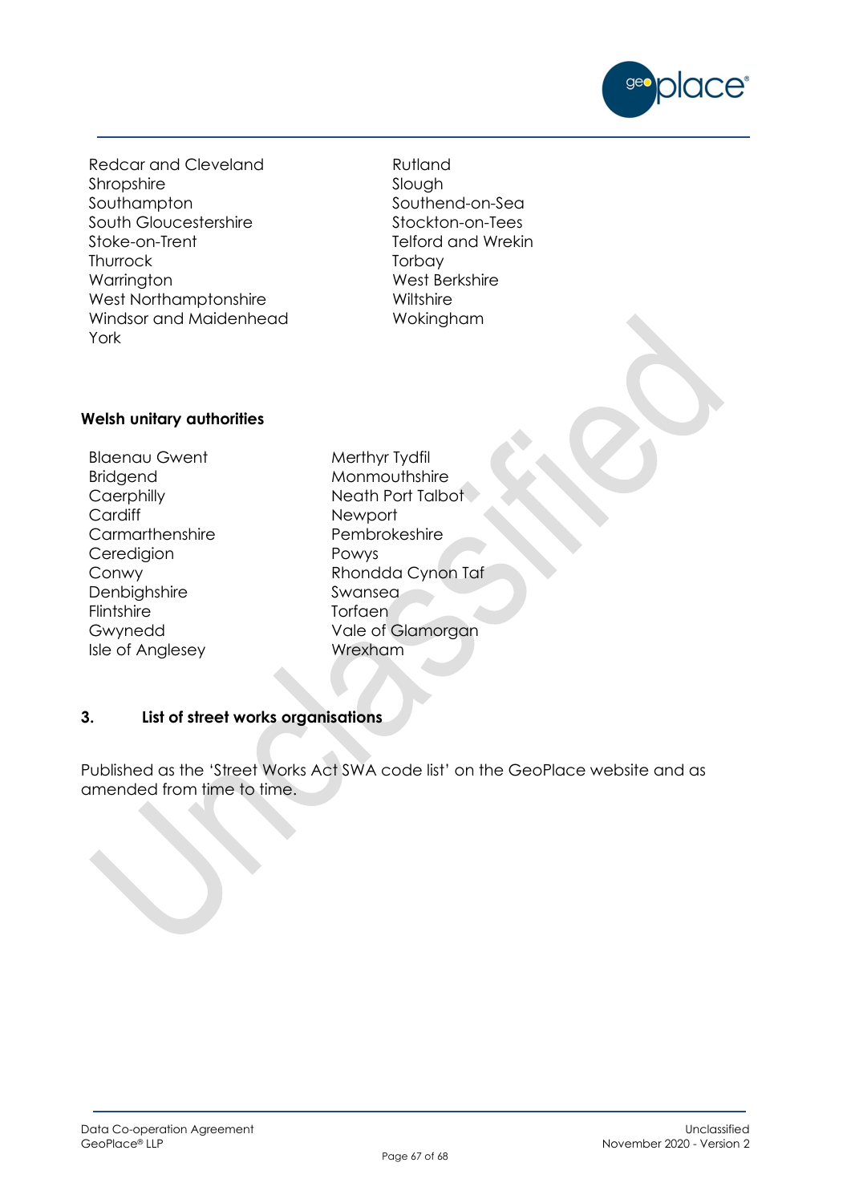Redcar and Cleveland
Shropshire
Southampton
South Gloucestershire
Stoke-on-Trent
Thurrock
Warrington
West Northamptonshire
Windsor and Maidenhead
York
Rutland
Slough
Southend-on-Sea
Stockton-on-Tees
Telford and Wrekin
Torbay
West Berkshire
Wiltshire
Wokingham

**Welsh unitary authorities**

Blaenau Gwent
Bridgend
Caerphilly
Cardiff
Carmarthenshire
Ceredigion
Conwy
Denbighshire
Flintshire
Gwynedd
Isle of Anglesey
Merthyr Tydfil
Monmouthshire
Neath Port Talbot
Newport
Pembrokeshire
Powys
Rhondda Cynon Taf
Swansea
Torfaen
Vale of Glamorgan
Wrexham

## 3. List of street works organisations

Published as the 'Street Works Act SWA code list' on the GeoPlace website and as amended from time to time.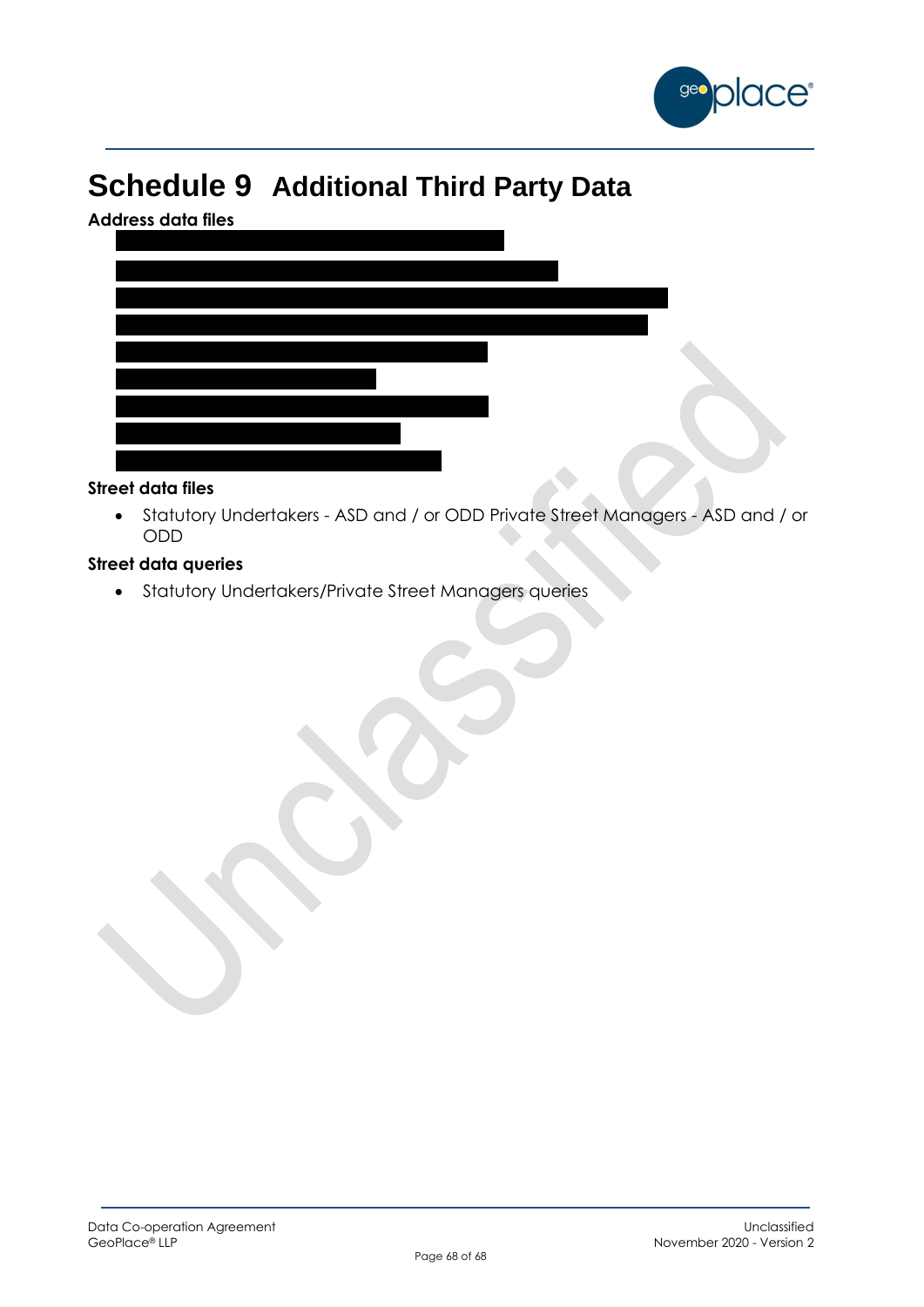# Schedule 9 Additional Third Party Data

**Address data files**

**Street data files**

- Statutory Undertakers - ASD and / or ODD Private Street Managers - ASD and / or ODD

**Street data queries**

- Statutory Undertakers/Private Street Managers queries